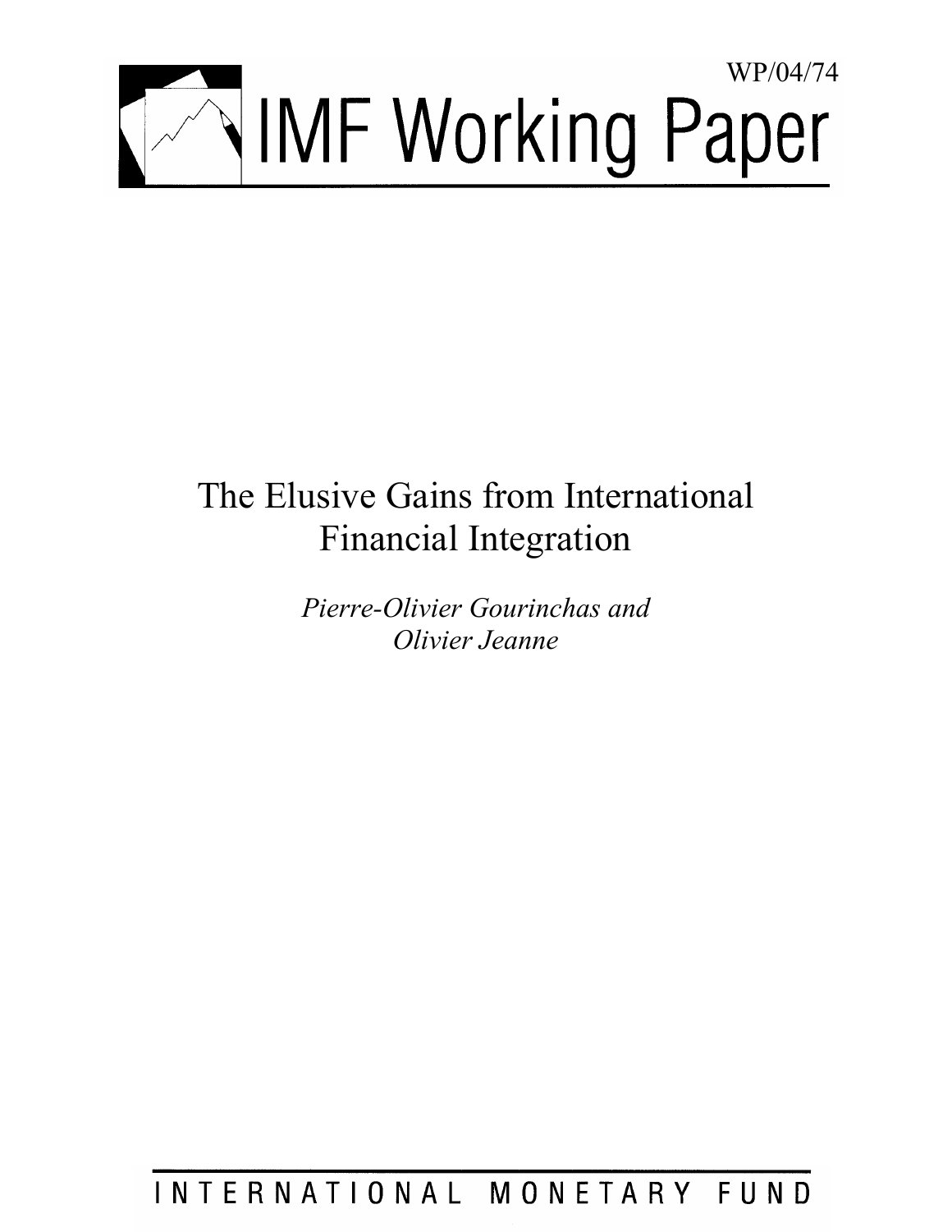WP/04/74

# IMF Working Paper

# The Elusive Gains from International Financial Integration

*Pierre-Olivier Gourinchas and Olivier Jeanne*

INTERNATIONAL MONETARY FUND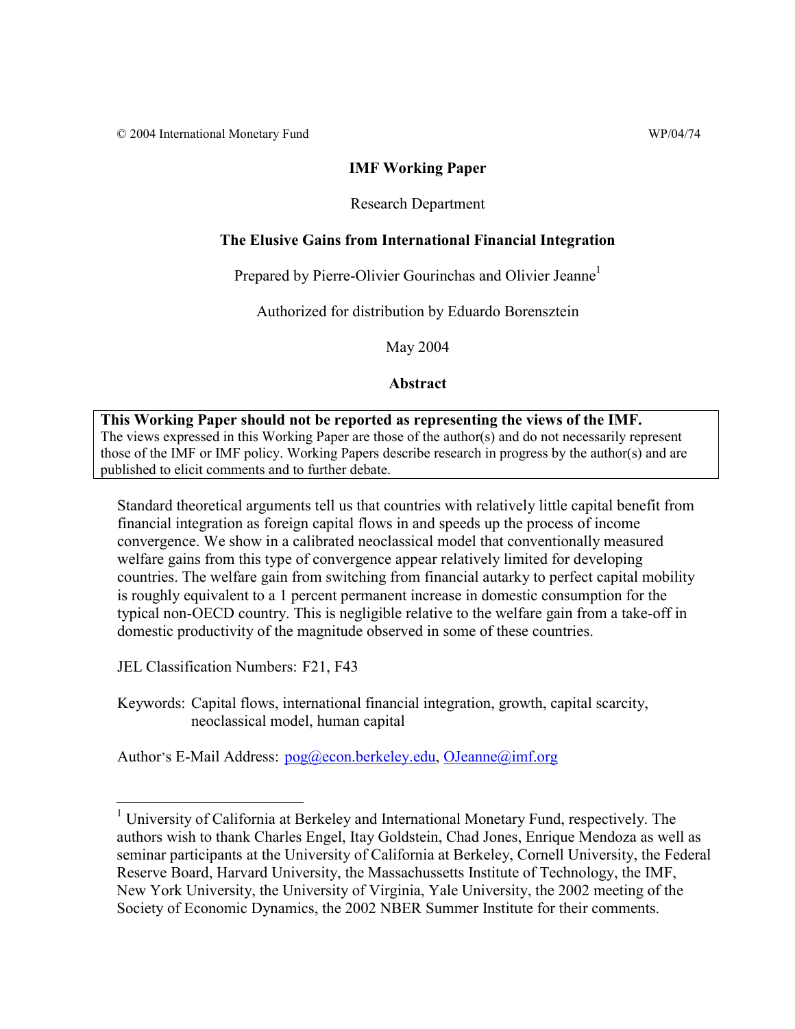© 2004 International Monetary Fund WP/04/74

**IMF Working Paper**

Research Department

**The Elusive Gains from International Financial Integration**

Prepared by Pierre-Olivier Gourinchas and Olivier Jeanne[1]

Authorized for distribution by Eduardo Borensztein

May 2004

**Abstract**

> **This Working Paper should not be reported as representing the views of the IMF.**
> The views expressed in this Working Paper are those of the author(s) and do not necessarily represent those of the IMF or IMF policy. Working Papers describe research in progress by the author(s) and are published to elicit comments and to further debate.

Standard theoretical arguments tell us that countries with relatively little capital benefit from financial integration as foreign capital flows in and speeds up the process of income convergence. We show in a calibrated neoclassical model that conventionally measured welfare gains from this type of convergence appear relatively limited for developing countries. The welfare gain from switching from financial autarky to perfect capital mobility is roughly equivalent to a 1 percent permanent increase in domestic consumption for the typical non-OECD country. This is negligible relative to the welfare gain from a take-off in domestic productivity of the magnitude observed in some of these countries.

JEL Classification Numbers: F21, F43

Keywords: Capital flows, international financial integration, growth, capital scarcity, neoclassical model, human capital

Author's E-Mail Address: pog@econ.berkeley.edu, OJeanne@imf.org

---

[1] University of California at Berkeley and International Monetary Fund, respectively. The authors wish to thank Charles Engel, Itay Goldstein, Chad Jones, Enrique Mendoza as well as seminar participants at the University of California at Berkeley, Cornell University, the Federal Reserve Board, Harvard University, the Massachussetts Institute of Technology, the IMF, New York University, the University of Virginia, Yale University, the 2002 meeting of the Society of Economic Dynamics, the 2002 NBER Summer Institute for their comments.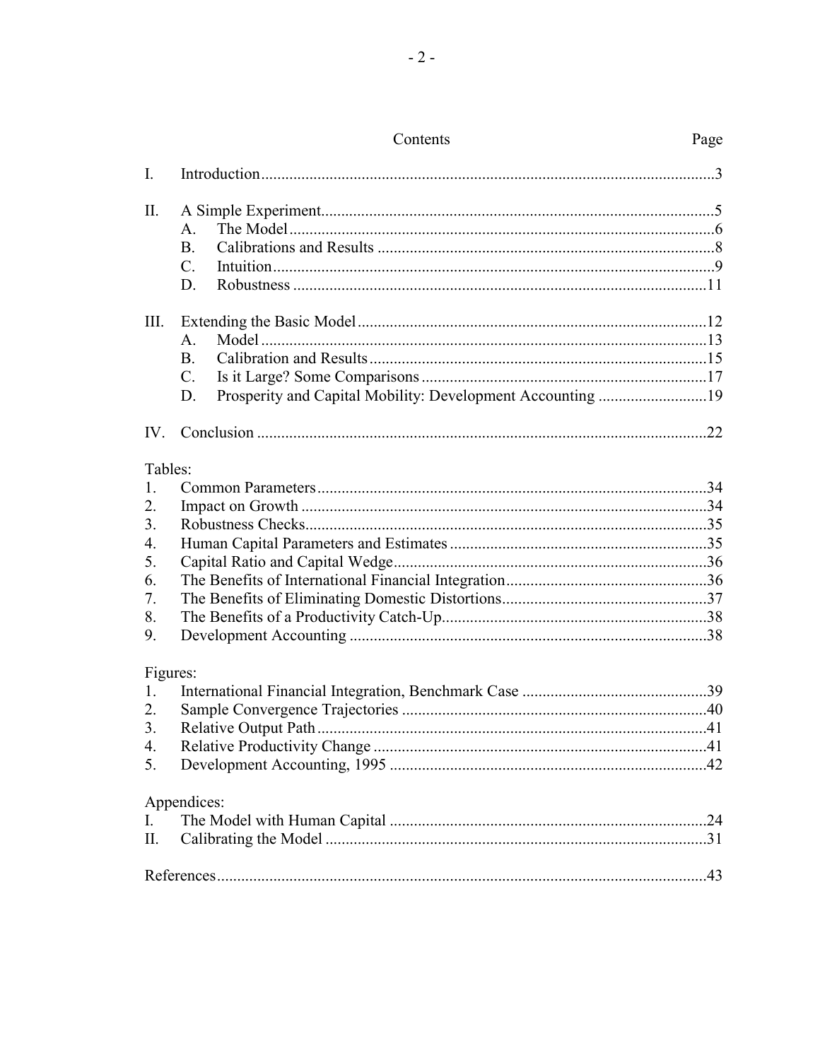# Contents

| | | Page |
|---|---|---|
| I. | Introduction | 3 |
| II. | A Simple Experiment | 5 |
| | A. The Model | 6 |
| | B. Calibrations and Results | 8 |
| | C. Intuition | 9 |
| | D. Robustness | 11 |
| III. | Extending the Basic Model | 12 |
| | A. Model | 13 |
| | B. Calibration and Results | 15 |
| | C. Is it Large? Some Comparisons | 17 |
| | D. Prosperity and Capital Mobility: Development Accounting | 19 |
| IV. | Conclusion | 22 |

Tables:

| | | |
|---|---|---|
| 1. | Common Parameters | 34 |
| 2. | Impact on Growth | 34 |
| 3. | Robustness Checks | 35 |
| 4. | Human Capital Parameters and Estimates | 35 |
| 5. | Capital Ratio and Capital Wedge | 36 |
| 6. | The Benefits of International Financial Integration | 36 |
| 7. | The Benefits of Eliminating Domestic Distortions | 37 |
| 8. | The Benefits of a Productivity Catch-Up | 38 |
| 9. | Development Accounting | 38 |

Figures:

| | | |
|---|---|---|
| 1. | International Financial Integration, Benchmark Case | 39 |
| 2. | Sample Convergence Trajectories | 40 |
| 3. | Relative Output Path | 41 |
| 4. | Relative Productivity Change | 41 |
| 5. | Development Accounting, 1995 | 42 |

Appendices:

| | | |
|---|---|---|
| I. | The Model with Human Capital | 24 |
| II. | Calibrating the Model | 31 |

References ... 43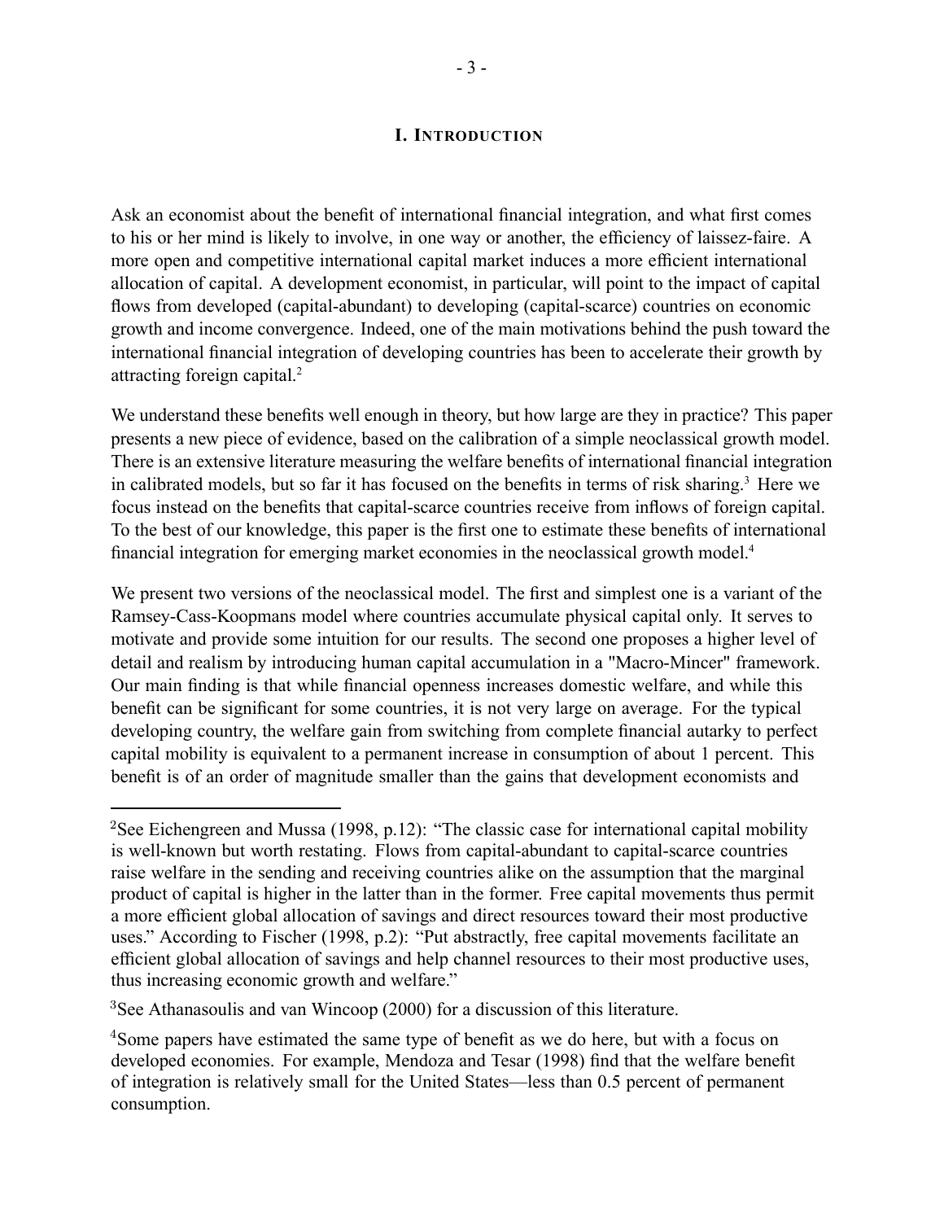# I. Introduction

Ask an economist about the benefit of international financial integration, and what first comes to his or her mind is likely to involve, in one way or another, the efficiency of laissez-faire. A more open and competitive international capital market induces a more efficient international allocation of capital. A development economist, in particular, will point to the impact of capital flows from developed (capital-abundant) to developing (capital-scarce) countries on economic growth and income convergence. Indeed, one of the main motivations behind the push toward the international financial integration of developing countries has been to accelerate their growth by attracting foreign capital.[2]

We understand these benefits well enough in theory, but how large are they in practice? This paper presents a new piece of evidence, based on the calibration of a simple neoclassical growth model. There is an extensive literature measuring the welfare benefits of international financial integration in calibrated models, but so far it has focused on the benefits in terms of risk sharing.[3] Here we focus instead on the benefits that capital-scarce countries receive from inflows of foreign capital. To the best of our knowledge, this paper is the first one to estimate these benefits of international financial integration for emerging market economies in the neoclassical growth model.[4]

We present two versions of the neoclassical model. The first and simplest one is a variant of the Ramsey-Cass-Koopmans model where countries accumulate physical capital only. It serves to motivate and provide some intuition for our results. The second one proposes a higher level of detail and realism by introducing human capital accumulation in a "Macro-Mincer" framework. Our main finding is that while financial openness increases domestic welfare, and while this benefit can be significant for some countries, it is not very large on average. For the typical developing country, the welfare gain from switching from complete financial autarky to perfect capital mobility is equivalent to a permanent increase in consumption of about 1 percent. This benefit is of an order of magnitude smaller than the gains that development economists and

---

[2] See Eichengreen and Mussa (1998, p.12): "The classic case for international capital mobility is well-known but worth restating. Flows from capital-abundant to capital-scarce countries raise welfare in the sending and receiving countries alike on the assumption that the marginal product of capital is higher in the latter than in the former. Free capital movements thus permit a more efficient global allocation of savings and direct resources toward their most productive uses." According to Fischer (1998, p.2): "Put abstractly, free capital movements facilitate an efficient global allocation of savings and help channel resources to their most productive uses, thus increasing economic growth and welfare."

[3] See Athanasoulis and van Wincoop (2000) for a discussion of this literature.

[4] Some papers have estimated the same type of benefit as we do here, but with a focus on developed economies. For example, Mendoza and Tesar (1998) find that the welfare benefit of integration is relatively small for the United States—less than 0.5 percent of permanent consumption.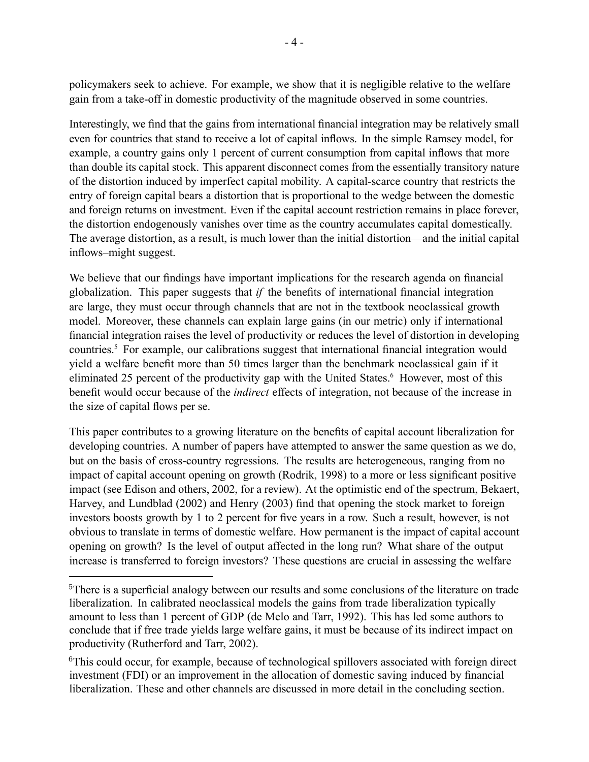policymakers seek to achieve. For example, we show that it is negligible relative to the welfare gain from a take-off in domestic productivity of the magnitude observed in some countries.

Interestingly, we find that the gains from international financial integration may be relatively small even for countries that stand to receive a lot of capital inflows. In the simple Ramsey model, for example, a country gains only 1 percent of current consumption from capital inflows that more than double its capital stock. This apparent disconnect comes from the essentially transitory nature of the distortion induced by imperfect capital mobility. A capital-scarce country that restricts the entry of foreign capital bears a distortion that is proportional to the wedge between the domestic and foreign returns on investment. Even if the capital account restriction remains in place forever, the distortion endogenously vanishes over time as the country accumulates capital domestically. The average distortion, as a result, is much lower than the initial distortion—and the initial capital inflows–might suggest.

We believe that our findings have important implications for the research agenda on financial globalization. This paper suggests that *if* the benefits of international financial integration are large, they must occur through channels that are not in the textbook neoclassical growth model. Moreover, these channels can explain large gains (in our metric) only if international financial integration raises the level of productivity or reduces the level of distortion in developing countries.[5] For example, our calibrations suggest that international financial integration would yield a welfare benefit more than 50 times larger than the benchmark neoclassical gain if it eliminated 25 percent of the productivity gap with the United States.[6] However, most of this benefit would occur because of the *indirect* effects of integration, not because of the increase in the size of capital flows per se.

This paper contributes to a growing literature on the benefits of capital account liberalization for developing countries. A number of papers have attempted to answer the same question as we do, but on the basis of cross-country regressions. The results are heterogeneous, ranging from no impact of capital account opening on growth (Rodrik, 1998) to a more or less significant positive impact (see Edison and others, 2002, for a review). At the optimistic end of the spectrum, Bekaert, Harvey, and Lundblad (2002) and Henry (2003) find that opening the stock market to foreign investors boosts growth by 1 to 2 percent for five years in a row. Such a result, however, is not obvious to translate in terms of domestic welfare. How permanent is the impact of capital account opening on growth? Is the level of output affected in the long run? What share of the output increase is transferred to foreign investors? These questions are crucial in assessing the welfare

---

[5]There is a superficial analogy between our results and some conclusions of the literature on trade liberalization. In calibrated neoclassical models the gains from trade liberalization typically amount to less than 1 percent of GDP (de Melo and Tarr, 1992). This has led some authors to conclude that if free trade yields large welfare gains, it must be because of its indirect impact on productivity (Rutherford and Tarr, 2002).

[6]This could occur, for example, because of technological spillovers associated with foreign direct investment (FDI) or an improvement in the allocation of domestic saving induced by financial liberalization. These and other channels are discussed in more detail in the concluding section.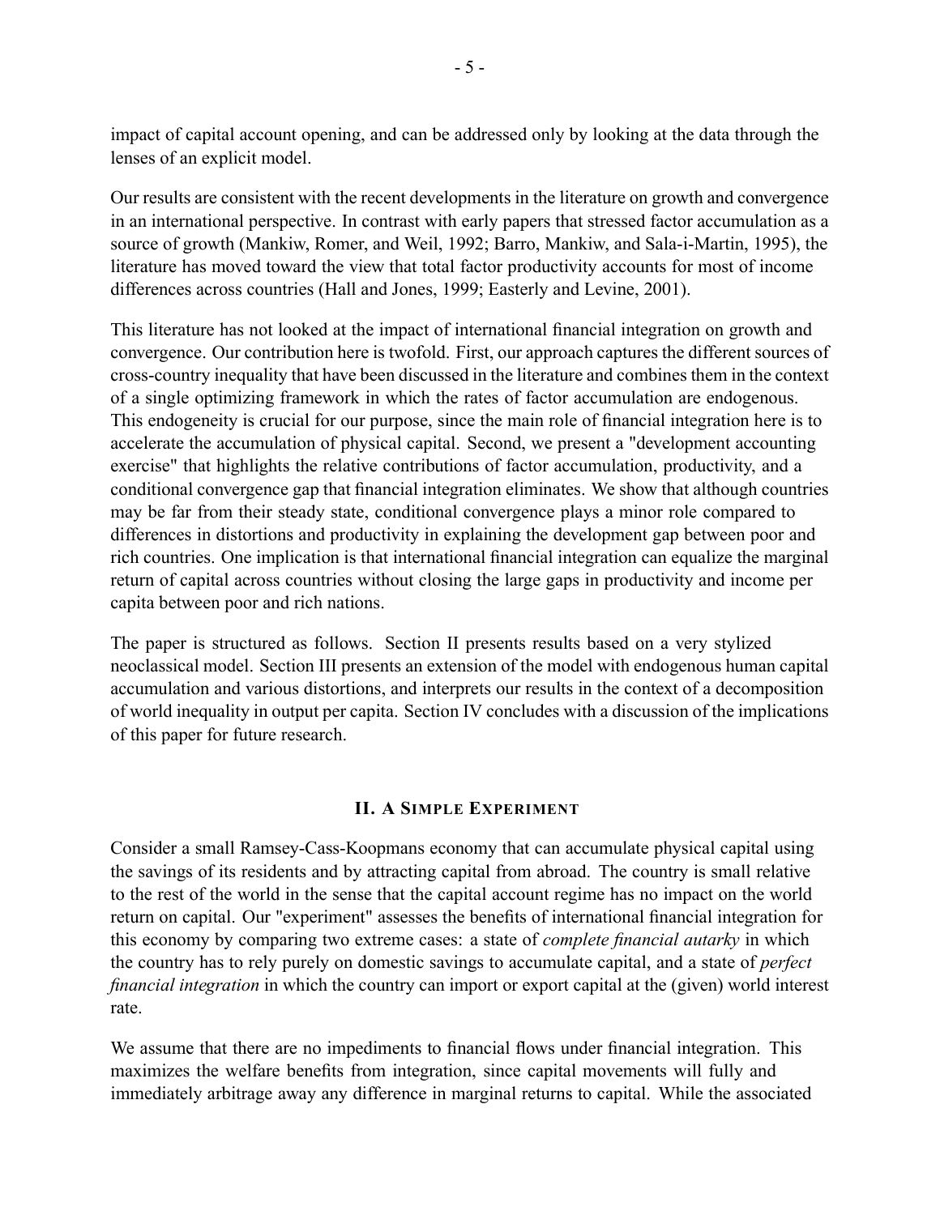impact of capital account opening, and can be addressed only by looking at the data through the lenses of an explicit model.

Our results are consistent with the recent developments in the literature on growth and convergence in an international perspective. In contrast with early papers that stressed factor accumulation as a source of growth (Mankiw, Romer, and Weil, 1992; Barro, Mankiw, and Sala-i-Martin, 1995), the literature has moved toward the view that total factor productivity accounts for most of income differences across countries (Hall and Jones, 1999; Easterly and Levine, 2001).

This literature has not looked at the impact of international financial integration on growth and convergence. Our contribution here is twofold. First, our approach captures the different sources of cross-country inequality that have been discussed in the literature and combines them in the context of a single optimizing framework in which the rates of factor accumulation are endogenous. This endogeneity is crucial for our purpose, since the main role of financial integration here is to accelerate the accumulation of physical capital. Second, we present a "development accounting exercise" that highlights the relative contributions of factor accumulation, productivity, and a conditional convergence gap that financial integration eliminates. We show that although countries may be far from their steady state, conditional convergence plays a minor role compared to differences in distortions and productivity in explaining the development gap between poor and rich countries. One implication is that international financial integration can equalize the marginal return of capital across countries without closing the large gaps in productivity and income per capita between poor and rich nations.

The paper is structured as follows. Section II presents results based on a very stylized neoclassical model. Section III presents an extension of the model with endogenous human capital accumulation and various distortions, and interprets our results in the context of a decomposition of world inequality in output per capita. Section IV concludes with a discussion of the implications of this paper for future research.

## II. A Simple Experiment

Consider a small Ramsey-Cass-Koopmans economy that can accumulate physical capital using the savings of its residents and by attracting capital from abroad. The country is small relative to the rest of the world in the sense that the capital account regime has no impact on the world return on capital. Our "experiment" assesses the benefits of international financial integration for this economy by comparing two extreme cases: a state of *complete financial autarky* in which the country has to rely purely on domestic savings to accumulate capital, and a state of *perfect financial integration* in which the country can import or export capital at the (given) world interest rate.

We assume that there are no impediments to financial flows under financial integration. This maximizes the welfare benefits from integration, since capital movements will fully and immediately arbitrage away any difference in marginal returns to capital. While the associated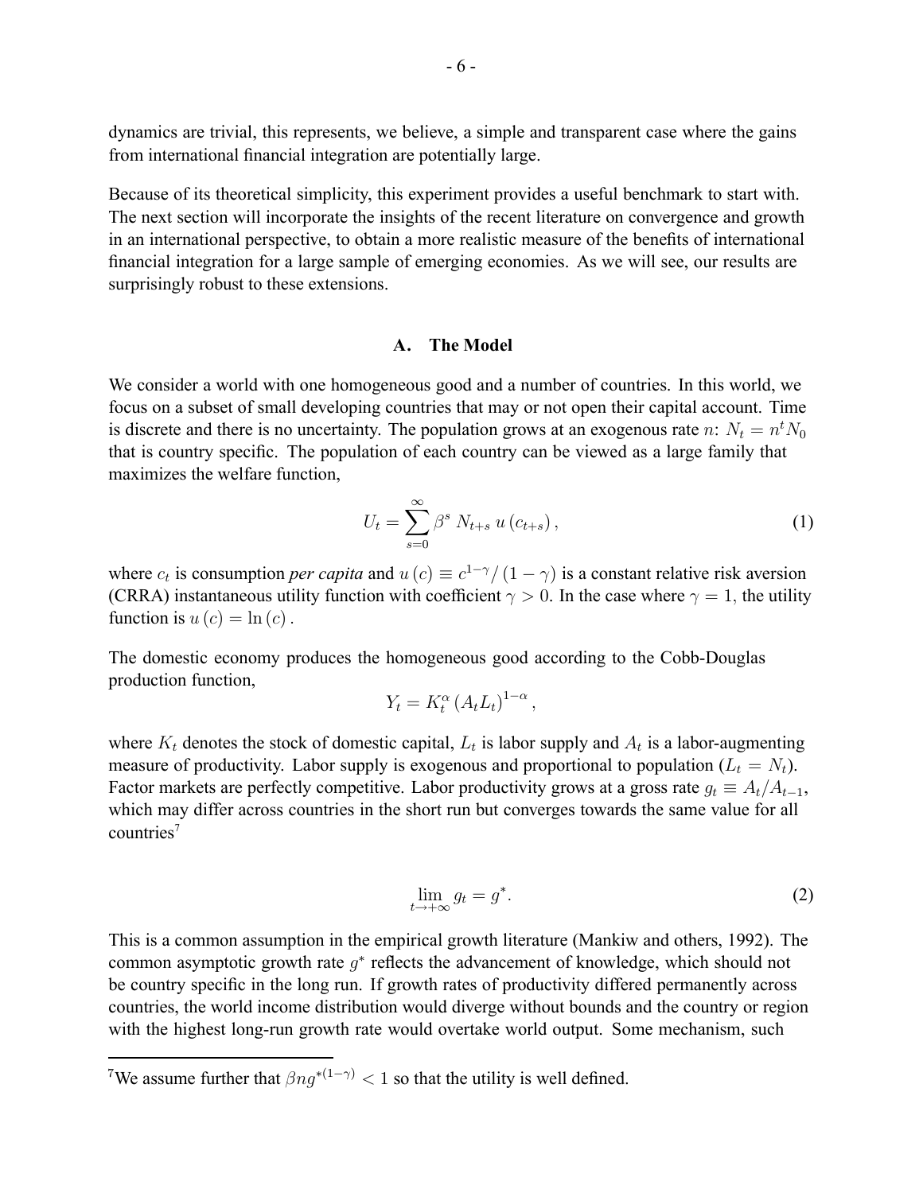dynamics are trivial, this represents, we believe, a simple and transparent case where the gains from international financial integration are potentially large.

Because of its theoretical simplicity, this experiment provides a useful benchmark to start with. The next section will incorporate the insights of the recent literature on convergence and growth in an international perspective, to obtain a more realistic measure of the benefits of international financial integration for a large sample of emerging economies. As we will see, our results are surprisingly robust to these extensions.

### A. The Model

We consider a world with one homogeneous good and a number of countries. In this world, we focus on a subset of small developing countries that may or not open their capital account. Time is discrete and there is no uncertainty. The population grows at an exogenous rate $n$: $N_t = n^t N_0$ that is country specific. The population of each country can be viewed as a large family that maximizes the welfare function,

$$U_t = \sum_{s=0}^{\infty} \beta^s \, N_{t+s} \, u\left(c_{t+s}\right), \tag{1}$$

where $c_t$ is consumption *per capita* and $u\left(c\right) \equiv c^{1-\gamma}/\left(1-\gamma\right)$ is a constant relative risk aversion (CRRA) instantaneous utility function with coefficient $\gamma > 0$. In the case where $\gamma = 1$, the utility function is $u\left(c\right) = \ln\left(c\right)$.

The domestic economy produces the homogeneous good according to the Cobb-Douglas production function,

$$Y_t = K_t^{\alpha} \left(A_t L_t\right)^{1-\alpha},$$

where $K_t$ denotes the stock of domestic capital, $L_t$ is labor supply and $A_t$ is a labor-augmenting measure of productivity. Labor supply is exogenous and proportional to population ($L_t = N_t$). Factor markets are perfectly competitive. Labor productivity grows at a gross rate $g_t \equiv A_t/A_{t-1}$, which may differ across countries in the short run but converges towards the same value for all countries[7]

$$\lim_{t \to +\infty} g_t = g^*. \tag{2}$$

This is a common assumption in the empirical growth literature (Mankiw and others, 1992). The common asymptotic growth rate $g^*$ reflects the advancement of knowledge, which should not be country specific in the long run. If growth rates of productivity differed permanently across countries, the world income distribution would diverge without bounds and the country or region with the highest long-run growth rate would overtake world output. Some mechanism, such

[7]We assume further that $\beta n g^{*(1-\gamma)} < 1$ so that the utility is well defined.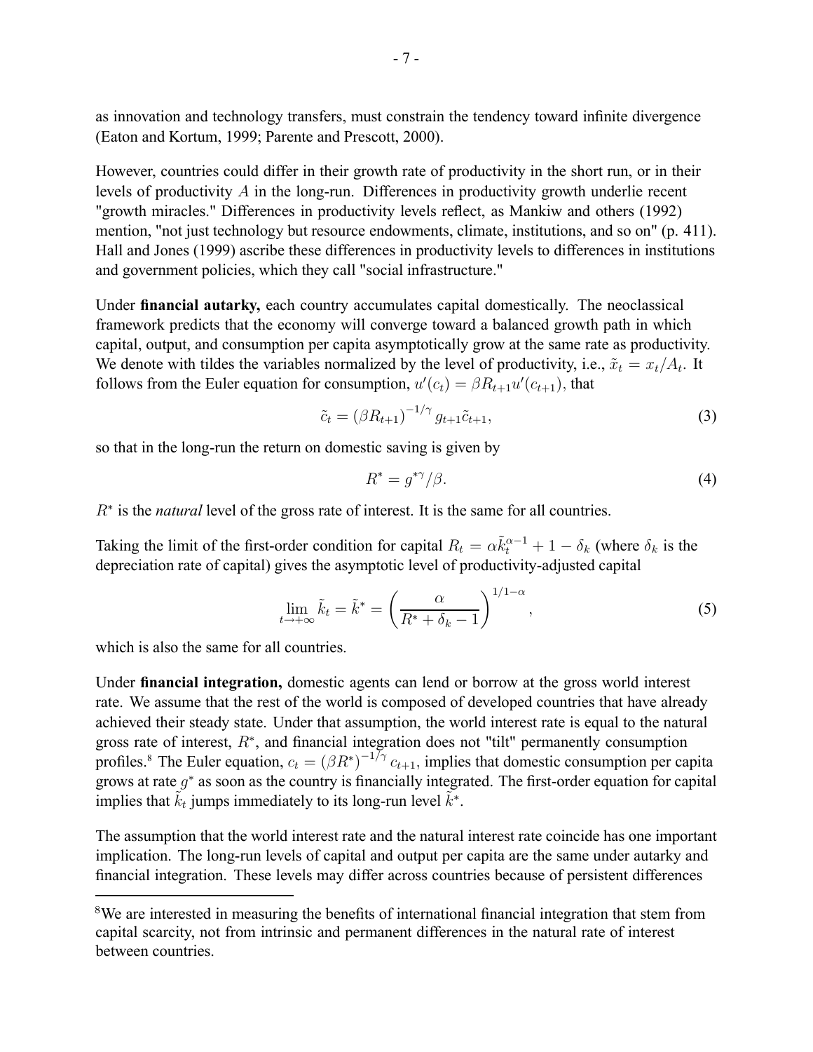as innovation and technology transfers, must constrain the tendency toward infinite divergence (Eaton and Kortum, 1999; Parente and Prescott, 2000).

However, countries could differ in their growth rate of productivity in the short run, or in their levels of productivity $A$ in the long-run. Differences in productivity growth underlie recent "growth miracles." Differences in productivity levels reflect, as Mankiw and others (1992) mention, "not just technology but resource endowments, climate, institutions, and so on" (p. 411). Hall and Jones (1999) ascribe these differences in productivity levels to differences in institutions and government policies, which they call "social infrastructure."

Under **financial autarky,** each country accumulates capital domestically. The neoclassical framework predicts that the economy will converge toward a balanced growth path in which capital, output, and consumption per capita asymptotically grow at the same rate as productivity. We denote with tildes the variables normalized by the level of productivity, i.e., $\tilde{x}_t = x_t/A_t$. It follows from the Euler equation for consumption, $u'(c_t) = \beta R_{t+1} u'(c_{t+1})$, that

$$\tilde{c}_t = (\beta R_{t+1})^{-1/\gamma} g_{t+1} \tilde{c}_{t+1}, \tag{3}$$

so that in the long-run the return on domestic saving is given by

$$R^* = g^{*\gamma}/\beta. \tag{4}$$

$R^*$ is the *natural* level of the gross rate of interest. It is the same for all countries.

Taking the limit of the first-order condition for capital $R_t = \alpha \tilde{k}_t^{\alpha-1} + 1 - \delta_k$ (where $\delta_k$ is the depreciation rate of capital) gives the asymptotic level of productivity-adjusted capital

$$\lim_{t \to +\infty} \tilde{k}_t = \tilde{k}^* = \left( \frac{\alpha}{R^* + \delta_k - 1} \right)^{1/1-\alpha}, \tag{5}$$

which is also the same for all countries.

Under **financial integration,** domestic agents can lend or borrow at the gross world interest rate. We assume that the rest of the world is composed of developed countries that have already achieved their steady state. Under that assumption, the world interest rate is equal to the natural gross rate of interest, $R^*$, and financial integration does not "tilt" permanently consumption profiles.[8] The Euler equation, $c_t = (\beta R^*)^{-1/\gamma} c_{t+1}$, implies that domestic consumption per capita grows at rate $g^*$ as soon as the country is financially integrated. The first-order equation for capital implies that $\tilde{k}_t$ jumps immediately to its long-run level $\tilde{k}^*$.

The assumption that the world interest rate and the natural interest rate coincide has one important implication. The long-run levels of capital and output per capita are the same under autarky and financial integration. These levels may differ across countries because of persistent differences

[8] We are interested in measuring the benefits of international financial integration that stem from capital scarcity, not from intrinsic and permanent differences in the natural rate of interest between countries.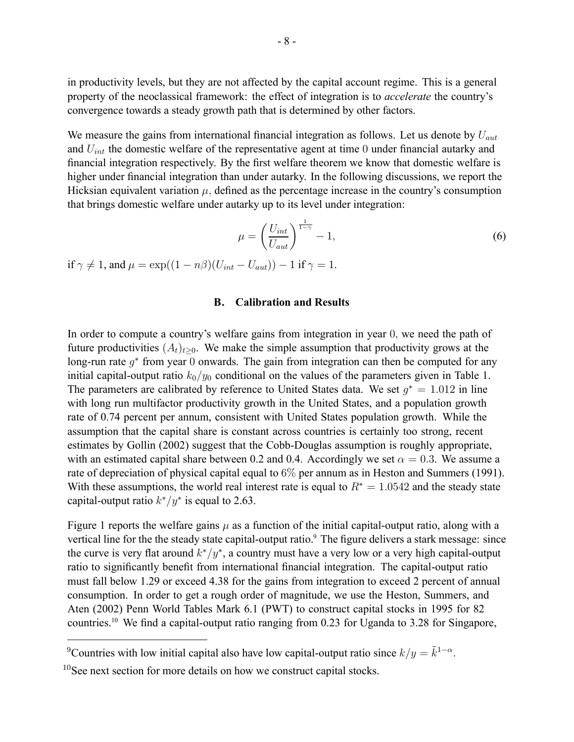in productivity levels, but they are not affected by the capital account regime. This is a general property of the neoclassical framework: the effect of integration is to *accelerate* the country's convergence towards a steady growth path that is determined by other factors.

We measure the gains from international financial integration as follows. Let us denote by $U_{aut}$ and $U_{int}$ the domestic welfare of the representative agent at time 0 under financial autarky and financial integration respectively. By the first welfare theorem we know that domestic welfare is higher under financial integration than under autarky. In the following discussions, we report the Hicksian equivalent variation $\mu$, defined as the percentage increase in the country's consumption that brings domestic welfare under autarky up to its level under integration:

$$\mu = \left(\frac{U_{int}}{U_{aut}}\right)^{\frac{1}{1-\gamma}} - 1, \tag{6}$$

if $\gamma \neq 1$, and $\mu = \exp((1 - n\beta)(U_{int} - U_{aut})) - 1$ if $\gamma = 1$.

### B. Calibration and Results

In order to compute a country's welfare gains from integration in year 0, we need the path of future productivities $(A_t)_{t \geq 0}$. We make the simple assumption that productivity grows at the long-run rate $g^*$ from year 0 onwards. The gain from integration can then be computed for any initial capital-output ratio $k_0/y_0$ conditional on the values of the parameters given in Table 1. The parameters are calibrated by reference to United States data. We set $g^* = 1.012$ in line with long run multifactor productivity growth in the United States, and a population growth rate of 0.74 percent per annum, consistent with United States population growth. While the assumption that the capital share is constant across countries is certainly too strong, recent estimates by Gollin (2002) suggest that the Cobb-Douglas assumption is roughly appropriate, with an estimated capital share between 0.2 and 0.4. Accordingly we set $\alpha = 0.3$. We assume a rate of depreciation of physical capital equal to $6\%$ per annum as in Heston and Summers (1991). With these assumptions, the world real interest rate is equal to $R^* = 1.0542$ and the steady state capital-output ratio $k^*/y^*$ is equal to 2.63.

Figure 1 reports the welfare gains $\mu$ as a function of the initial capital-output ratio, along with a vertical line for the the steady state capital-output ratio.[9] The figure delivers a stark message: since the curve is very flat around $k^*/y^*$, a country must have a very low or a very high capital-output ratio to significantly benefit from international financial integration. The capital-output ratio must fall below 1.29 or exceed 4.38 for the gains from integration to exceed 2 percent of annual consumption. In order to get a rough order of magnitude, we use the Heston, Summers, and Aten (2002) Penn World Tables Mark 6.1 (PWT) to construct capital stocks in 1995 for 82 countries.[10] We find a capital-output ratio ranging from 0.23 for Uganda to 3.28 for Singapore,

[9] Countries with low initial capital also have low capital-output ratio since $k/y = \tilde{k}^{1-\alpha}$.

[10] See next section for more details on how we construct capital stocks.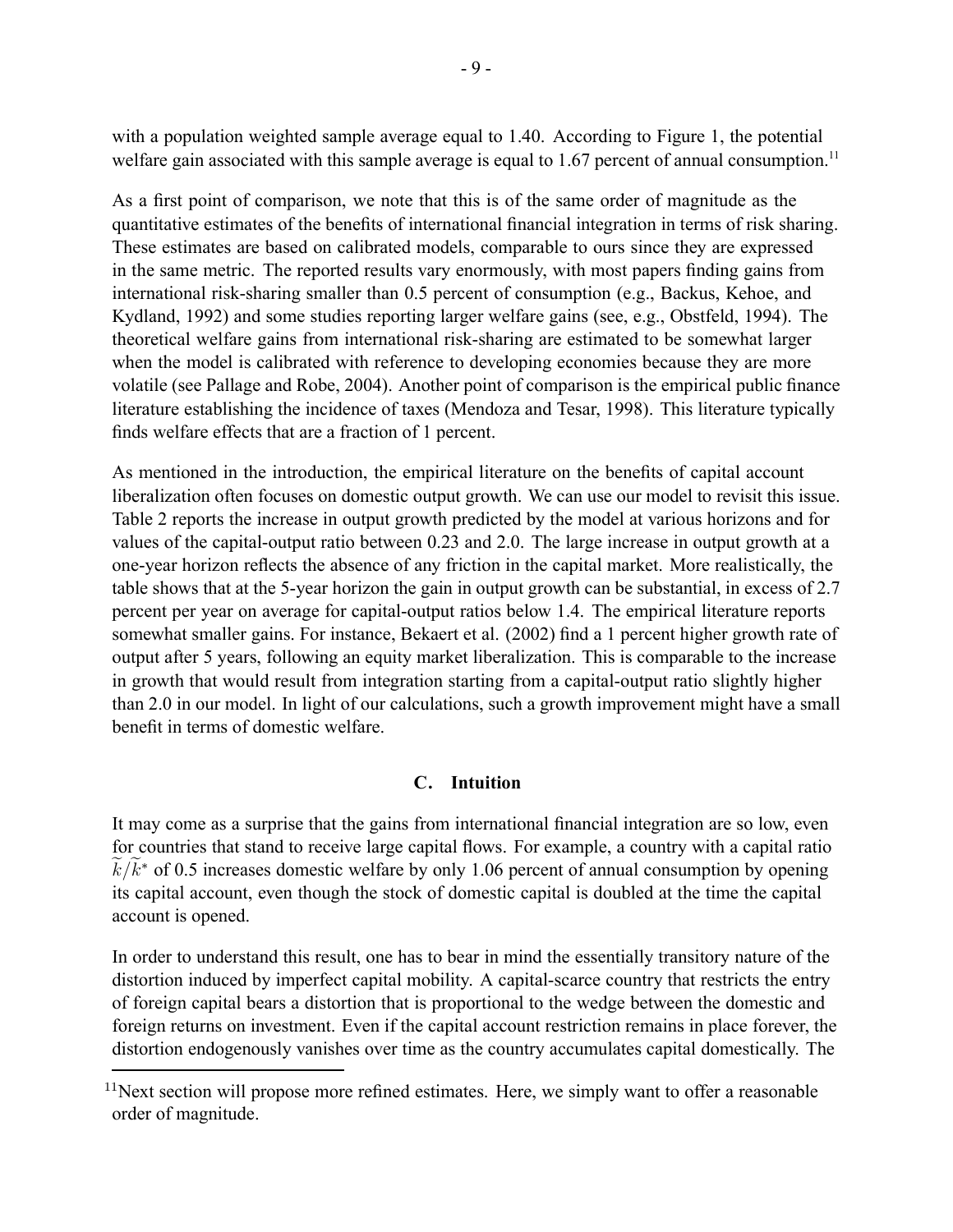with a population weighted sample average equal to 1.40. According to Figure 1, the potential welfare gain associated with this sample average is equal to 1.67 percent of annual consumption.[11]

As a first point of comparison, we note that this is of the same order of magnitude as the quantitative estimates of the benefits of international financial integration in terms of risk sharing. These estimates are based on calibrated models, comparable to ours since they are expressed in the same metric. The reported results vary enormously, with most papers finding gains from international risk-sharing smaller than 0.5 percent of consumption (e.g., Backus, Kehoe, and Kydland, 1992) and some studies reporting larger welfare gains (see, e.g., Obstfeld, 1994). The theoretical welfare gains from international risk-sharing are estimated to be somewhat larger when the model is calibrated with reference to developing economies because they are more volatile (see Pallage and Robe, 2004). Another point of comparison is the empirical public finance literature establishing the incidence of taxes (Mendoza and Tesar, 1998). This literature typically finds welfare effects that are a fraction of 1 percent.

As mentioned in the introduction, the empirical literature on the benefits of capital account liberalization often focuses on domestic output growth. We can use our model to revisit this issue. Table 2 reports the increase in output growth predicted by the model at various horizons and for values of the capital-output ratio between 0.23 and 2.0. The large increase in output growth at a one-year horizon reflects the absence of any friction in the capital market. More realistically, the table shows that at the 5-year horizon the gain in output growth can be substantial, in excess of 2.7 percent per year on average for capital-output ratios below 1.4. The empirical literature reports somewhat smaller gains. For instance, Bekaert et al. (2002) find a 1 percent higher growth rate of output after 5 years, following an equity market liberalization. This is comparable to the increase in growth that would result from integration starting from a capital-output ratio slightly higher than 2.0 in our model. In light of our calculations, such a growth improvement might have a small benefit in terms of domestic welfare.

### C. Intuition

It may come as a surprise that the gains from international financial integration are so low, even for countries that stand to receive large capital flows. For example, a country with a capital ratio $\widetilde{k}/\widetilde{k}^*$ of 0.5 increases domestic welfare by only 1.06 percent of annual consumption by opening its capital account, even though the stock of domestic capital is doubled at the time the capital account is opened.

In order to understand this result, one has to bear in mind the essentially transitory nature of the distortion induced by imperfect capital mobility. A capital-scarce country that restricts the entry of foreign capital bears a distortion that is proportional to the wedge between the domestic and foreign returns on investment. Even if the capital account restriction remains in place forever, the distortion endogenously vanishes over time as the country accumulates capital domestically. The

[11]Next section will propose more refined estimates. Here, we simply want to offer a reasonable order of magnitude.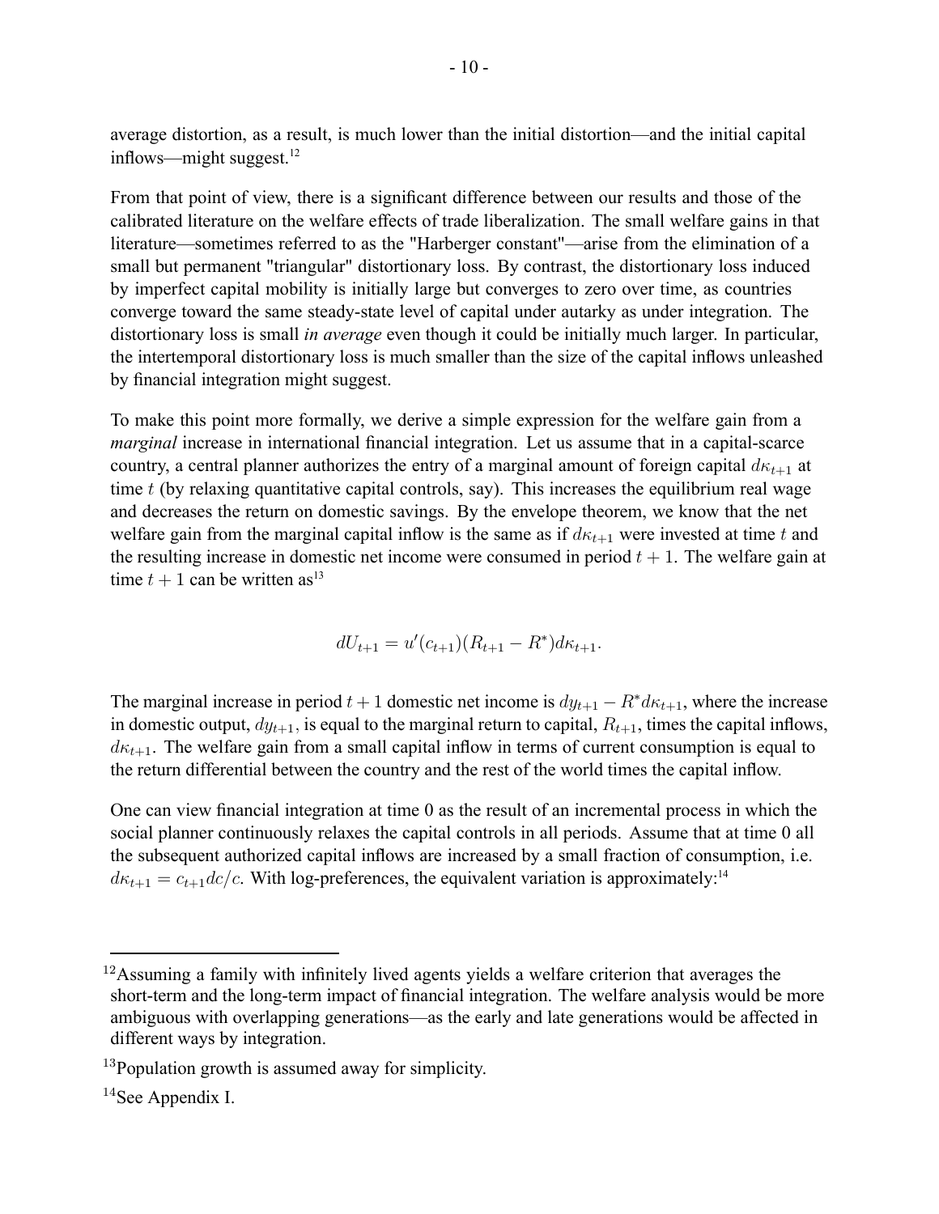average distortion, as a result, is much lower than the initial distortion—and the initial capital inflows—might suggest.[12]

From that point of view, there is a significant difference between our results and those of the calibrated literature on the welfare effects of trade liberalization. The small welfare gains in that literature—sometimes referred to as the "Harberger constant"—arise from the elimination of a small but permanent "triangular" distortionary loss. By contrast, the distortionary loss induced by imperfect capital mobility is initially large but converges to zero over time, as countries converge toward the same steady-state level of capital under autarky as under integration. The distortionary loss is small *in average* even though it could be initially much larger. In particular, the intertemporal distortionary loss is much smaller than the size of the capital inflows unleashed by financial integration might suggest.

To make this point more formally, we derive a simple expression for the welfare gain from a *marginal* increase in international financial integration. Let us assume that in a capital-scarce country, a central planner authorizes the entry of a marginal amount of foreign capital $d\kappa_{t+1}$ at time $t$ (by relaxing quantitative capital controls, say). This increases the equilibrium real wage and decreases the return on domestic savings. By the envelope theorem, we know that the net welfare gain from the marginal capital inflow is the same as if $d\kappa_{t+1}$ were invested at time $t$ and the resulting increase in domestic net income were consumed in period $t+1$. The welfare gain at time $t+1$ can be written as[13]

$$dU_{t+1} = u'(c_{t+1})(R_{t+1} - R^*)d\kappa_{t+1}.$$

The marginal increase in period $t+1$ domestic net income is $dy_{t+1} - R^* d\kappa_{t+1}$, where the increase in domestic output, $dy_{t+1}$, is equal to the marginal return to capital, $R_{t+1}$, times the capital inflows, $d\kappa_{t+1}$. The welfare gain from a small capital inflow in terms of current consumption is equal to the return differential between the country and the rest of the world times the capital inflow.

One can view financial integration at time 0 as the result of an incremental process in which the social planner continuously relaxes the capital controls in all periods. Assume that at time 0 all the subsequent authorized capital inflows are increased by a small fraction of consumption, i.e. $d\kappa_{t+1} = c_{t+1}dc/c$. With log-preferences, the equivalent variation is approximately:[14]

---

[12] Assuming a family with infinitely lived agents yields a welfare criterion that averages the short-term and the long-term impact of financial integration. The welfare analysis would be more ambiguous with overlapping generations—as the early and late generations would be affected in different ways by integration.

[13] Population growth is assumed away for simplicity.

[14] See Appendix I.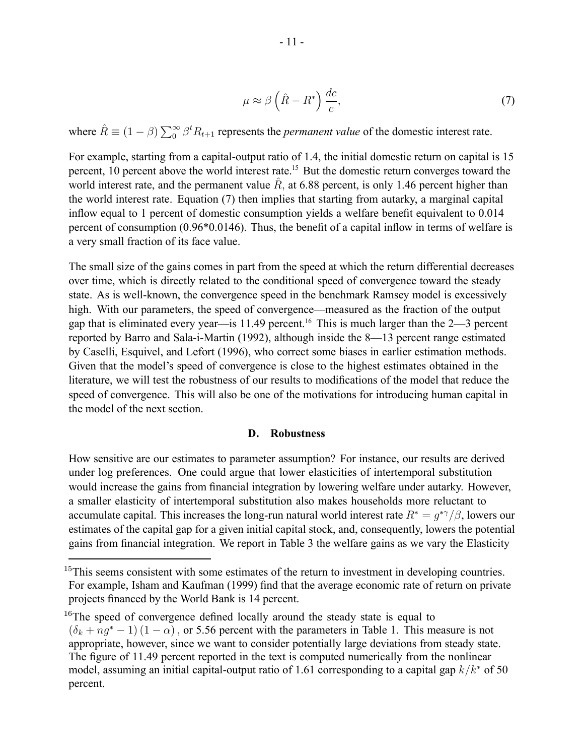$$\mu \approx \beta \left( \hat{R} - R^* \right) \frac{dc}{c}, \tag{7}$$

where $\hat{R} \equiv (1-\beta) \sum_0^\infty \beta^t R_{t+1}$ represents the *permanent value* of the domestic interest rate.

For example, starting from a capital-output ratio of 1.4, the initial domestic return on capital is 15 percent, 10 percent above the world interest rate.[15] But the domestic return converges toward the world interest rate, and the permanent value $\hat{R}$, at 6.88 percent, is only 1.46 percent higher than the world interest rate. Equation (7) then implies that starting from autarky, a marginal capital inflow equal to 1 percent of domestic consumption yields a welfare benefit equivalent to 0.014 percent of consumption (0.96*0.0146). Thus, the benefit of a capital inflow in terms of welfare is a very small fraction of its face value.

The small size of the gains comes in part from the speed at which the return differential decreases over time, which is directly related to the conditional speed of convergence toward the steady state. As is well-known, the convergence speed in the benchmark Ramsey model is excessively high. With our parameters, the speed of convergence—measured as the fraction of the output gap that is eliminated every year—is 11.49 percent.[16] This is much larger than the 2—3 percent reported by Barro and Sala-i-Martin (1992), although inside the 8—13 percent range estimated by Caselli, Esquivel, and Lefort (1996), who correct some biases in earlier estimation methods. Given that the model's speed of convergence is close to the highest estimates obtained in the literature, we will test the robustness of our results to modifications of the model that reduce the speed of convergence. This will also be one of the motivations for introducing human capital in the model of the next section.

### D. Robustness

How sensitive are our estimates to parameter assumption? For instance, our results are derived under log preferences. One could argue that lower elasticities of intertemporal substitution would increase the gains from financial integration by lowering welfare under autarky. However, a smaller elasticity of intertemporal substitution also makes households more reluctant to accumulate capital. This increases the long-run natural world interest rate $R^* = g^{*\gamma}/\beta$, lowers our estimates of the capital gap for a given initial capital stock, and, consequently, lowers the potential gains from financial integration. We report in Table 3 the welfare gains as we vary the Elasticity

---

[15]This seems consistent with some estimates of the return to investment in developing countries. For example, Isham and Kaufman (1999) find that the average economic rate of return on private projects financed by the World Bank is 14 percent.

[16]The speed of convergence defined locally around the steady state is equal to $(\delta_k + ng^* - 1)(1-\alpha)$, or 5.56 percent with the parameters in Table 1. This measure is not appropriate, however, since we want to consider potentially large deviations from steady state. The figure of 11.49 percent reported in the text is computed numerically from the nonlinear model, assuming an initial capital-output ratio of 1.61 corresponding to a capital gap $k/k^*$ of 50 percent.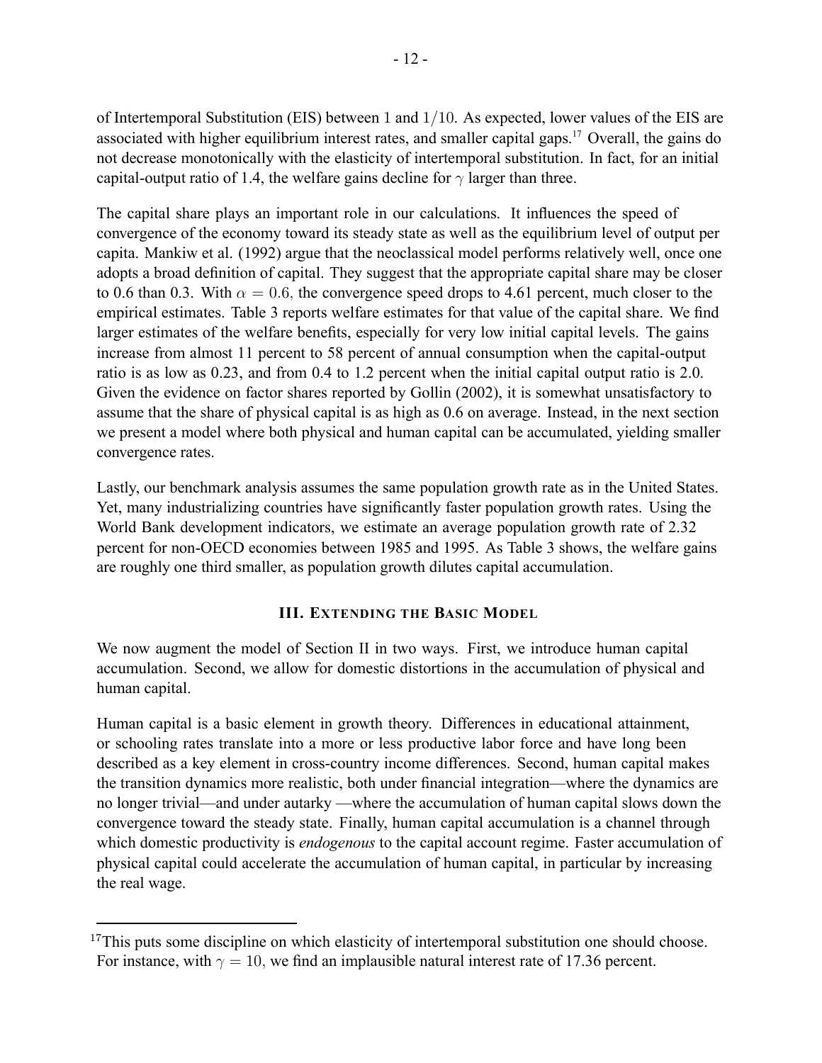of Intertemporal Substitution (EIS) between 1 and $1/10$. As expected, lower values of the EIS are associated with higher equilibrium interest rates, and smaller capital gaps.[17] Overall, the gains do not decrease monotonically with the elasticity of intertemporal substitution. In fact, for an initial capital-output ratio of 1.4, the welfare gains decline for $\gamma$ larger than three.

The capital share plays an important role in our calculations. It influences the speed of convergence of the economy toward its steady state as well as the equilibrium level of output per capita. Mankiw et al. (1992) argue that the neoclassical model performs relatively well, once one adopts a broad definition of capital. They suggest that the appropriate capital share may be closer to 0.6 than 0.3. With $\alpha = 0.6$, the convergence speed drops to 4.61 percent, much closer to the empirical estimates. Table 3 reports welfare estimates for that value of the capital share. We find larger estimates of the welfare benefits, especially for very low initial capital levels. The gains increase from almost 11 percent to 58 percent of annual consumption when the capital-output ratio is as low as 0.23, and from 0.4 to 1.2 percent when the initial capital output ratio is 2.0. Given the evidence on factor shares reported by Gollin (2002), it is somewhat unsatisfactory to assume that the share of physical capital is as high as 0.6 on average. Instead, in the next section we present a model where both physical and human capital can be accumulated, yielding smaller convergence rates.

Lastly, our benchmark analysis assumes the same population growth rate as in the United States. Yet, many industrializing countries have significantly faster population growth rates. Using the World Bank development indicators, we estimate an average population growth rate of 2.32 percent for non-OECD economies between 1985 and 1995. As Table 3 shows, the welfare gains are roughly one third smaller, as population growth dilutes capital accumulation.

## III. Extending the Basic Model

We now augment the model of Section II in two ways. First, we introduce human capital accumulation. Second, we allow for domestic distortions in the accumulation of physical and human capital.

Human capital is a basic element in growth theory. Differences in educational attainment, or schooling rates translate into a more or less productive labor force and have long been described as a key element in cross-country income differences. Second, human capital makes the transition dynamics more realistic, both under financial integration—where the dynamics are no longer trivial—and under autarky —where the accumulation of human capital slows down the convergence toward the steady state. Finally, human capital accumulation is a channel through which domestic productivity is *endogenous* to the capital account regime. Faster accumulation of physical capital could accelerate the accumulation of human capital, in particular by increasing the real wage.

---

[17] This puts some discipline on which elasticity of intertemporal substitution one should choose. For instance, with $\gamma = 10$, we find an implausible natural interest rate of 17.36 percent.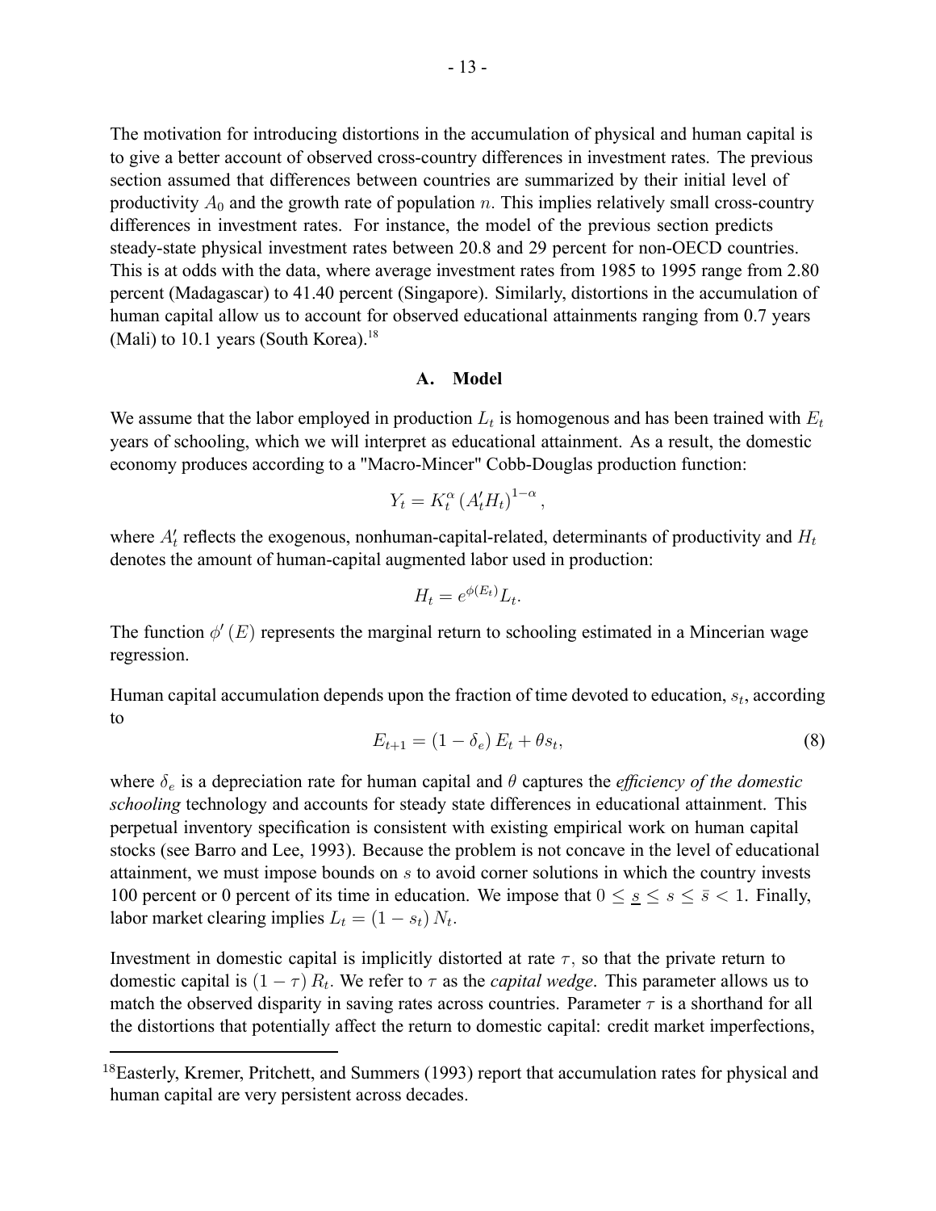The motivation for introducing distortions in the accumulation of physical and human capital is to give a better account of observed cross-country differences in investment rates. The previous section assumed that differences between countries are summarized by their initial level of productivity $A_0$ and the growth rate of population $n$. This implies relatively small cross-country differences in investment rates. For instance, the model of the previous section predicts steady-state physical investment rates between 20.8 and 29 percent for non-OECD countries. This is at odds with the data, where average investment rates from 1985 to 1995 range from 2.80 percent (Madagascar) to 41.40 percent (Singapore). Similarly, distortions in the accumulation of human capital allow us to account for observed educational attainments ranging from 0.7 years (Mali) to 10.1 years (South Korea).[18]

### A. Model

We assume that the labor employed in production $L_t$ is homogenous and has been trained with $E_t$ years of schooling, which we will interpret as educational attainment. As a result, the domestic economy produces according to a "Macro-Mincer" Cobb-Douglas production function:

$$Y_t = K_t^{\alpha} \left( A_t' H_t \right)^{1-\alpha},$$

where $A_t'$ reflects the exogenous, nonhuman-capital-related, determinants of productivity and $H_t$ denotes the amount of human-capital augmented labor used in production:

$$H_t = e^{\phi(E_t)} L_t.$$

The function $\phi'(E)$ represents the marginal return to schooling estimated in a Mincerian wage regression.

Human capital accumulation depends upon the fraction of time devoted to education, $s_t$, according to

$$E_{t+1} = (1 - \delta_e) E_t + \theta s_t, \tag{8}$$

where $\delta_e$ is a depreciation rate for human capital and $\theta$ captures the *efficiency of the domestic schooling* technology and accounts for steady state differences in educational attainment. This perpetual inventory specification is consistent with existing empirical work on human capital stocks (see Barro and Lee, 1993). Because the problem is not concave in the level of educational attainment, we must impose bounds on $s$ to avoid corner solutions in which the country invests 100 percent or 0 percent of its time in education. We impose that $0 \leq \underline{s} \leq s \leq \bar{s} < 1$. Finally, labor market clearing implies $L_t = (1 - s_t) N_t$.

Investment in domestic capital is implicitly distorted at rate $\tau$, so that the private return to domestic capital is $(1 - \tau) R_t$. We refer to $\tau$ as the *capital wedge*. This parameter allows us to match the observed disparity in saving rates across countries. Parameter $\tau$ is a shorthand for all the distortions that potentially affect the return to domestic capital: credit market imperfections,

[18] Easterly, Kremer, Pritchett, and Summers (1993) report that accumulation rates for physical and human capital are very persistent across decades.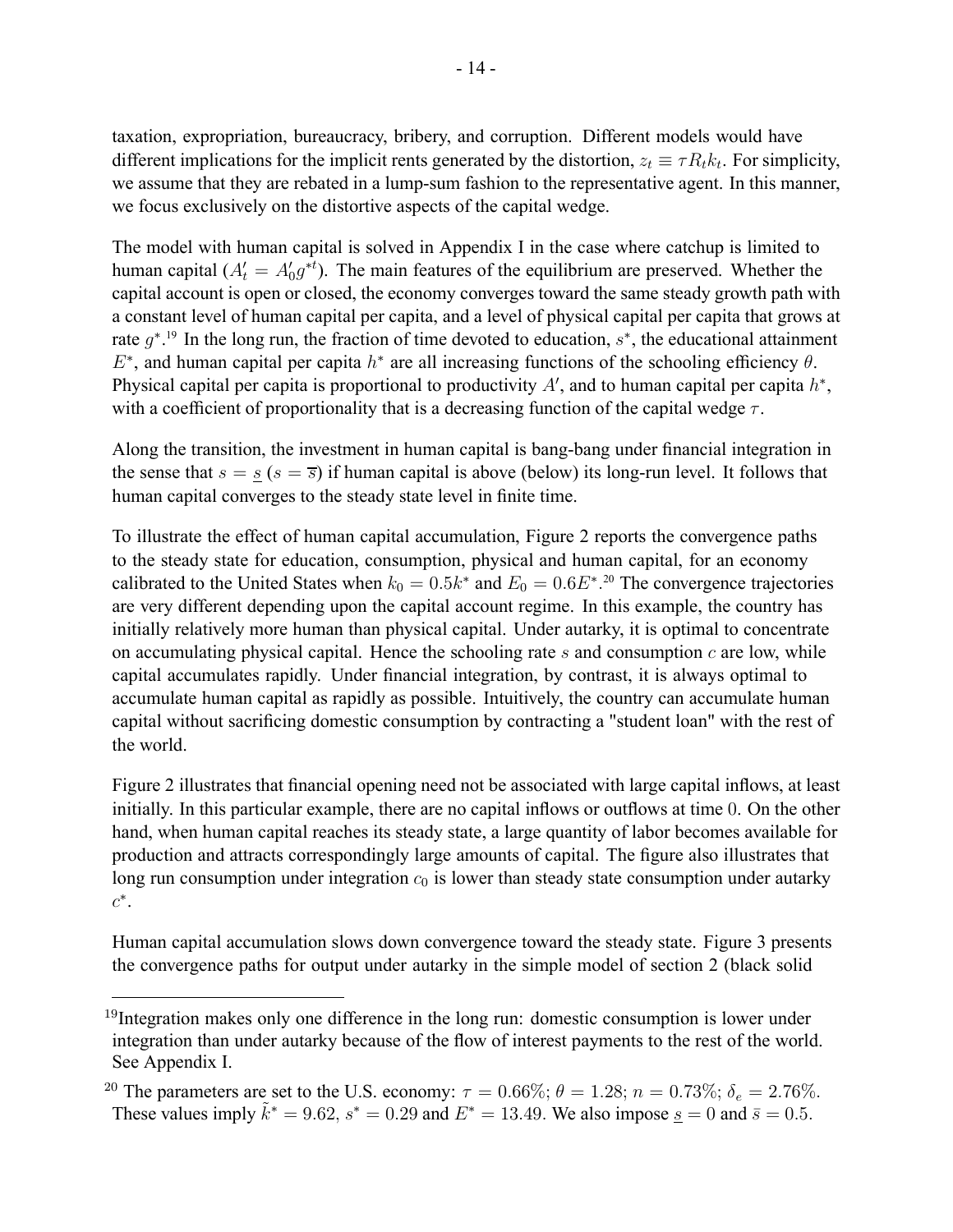taxation, expropriation, bureaucracy, bribery, and corruption. Different models would have different implications for the implicit rents generated by the distortion, $z_t \equiv \tau R_t k_t$. For simplicity, we assume that they are rebated in a lump-sum fashion to the representative agent. In this manner, we focus exclusively on the distortive aspects of the capital wedge.

The model with human capital is solved in Appendix I in the case where catchup is limited to human capital ($A'_t = A'_0 g^{*t}$). The main features of the equilibrium are preserved. Whether the capital account is open or closed, the economy converges toward the same steady growth path with a constant level of human capital per capita, and a level of physical capital per capita that grows at rate $g^*$.[19] In the long run, the fraction of time devoted to education, $s^*$, the educational attainment $E^*$, and human capital per capita $h^*$ are all increasing functions of the schooling efficiency $\theta$. Physical capital per capita is proportional to productivity $A'$, and to human capital per capita $h^*$, with a coefficient of proportionality that is a decreasing function of the capital wedge $\tau$.

Along the transition, the investment in human capital is bang-bang under financial integration in the sense that $s = \underline{s}$ ($s = \overline{s}$) if human capital is above (below) its long-run level. It follows that human capital converges to the steady state level in finite time.

To illustrate the effect of human capital accumulation, Figure 2 reports the convergence paths to the steady state for education, consumption, physical and human capital, for an economy calibrated to the United States when $k_0 = 0.5k^*$ and $E_0 = 0.6E^*$.[20] The convergence trajectories are very different depending upon the capital account regime. In this example, the country has initially relatively more human than physical capital. Under autarky, it is optimal to concentrate on accumulating physical capital. Hence the schooling rate $s$ and consumption $c$ are low, while capital accumulates rapidly. Under financial integration, by contrast, it is always optimal to accumulate human capital as rapidly as possible. Intuitively, the country can accumulate human capital without sacrificing domestic consumption by contracting a "student loan" with the rest of the world.

Figure 2 illustrates that financial opening need not be associated with large capital inflows, at least initially. In this particular example, there are no capital inflows or outflows at time 0. On the other hand, when human capital reaches its steady state, a large quantity of labor becomes available for production and attracts correspondingly large amounts of capital. The figure also illustrates that long run consumption under integration $c_0$ is lower than steady state consumption under autarky $c^*$.

Human capital accumulation slows down convergence toward the steady state. Figure 3 presents the convergence paths for output under autarky in the simple model of section 2 (black solid

---

[19] Integration makes only one difference in the long run: domestic consumption is lower under integration than under autarky because of the flow of interest payments to the rest of the world. See Appendix I.

[20] The parameters are set to the U.S. economy: $\tau = 0.66\%$; $\theta = 1.28$; $n = 0.73\%$; $\delta_e = 2.76\%$. These values imply $\tilde{k}^* = 9.62$, $s^* = 0.29$ and $E^* = 13.49$. We also impose $\underline{s} = 0$ and $\bar{s} = 0.5$.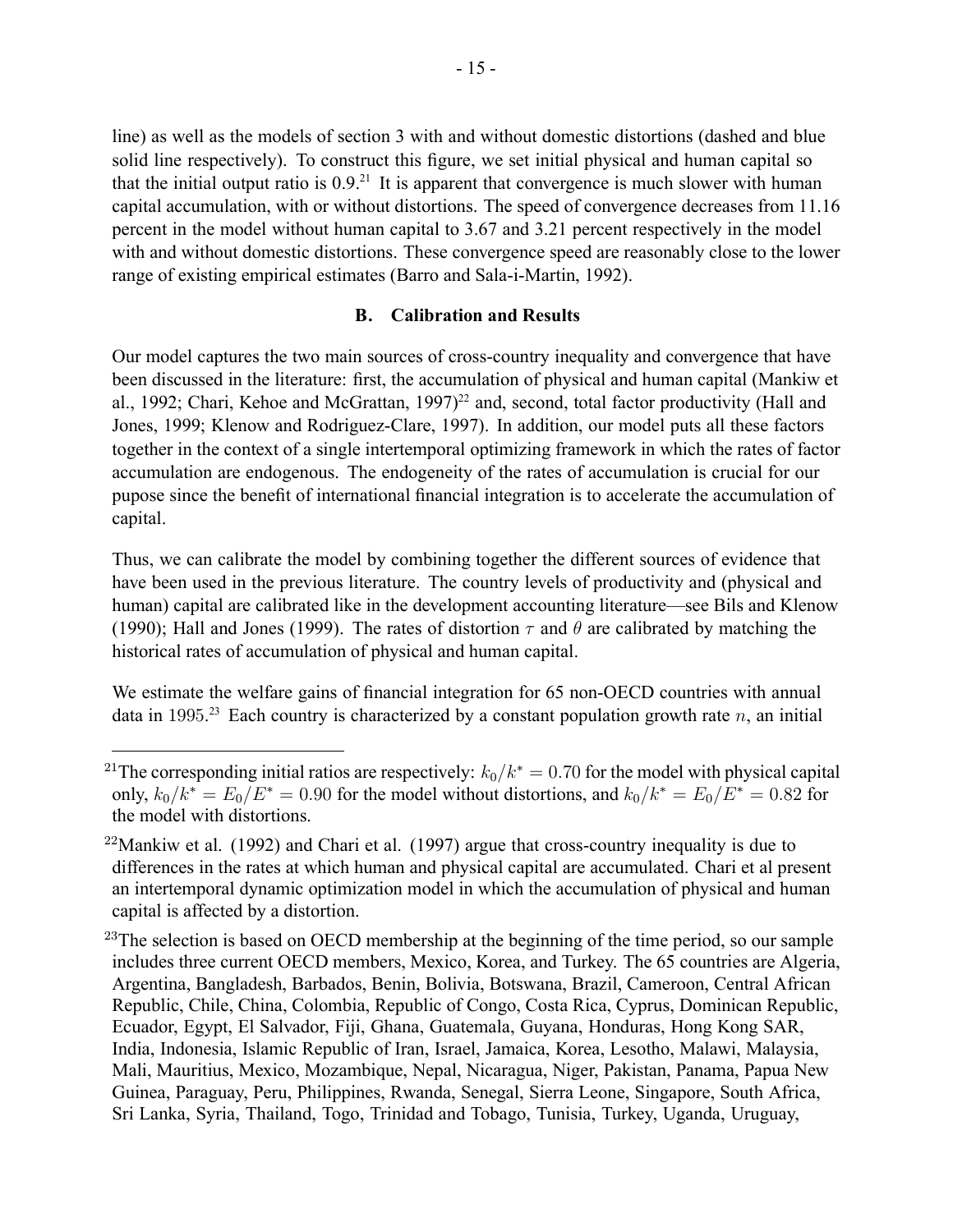line) as well as the models of section 3 with and without domestic distortions (dashed and blue solid line respectively). To construct this figure, we set initial physical and human capital so that the initial output ratio is 0.9.[21] It is apparent that convergence is much slower with human capital accumulation, with or without distortions. The speed of convergence decreases from 11.16 percent in the model without human capital to 3.67 and 3.21 percent respectively in the model with and without domestic distortions. These convergence speed are reasonably close to the lower range of existing empirical estimates (Barro and Sala-i-Martin, 1992).

### B. Calibration and Results

Our model captures the two main sources of cross-country inequality and convergence that have been discussed in the literature: first, the accumulation of physical and human capital (Mankiw et al., 1992; Chari, Kehoe and McGrattan, 1997)[22] and, second, total factor productivity (Hall and Jones, 1999; Klenow and Rodriguez-Clare, 1997). In addition, our model puts all these factors together in the context of a single intertemporal optimizing framework in which the rates of factor accumulation are endogenous. The endogeneity of the rates of accumulation is crucial for our pupose since the benefit of international financial integration is to accelerate the accumulation of capital.

Thus, we can calibrate the model by combining together the different sources of evidence that have been used in the previous literature. The country levels of productivity and (physical and human) capital are calibrated like in the development accounting literature—see Bils and Klenow (1990); Hall and Jones (1999). The rates of distortion $\tau$ and $\theta$ are calibrated by matching the historical rates of accumulation of physical and human capital.

We estimate the welfare gains of financial integration for 65 non-OECD countries with annual data in 1995.[23] Each country is characterized by a constant population growth rate $n$, an initial

---

[21] The corresponding initial ratios are respectively: $k_0/k^* = 0.70$ for the model with physical capital only, $k_0/k^* = E_0/E^* = 0.90$ for the model without distortions, and $k_0/k^* = E_0/E^* = 0.82$ for the model with distortions.

[22] Mankiw et al. (1992) and Chari et al. (1997) argue that cross-country inequality is due to differences in the rates at which human and physical capital are accumulated. Chari et al present an intertemporal dynamic optimization model in which the accumulation of physical and human capital is affected by a distortion.

[23] The selection is based on OECD membership at the beginning of the time period, so our sample includes three current OECD members, Mexico, Korea, and Turkey. The 65 countries are Algeria, Argentina, Bangladesh, Barbados, Benin, Bolivia, Botswana, Brazil, Cameroon, Central African Republic, Chile, China, Colombia, Republic of Congo, Costa Rica, Cyprus, Dominican Republic, Ecuador, Egypt, El Salvador, Fiji, Ghana, Guatemala, Guyana, Honduras, Hong Kong SAR, India, Indonesia, Islamic Republic of Iran, Israel, Jamaica, Korea, Lesotho, Malawi, Malaysia, Mali, Mauritius, Mexico, Mozambique, Nepal, Nicaragua, Niger, Pakistan, Panama, Papua New Guinea, Paraguay, Peru, Philippines, Rwanda, Senegal, Sierra Leone, Singapore, South Africa, Sri Lanka, Syria, Thailand, Togo, Trinidad and Tobago, Tunisia, Turkey, Uganda, Uruguay,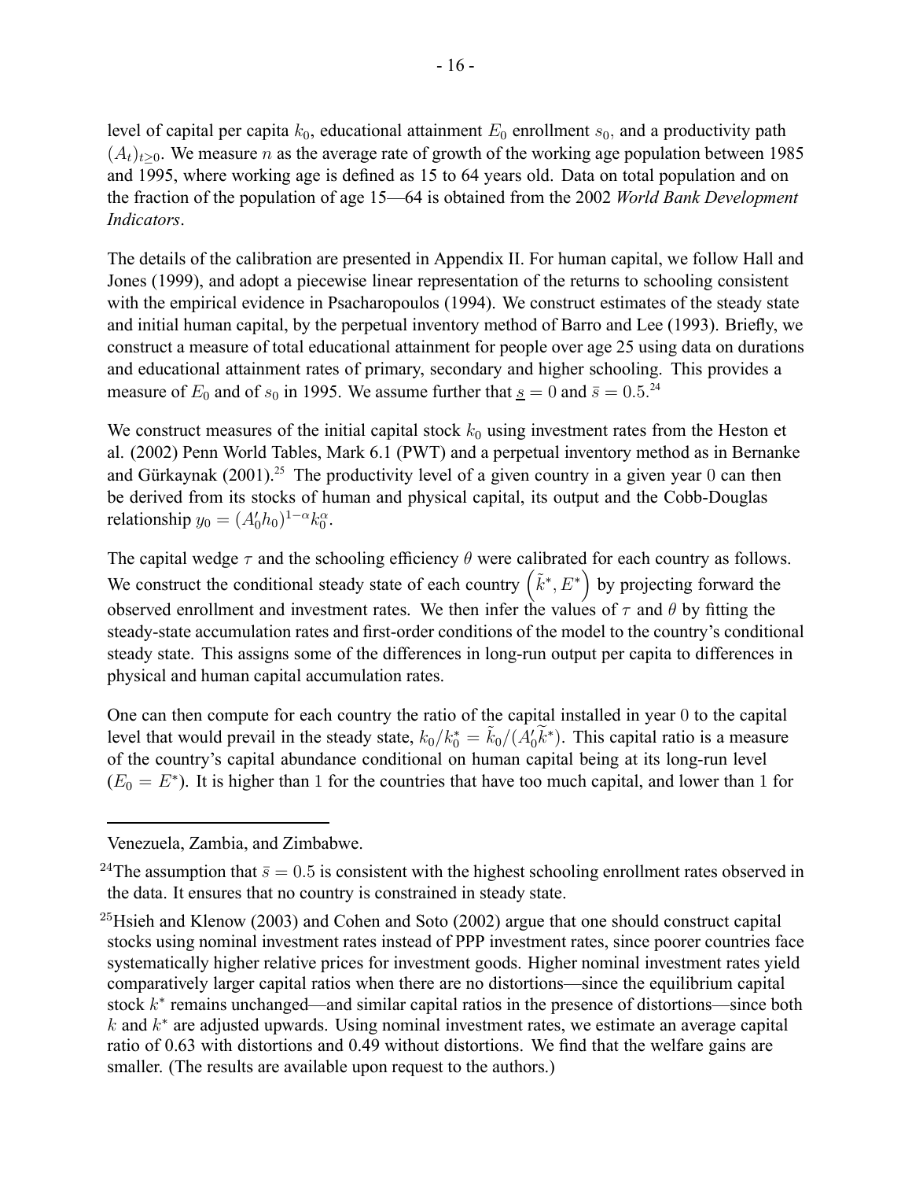level of capital per capita $k_0$, educational attainment $E_0$ enrollment $s_0$, and a productivity path $(A_t)_{t\geq 0}$. We measure $n$ as the average rate of growth of the working age population between 1985 and 1995, where working age is defined as 15 to 64 years old. Data on total population and on the fraction of the population of age 15—64 is obtained from the 2002 *World Bank Development Indicators*.

The details of the calibration are presented in Appendix II. For human capital, we follow Hall and Jones (1999), and adopt a piecewise linear representation of the returns to schooling consistent with the empirical evidence in Psacharopoulos (1994). We construct estimates of the steady state and initial human capital, by the perpetual inventory method of Barro and Lee (1993). Briefly, we construct a measure of total educational attainment for people over age 25 using data on durations and educational attainment rates of primary, secondary and higher schooling. This provides a measure of $E_0$ and of $s_0$ in 1995. We assume further that $\underline{s} = 0$ and $\bar{s} = 0.5$.[24]

We construct measures of the initial capital stock $k_0$ using investment rates from the Heston et al. (2002) Penn World Tables, Mark 6.1 (PWT) and a perpetual inventory method as in Bernanke and Gürkaynak (2001).[25] The productivity level of a given country in a given year 0 can then be derived from its stocks of human and physical capital, its output and the Cobb-Douglas relationship $y_0 = (A_0' h_0)^{1-\alpha} k_0^{\alpha}$.

The capital wedge $\tau$ and the schooling efficiency $\theta$ were calibrated for each country as follows. We construct the conditional steady state of each country $\left(\tilde{k}^*, E^*\right)$ by projecting forward the observed enrollment and investment rates. We then infer the values of $\tau$ and $\theta$ by fitting the steady-state accumulation rates and first-order conditions of the model to the country's conditional steady state. This assigns some of the differences in long-run output per capita to differences in physical and human capital accumulation rates.

One can then compute for each country the ratio of the capital installed in year 0 to the capital level that would prevail in the steady state, $k_0/k_0^* = \tilde{k}_0/(A_0' \tilde{k}^*)$. This capital ratio is a measure of the country's capital abundance conditional on human capital being at its long-run level ($E_0 = E^*$). It is higher than 1 for the countries that have too much capital, and lower than 1 for

---

Venezuela, Zambia, and Zimbabwe.

[24] The assumption that $\bar{s} = 0.5$ is consistent with the highest schooling enrollment rates observed in the data. It ensures that no country is constrained in steady state.

[25] Hsieh and Klenow (2003) and Cohen and Soto (2002) argue that one should construct capital stocks using nominal investment rates instead of PPP investment rates, since poorer countries face systematically higher relative prices for investment goods. Higher nominal investment rates yield comparatively larger capital ratios when there are no distortions—since the equilibrium capital stock $k^*$ remains unchanged—and similar capital ratios in the presence of distortions—since both $k$ and $k^*$ are adjusted upwards. Using nominal investment rates, we estimate an average capital ratio of 0.63 with distortions and 0.49 without distortions. We find that the welfare gains are smaller. (The results are available upon request to the authors.)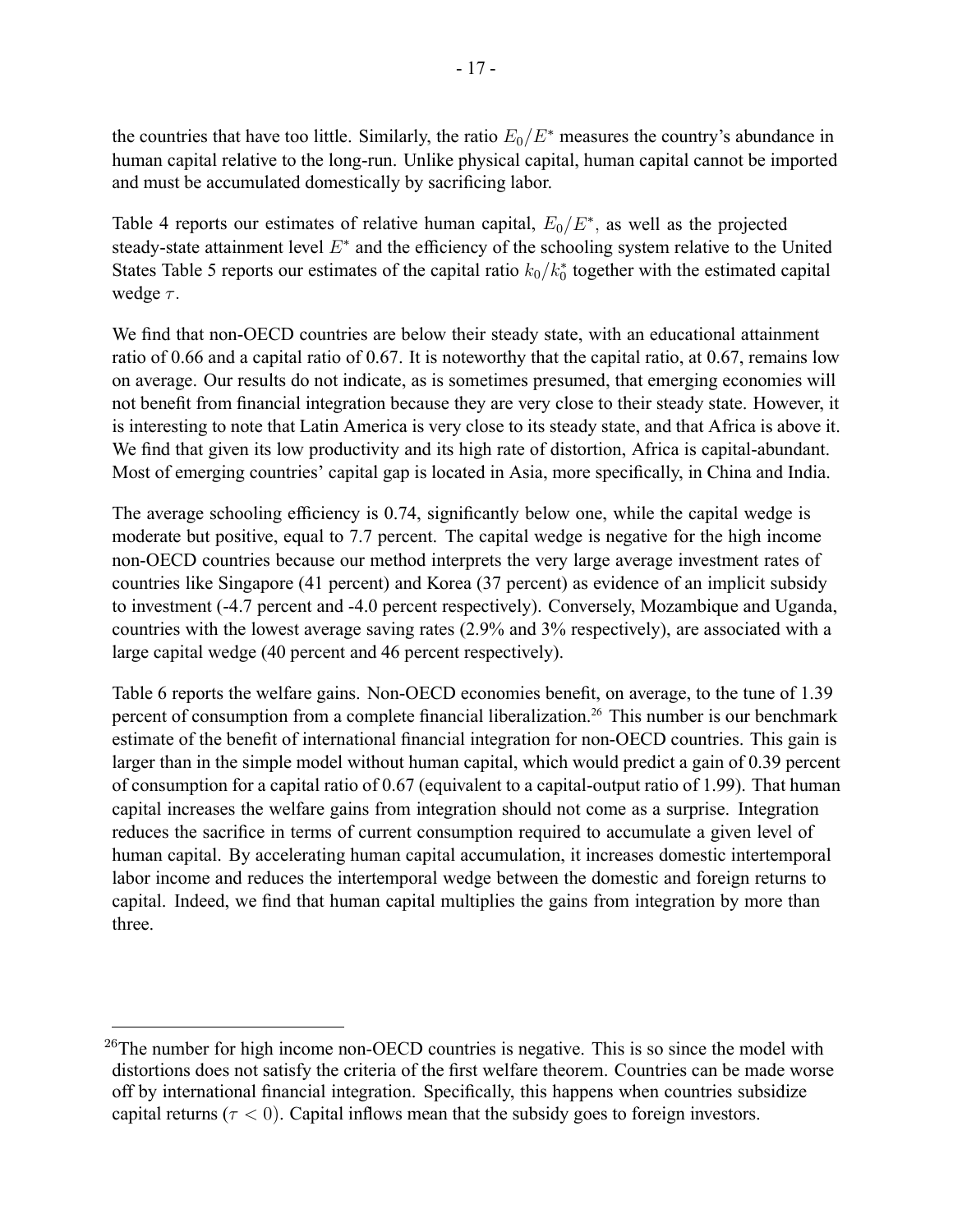the countries that have too little. Similarly, the ratio $E_0/E^*$ measures the country's abundance in human capital relative to the long-run. Unlike physical capital, human capital cannot be imported and must be accumulated domestically by sacrificing labor.

Table 4 reports our estimates of relative human capital, $E_0/E^*$, as well as the projected steady-state attainment level $E^*$ and the efficiency of the schooling system relative to the United States Table 5 reports our estimates of the capital ratio $k_0/k_0^*$ together with the estimated capital wedge $\tau$.

We find that non-OECD countries are below their steady state, with an educational attainment ratio of 0.66 and a capital ratio of 0.67. It is noteworthy that the capital ratio, at 0.67, remains low on average. Our results do not indicate, as is sometimes presumed, that emerging economies will not benefit from financial integration because they are very close to their steady state. However, it is interesting to note that Latin America is very close to its steady state, and that Africa is above it. We find that given its low productivity and its high rate of distortion, Africa is capital-abundant. Most of emerging countries' capital gap is located in Asia, more specifically, in China and India.

The average schooling efficiency is 0.74, significantly below one, while the capital wedge is moderate but positive, equal to 7.7 percent. The capital wedge is negative for the high income non-OECD countries because our method interprets the very large average investment rates of countries like Singapore (41 percent) and Korea (37 percent) as evidence of an implicit subsidy to investment (-4.7 percent and -4.0 percent respectively). Conversely, Mozambique and Uganda, countries with the lowest average saving rates (2.9% and 3% respectively), are associated with a large capital wedge (40 percent and 46 percent respectively).

Table 6 reports the welfare gains. Non-OECD economies benefit, on average, to the tune of 1.39 percent of consumption from a complete financial liberalization.[26] This number is our benchmark estimate of the benefit of international financial integration for non-OECD countries. This gain is larger than in the simple model without human capital, which would predict a gain of 0.39 percent of consumption for a capital ratio of 0.67 (equivalent to a capital-output ratio of 1.99). That human capital increases the welfare gains from integration should not come as a surprise. Integration reduces the sacrifice in terms of current consumption required to accumulate a given level of human capital. By accelerating human capital accumulation, it increases domestic intertemporal labor income and reduces the intertemporal wedge between the domestic and foreign returns to capital. Indeed, we find that human capital multiplies the gains from integration by more than three.

[26]The number for high income non-OECD countries is negative. This is so since the model with distortions does not satisfy the criteria of the first welfare theorem. Countries can be made worse off by international financial integration. Specifically, this happens when countries subsidize capital returns ($\tau < 0$). Capital inflows mean that the subsidy goes to foreign investors.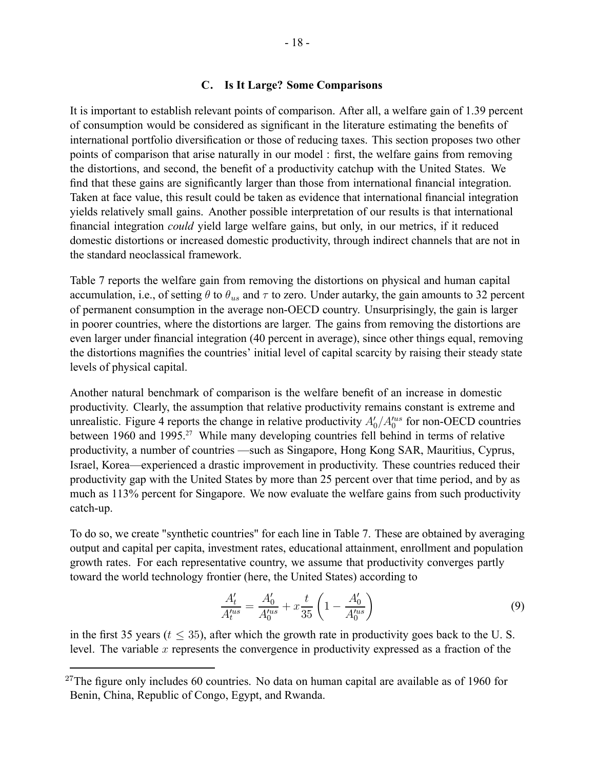### C. Is It Large? Some Comparisons

It is important to establish relevant points of comparison. After all, a welfare gain of 1.39 percent of consumption would be considered as significant in the literature estimating the benefits of international portfolio diversification or those of reducing taxes. This section proposes two other points of comparison that arise naturally in our model : first, the welfare gains from removing the distortions, and second, the benefit of a productivity catchup with the United States. We find that these gains are significantly larger than those from international financial integration. Taken at face value, this result could be taken as evidence that international financial integration yields relatively small gains. Another possible interpretation of our results is that international financial integration *could* yield large welfare gains, but only, in our metrics, if it reduced domestic distortions or increased domestic productivity, through indirect channels that are not in the standard neoclassical framework.

Table 7 reports the welfare gain from removing the distortions on physical and human capital accumulation, i.e., of setting $\theta$ to $\theta_{us}$ and $\tau$ to zero. Under autarky, the gain amounts to 32 percent of permanent consumption in the average non-OECD country. Unsurprisingly, the gain is larger in poorer countries, where the distortions are larger. The gains from removing the distortions are even larger under financial integration (40 percent in average), since other things equal, removing the distortions magnifies the countries' initial level of capital scarcity by raising their steady state levels of physical capital.

Another natural benchmark of comparison is the welfare benefit of an increase in domestic productivity. Clearly, the assumption that relative productivity remains constant is extreme and unrealistic. Figure 4 reports the change in relative productivity $A'_0/A'^{us}_0$ for non-OECD countries between 1960 and 1995.[27] While many developing countries fell behind in terms of relative productivity, a number of countries —such as Singapore, Hong Kong SAR, Mauritius, Cyprus, Israel, Korea—experienced a drastic improvement in productivity. These countries reduced their productivity gap with the United States by more than 25 percent over that time period, and by as much as 113% percent for Singapore. We now evaluate the welfare gains from such productivity catch-up.

To do so, we create "synthetic countries" for each line in Table 7. These are obtained by averaging output and capital per capita, investment rates, educational attainment, enrollment and population growth rates. For each representative country, we assume that productivity converges partly toward the world technology frontier (here, the United States) according to

$$\frac{A'_t}{A'^{us}_t} = \frac{A'_0}{A'^{us}_0} + x\frac{t}{35}\left(1 - \frac{A'_0}{A'^{us}_0}\right) \tag{9}$$

in the first 35 years ($t \leq 35$), after which the growth rate in productivity goes back to the U. S. level. The variable $x$ represents the convergence in productivity expressed as a fraction of the

[27] The figure only includes 60 countries. No data on human capital are available as of 1960 for Benin, China, Republic of Congo, Egypt, and Rwanda.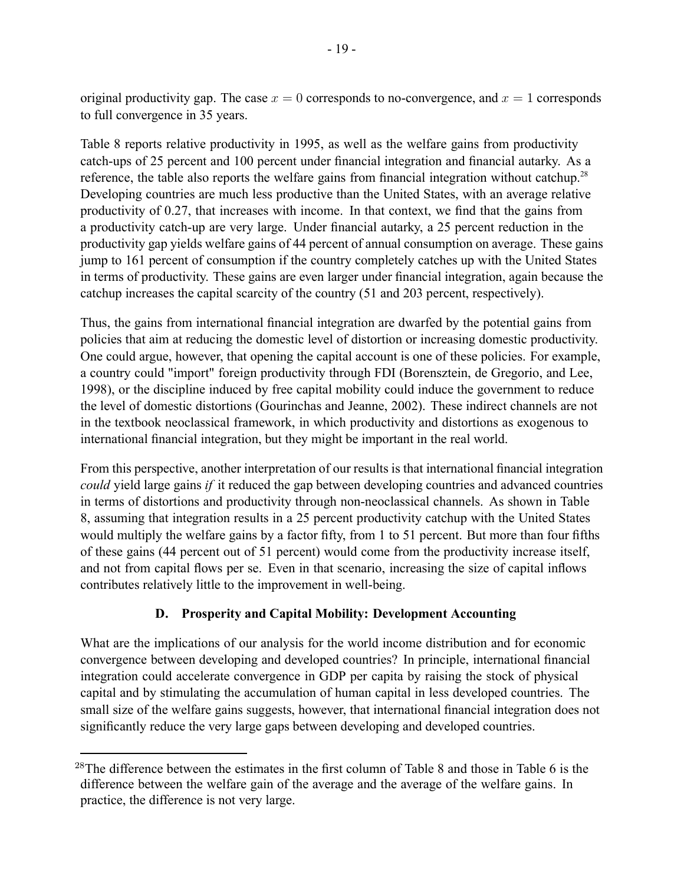original productivity gap. The case $x = 0$ corresponds to no-convergence, and $x = 1$ corresponds to full convergence in 35 years.

Table 8 reports relative productivity in 1995, as well as the welfare gains from productivity catch-ups of 25 percent and 100 percent under financial integration and financial autarky. As a reference, the table also reports the welfare gains from financial integration without catchup.[28] Developing countries are much less productive than the United States, with an average relative productivity of 0.27, that increases with income. In that context, we find that the gains from a productivity catch-up are very large. Under financial autarky, a 25 percent reduction in the productivity gap yields welfare gains of 44 percent of annual consumption on average. These gains jump to 161 percent of consumption if the country completely catches up with the United States in terms of productivity. These gains are even larger under financial integration, again because the catchup increases the capital scarcity of the country (51 and 203 percent, respectively).

Thus, the gains from international financial integration are dwarfed by the potential gains from policies that aim at reducing the domestic level of distortion or increasing domestic productivity. One could argue, however, that opening the capital account is one of these policies. For example, a country could "import" foreign productivity through FDI (Borensztein, de Gregorio, and Lee, 1998), or the discipline induced by free capital mobility could induce the government to reduce the level of domestic distortions (Gourinchas and Jeanne, 2002). These indirect channels are not in the textbook neoclassical framework, in which productivity and distortions as exogenous to international financial integration, but they might be important in the real world.

From this perspective, another interpretation of our results is that international financial integration *could* yield large gains *if* it reduced the gap between developing countries and advanced countries in terms of distortions and productivity through non-neoclassical channels. As shown in Table 8, assuming that integration results in a 25 percent productivity catchup with the United States would multiply the welfare gains by a factor fifty, from 1 to 51 percent. But more than four fifths of these gains (44 percent out of 51 percent) would come from the productivity increase itself, and not from capital flows per se. Even in that scenario, increasing the size of capital inflows contributes relatively little to the improvement in well-being.

## D. Prosperity and Capital Mobility: Development Accounting

What are the implications of our analysis for the world income distribution and for economic convergence between developing and developed countries? In principle, international financial integration could accelerate convergence in GDP per capita by raising the stock of physical capital and by stimulating the accumulation of human capital in less developed countries. The small size of the welfare gains suggests, however, that international financial integration does not significantly reduce the very large gaps between developing and developed countries.

---

[28] The difference between the estimates in the first column of Table 8 and those in Table 6 is the difference between the welfare gain of the average and the average of the welfare gains. In practice, the difference is not very large.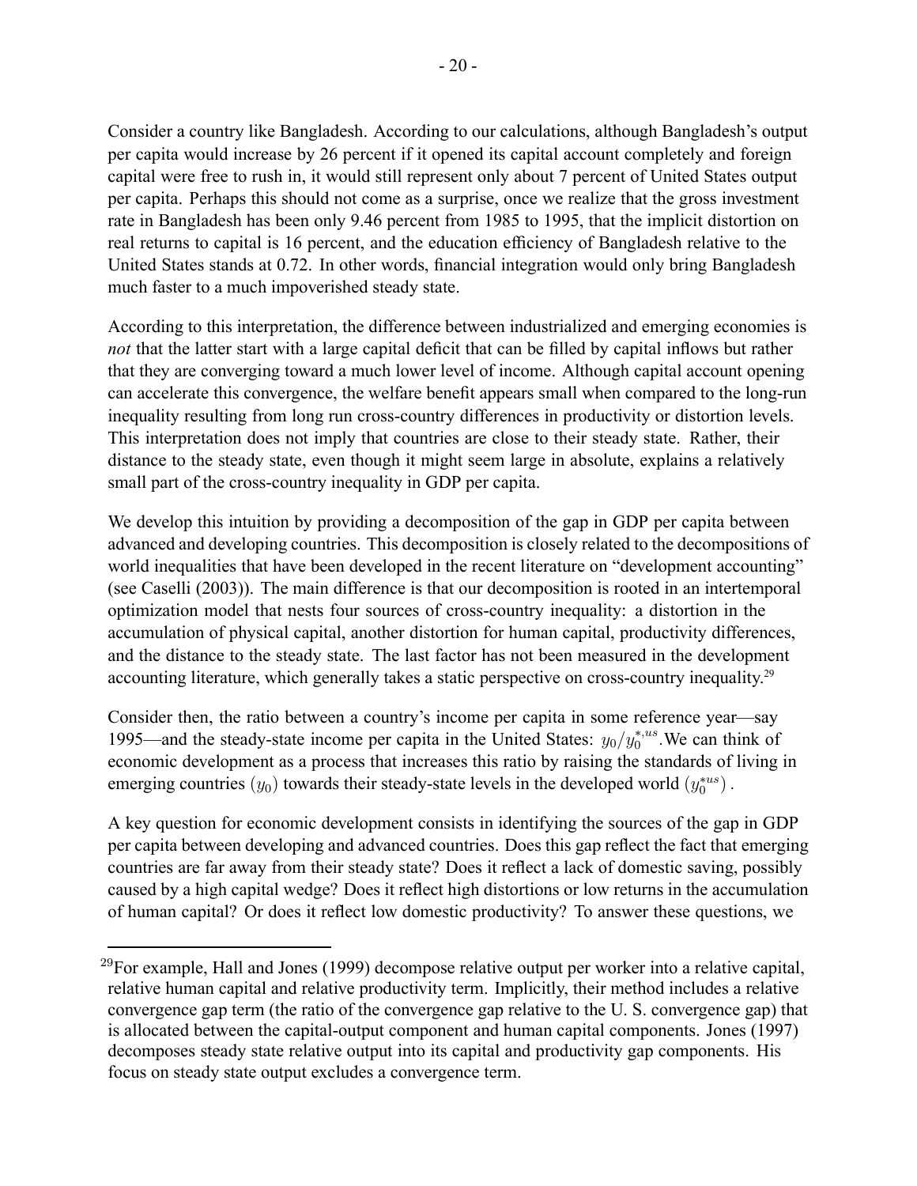Consider a country like Bangladesh. According to our calculations, although Bangladesh's output per capita would increase by 26 percent if it opened its capital account completely and foreign capital were free to rush in, it would still represent only about 7 percent of United States output per capita. Perhaps this should not come as a surprise, once we realize that the gross investment rate in Bangladesh has been only 9.46 percent from 1985 to 1995, that the implicit distortion on real returns to capital is 16 percent, and the education efficiency of Bangladesh relative to the United States stands at 0.72. In other words, financial integration would only bring Bangladesh much faster to a much impoverished steady state.

According to this interpretation, the difference between industrialized and emerging economies is *not* that the latter start with a large capital deficit that can be filled by capital inflows but rather that they are converging toward a much lower level of income. Although capital account opening can accelerate this convergence, the welfare benefit appears small when compared to the long-run inequality resulting from long run cross-country differences in productivity or distortion levels. This interpretation does not imply that countries are close to their steady state. Rather, their distance to the steady state, even though it might seem large in absolute, explains a relatively small part of the cross-country inequality in GDP per capita.

We develop this intuition by providing a decomposition of the gap in GDP per capita between advanced and developing countries. This decomposition is closely related to the decompositions of world inequalities that have been developed in the recent literature on "development accounting" (see Caselli (2003)). The main difference is that our decomposition is rooted in an intertemporal optimization model that nests four sources of cross-country inequality: a distortion in the accumulation of physical capital, another distortion for human capital, productivity differences, and the distance to the steady state. The last factor has not been measured in the development accounting literature, which generally takes a static perspective on cross-country inequality.[29]

Consider then, the ratio between a country's income per capita in some reference year—say 1995—and the steady-state income per capita in the United States: $y_0/y_0^{*,us}$.We can think of economic development as a process that increases this ratio by raising the standards of living in emerging countries $(y_0)$ towards their steady-state levels in the developed world $(y_0^{*us})$.

A key question for economic development consists in identifying the sources of the gap in GDP per capita between developing and advanced countries. Does this gap reflect the fact that emerging countries are far away from their steady state? Does it reflect a lack of domestic saving, possibly caused by a high capital wedge? Does it reflect high distortions or low returns in the accumulation of human capital? Or does it reflect low domestic productivity? To answer these questions, we

[29]For example, Hall and Jones (1999) decompose relative output per worker into a relative capital, relative human capital and relative productivity term. Implicitly, their method includes a relative convergence gap term (the ratio of the convergence gap relative to the U. S. convergence gap) that is allocated between the capital-output component and human capital components. Jones (1997) decomposes steady state relative output into its capital and productivity gap components. His focus on steady state output excludes a convergence term.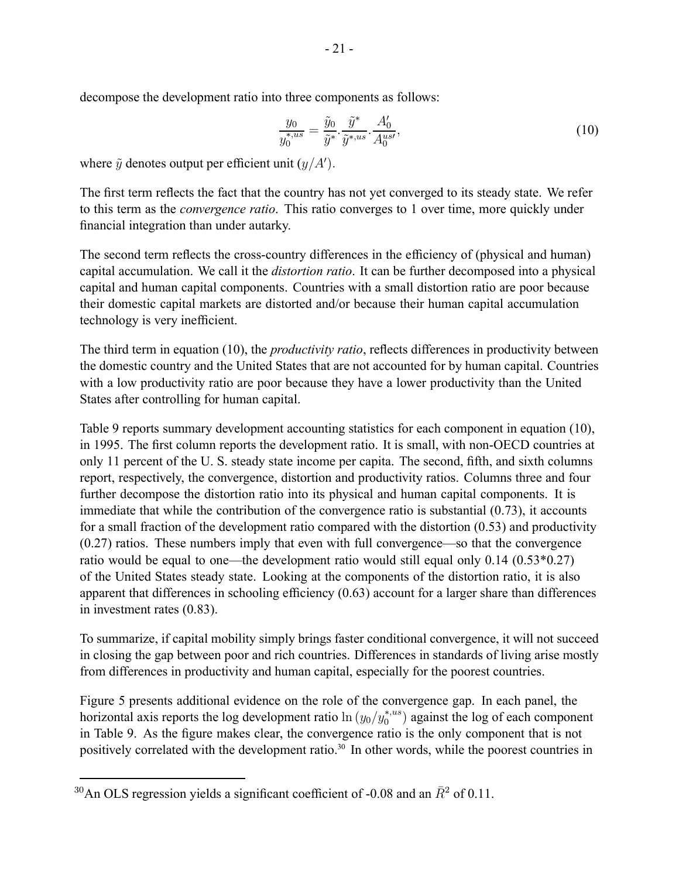decompose the development ratio into three components as follows:

$$\frac{y_0}{y_0^{*,us}} = \frac{\tilde{y}_0}{\tilde{y}^*} \cdot \frac{\tilde{y}^*}{\tilde{y}^{*,us}} \cdot \frac{A_0'}{A_0^{us\prime}}, \tag{10}$$

where $\tilde{y}$ denotes output per efficient unit $(y/A')$.

The first term reflects the fact that the country has not yet converged to its steady state. We refer to this term as the *convergence ratio*. This ratio converges to 1 over time, more quickly under financial integration than under autarky.

The second term reflects the cross-country differences in the efficiency of (physical and human) capital accumulation. We call it the *distortion ratio*. It can be further decomposed into a physical capital and human capital components. Countries with a small distortion ratio are poor because their domestic capital markets are distorted and/or because their human capital accumulation technology is very inefficient.

The third term in equation (10), the *productivity ratio*, reflects differences in productivity between the domestic country and the United States that are not accounted for by human capital. Countries with a low productivity ratio are poor because they have a lower productivity than the United States after controlling for human capital.

Table 9 reports summary development accounting statistics for each component in equation (10), in 1995. The first column reports the development ratio. It is small, with non-OECD countries at only 11 percent of the U. S. steady state income per capita. The second, fifth, and sixth columns report, respectively, the convergence, distortion and productivity ratios. Columns three and four further decompose the distortion ratio into its physical and human capital components. It is immediate that while the contribution of the convergence ratio is substantial (0.73), it accounts for a small fraction of the development ratio compared with the distortion (0.53) and productivity (0.27) ratios. These numbers imply that even with full convergence—so that the convergence ratio would be equal to one—the development ratio would still equal only 0.14 (0.53*0.27) of the United States steady state. Looking at the components of the distortion ratio, it is also apparent that differences in schooling efficiency (0.63) account for a larger share than differences in investment rates (0.83).

To summarize, if capital mobility simply brings faster conditional convergence, it will not succeed in closing the gap between poor and rich countries. Differences in standards of living arise mostly from differences in productivity and human capital, especially for the poorest countries.

Figure 5 presents additional evidence on the role of the convergence gap. In each panel, the horizontal axis reports the log development ratio $\ln\left(y_0/y_0^{*,us}\right)$ against the log of each component in Table 9. As the figure makes clear, the convergence ratio is the only component that is not positively correlated with the development ratio.[30] In other words, while the poorest countries in

[30] An OLS regression yields a significant coefficient of -0.08 and an $\bar{R}^2$ of 0.11.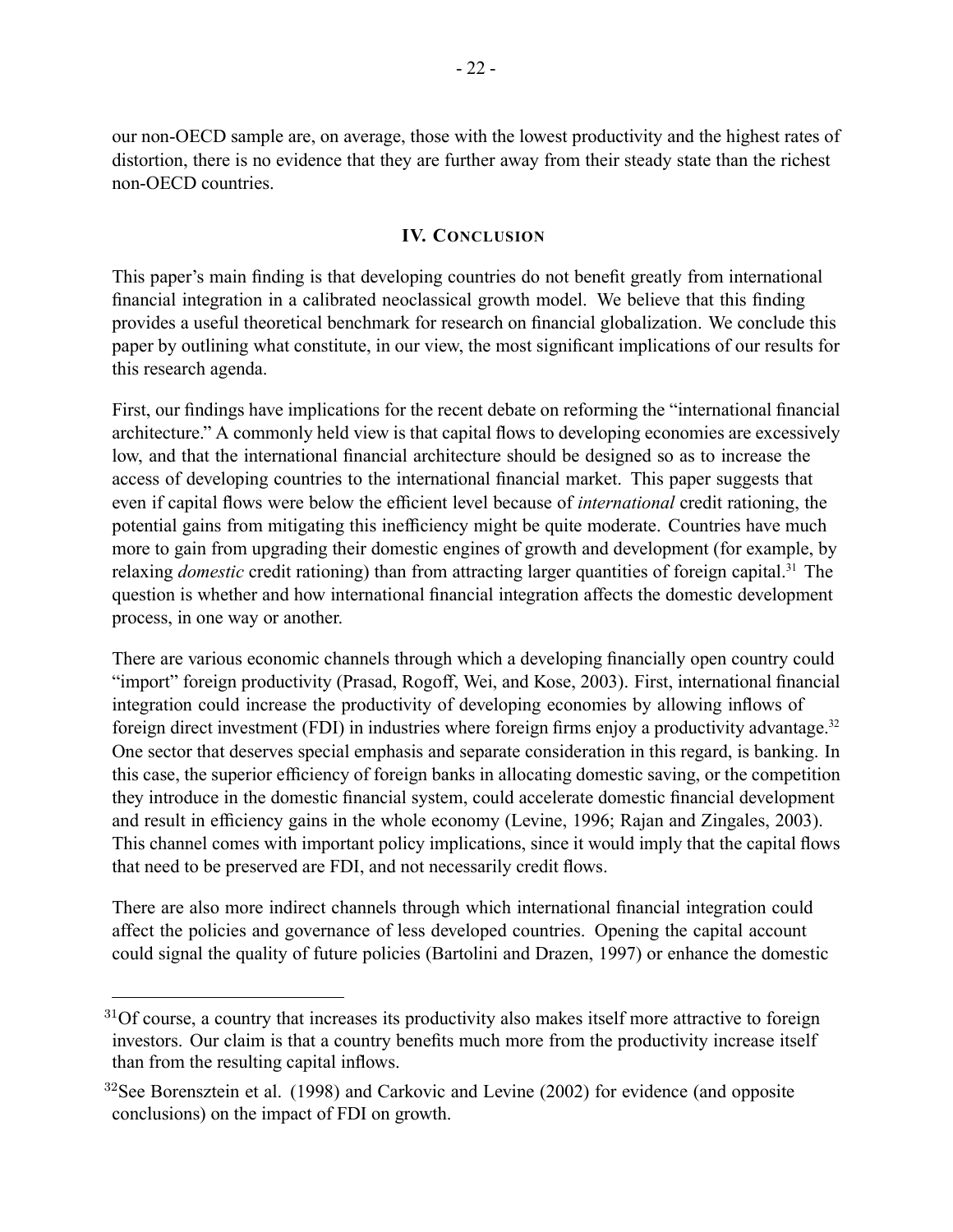our non-OECD sample are, on average, those with the lowest productivity and the highest rates of distortion, there is no evidence that they are further away from their steady state than the richest non-OECD countries.

## IV. Conclusion

This paper's main finding is that developing countries do not benefit greatly from international financial integration in a calibrated neoclassical growth model. We believe that this finding provides a useful theoretical benchmark for research on financial globalization. We conclude this paper by outlining what constitute, in our view, the most significant implications of our results for this research agenda.

First, our findings have implications for the recent debate on reforming the "international financial architecture." A commonly held view is that capital flows to developing economies are excessively low, and that the international financial architecture should be designed so as to increase the access of developing countries to the international financial market. This paper suggests that even if capital flows were below the efficient level because of *international* credit rationing, the potential gains from mitigating this inefficiency might be quite moderate. Countries have much more to gain from upgrading their domestic engines of growth and development (for example, by relaxing *domestic* credit rationing) than from attracting larger quantities of foreign capital.[31] The question is whether and how international financial integration affects the domestic development process, in one way or another.

There are various economic channels through which a developing financially open country could "import" foreign productivity (Prasad, Rogoff, Wei, and Kose, 2003). First, international financial integration could increase the productivity of developing economies by allowing inflows of foreign direct investment (FDI) in industries where foreign firms enjoy a productivity advantage.[32] One sector that deserves special emphasis and separate consideration in this regard, is banking. In this case, the superior efficiency of foreign banks in allocating domestic saving, or the competition they introduce in the domestic financial system, could accelerate domestic financial development and result in efficiency gains in the whole economy (Levine, 1996; Rajan and Zingales, 2003). This channel comes with important policy implications, since it would imply that the capital flows that need to be preserved are FDI, and not necessarily credit flows.

There are also more indirect channels through which international financial integration could affect the policies and governance of less developed countries. Opening the capital account could signal the quality of future policies (Bartolini and Drazen, 1997) or enhance the domestic

---

[31] Of course, a country that increases its productivity also makes itself more attractive to foreign investors. Our claim is that a country benefits much more from the productivity increase itself than from the resulting capital inflows.

[32] See Borensztein et al. (1998) and Carkovic and Levine (2002) for evidence (and opposite conclusions) on the impact of FDI on growth.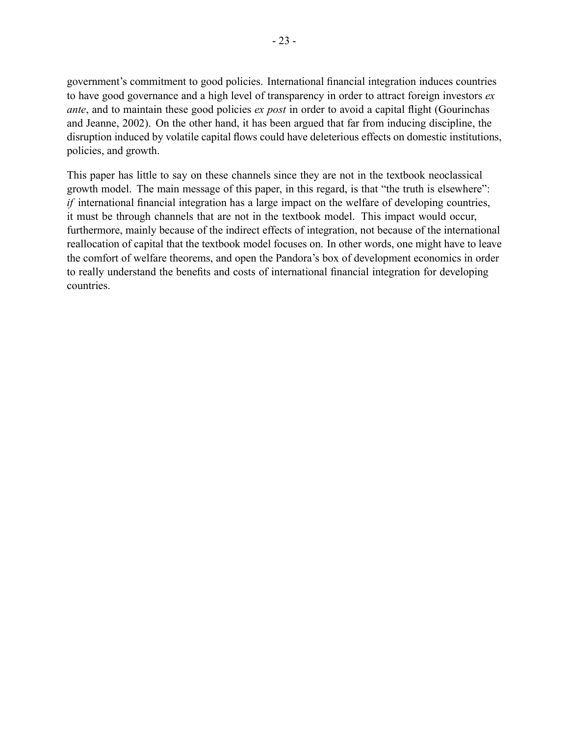government's commitment to good policies. International financial integration induces countries to have good governance and a high level of transparency in order to attract foreign investors *ex ante*, and to maintain these good policies *ex post* in order to avoid a capital flight (Gourinchas and Jeanne, 2002). On the other hand, it has been argued that far from inducing discipline, the disruption induced by volatile capital flows could have deleterious effects on domestic institutions, policies, and growth.

This paper has little to say on these channels since they are not in the textbook neoclassical growth model. The main message of this paper, in this regard, is that "the truth is elsewhere": *if* international financial integration has a large impact on the welfare of developing countries, it must be through channels that are not in the textbook model. This impact would occur, furthermore, mainly because of the indirect effects of integration, not because of the international reallocation of capital that the textbook model focuses on. In other words, one might have to leave the comfort of welfare theorems, and open the Pandora's box of development economics in order to really understand the benefits and costs of international financial integration for developing countries.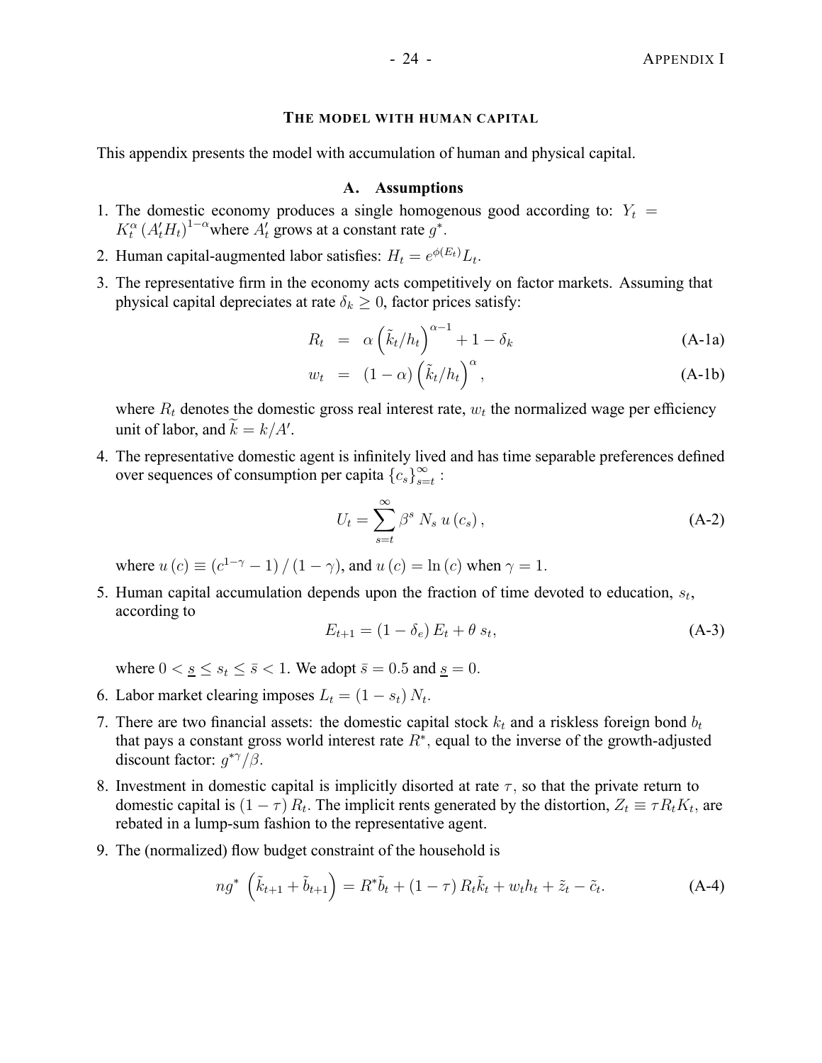### THE MODEL WITH HUMAN CAPITAL

This appendix presents the model with accumulation of human and physical capital.

## A. Assumptions

1. The domestic economy produces a single homogenous good according to: $Y_t = K_t^{\alpha} \left(A'_t H_t\right)^{1-\alpha}$ where $A'_t$ grows at a constant rate $g^*$.

2. Human capital-augmented labor satisfies: $H_t = e^{\phi(E_t)} L_t$.

3. The representative firm in the economy acts competitively on factor markets. Assuming that physical capital depreciates at rate $\delta_k \geq 0$, factor prices satisfy:

$$R_t = \alpha \left(\tilde{k}_t / h_t\right)^{\alpha - 1} + 1 - \delta_k \tag{A-1a}$$

$$w_t = (1-\alpha) \left(\tilde{k}_t / h_t\right)^{\alpha}, \tag{A-1b}$$

where $R_t$ denotes the domestic gross real interest rate, $w_t$ the normalized wage per efficiency unit of labor, and $\widetilde{k} = k/A'$.

4. The representative domestic agent is infinitely lived and has time separable preferences defined over sequences of consumption per capita $\{c_s\}_{s=t}^{\infty}$ :

$$U_t = \sum_{s=t}^{\infty} \beta^s \; N_s \; u\left(c_s\right), \tag{A-2}$$

where $u(c) \equiv \left(c^{1-\gamma} - 1\right) / \left(1-\gamma\right)$, and $u(c) = \ln(c)$ when $\gamma = 1$.

5. Human capital accumulation depends upon the fraction of time devoted to education, $s_t$, according to

$$E_{t+1} = \left(1 - \delta_e\right) E_t + \theta \; s_t, \tag{A-3}$$

where $0 < \underline{s} \leq s_t \leq \bar{s} < 1$. We adopt $\bar{s} = 0.5$ and $\underline{s} = 0$.

6. Labor market clearing imposes $L_t = (1 - s_t) N_t$.

7. There are two financial assets: the domestic capital stock $k_t$ and a riskless foreign bond $b_t$ that pays a constant gross world interest rate $R^*$, equal to the inverse of the growth-adjusted discount factor: $g^{*\gamma}/\beta$.

8. Investment in domestic capital is implicitly disorted at rate $\tau$, so that the private return to domestic capital is $(1-\tau) R_t$. The implicit rents generated by the distortion, $Z_t \equiv \tau R_t K_t$, are rebated in a lump-sum fashion to the representative agent.

9. The (normalized) flow budget constraint of the household is

$$ng^* \; \left(\tilde{k}_{t+1} + \tilde{b}_{t+1}\right) = R^* \tilde{b}_t + (1-\tau) R_t \tilde{k}_t + w_t h_t + \tilde{z}_t - \tilde{c}_t. \tag{A-4}$$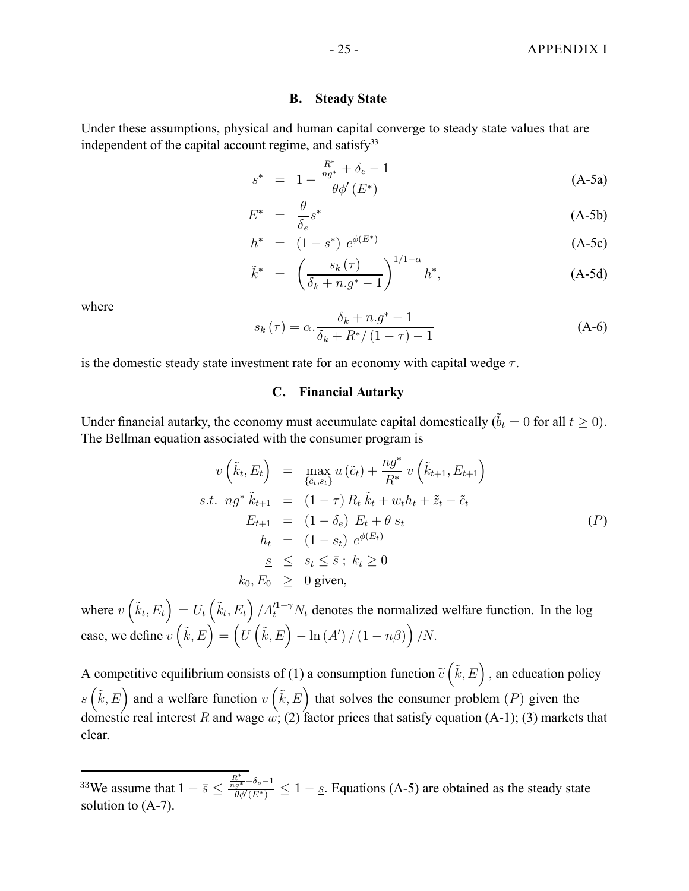## B. Steady State

Under these assumptions, physical and human capital converge to steady state values that are independent of the capital account regime, and satisfy[33]

$$
\begin{aligned}
s^* &= 1 - \frac{\frac{R^*}{ng^*} + \delta_e - 1}{\theta \phi'(E^*)} && \text{(A-5a)} \\
E^* &= \frac{\theta}{\delta_e} s^* && \text{(A-5b)} \\
h^* &= (1 - s^*)\ e^{\phi(E^*)} && \text{(A-5c)} \\
\tilde{k}^* &= \left( \frac{s_k(\tau)}{\delta_k + n.g^* - 1} \right)^{1/1-\alpha} h^*, && \text{(A-5d)}
\end{aligned}
$$

where

$$
s_k(\tau) = \alpha . \frac{\delta_k + n.g^* - 1}{\delta_k + R^*/(1-\tau) - 1} \qquad \text{(A-6)}
$$

is the domestic steady state investment rate for an economy with capital wedge $\tau$.

## C. Financial Autarky

Under financial autarky, the economy must accumulate capital domestically ($\tilde{b}_t = 0$ for all $t \geq 0$). The Bellman equation associated with the consumer program is

$$
\begin{aligned}
v\left(\tilde{k}_t, E_t\right) &= \max_{\{\tilde{c}_t, s_t\}} u(\tilde{c}_t) + \frac{ng^*}{R^*}\, v\left(\tilde{k}_{t+1}, E_{t+1}\right) \\
s.t.\ \ ng^*\, \tilde{k}_{t+1} &= (1-\tau)\, R_t\, \tilde{k}_t + w_t h_t + \tilde{z}_t - \tilde{c}_t \\
E_{t+1} &= (1 - \delta_e)\ E_t + \theta\, s_t \\
h_t &= (1 - s_t)\ e^{\phi(E_t)} \\
\underline{s} &\leq s_t \leq \bar{s}\ ;\ k_t \geq 0 \\
k_0, E_0 &\geq 0 \text{ given,}
\end{aligned} \qquad (P)
$$

where $v\left(\tilde{k}_t, E_t\right) = U_t\left(\tilde{k}_t, E_t\right) / A_t'^{1-\gamma} N_t$ denotes the normalized welfare function. In the log case, we define $v\left(\tilde{k}, E\right) = \left(U\left(\tilde{k}, E\right) - \ln(A') / (1 - n\beta)\right) / N$.

A competitive equilibrium consists of (1) a consumption function $\tilde{c}\left(\tilde{k}, E\right)$, an education policy $s\left(\tilde{k}, E\right)$ and a welfare function $v\left(\tilde{k}, E\right)$ that solves the consumer problem $(P)$ given the domestic real interest $R$ and wage $w$; (2) factor prices that satisfy equation (A-1); (3) markets that clear.

[33] We assume that $1 - \bar{s} \leq \frac{\frac{R^*}{ng^*} + \delta_s - 1}{\theta \phi'(E^*)} \leq 1 - \underline{s}$. Equations (A-5) are obtained as the steady state solution to (A-7).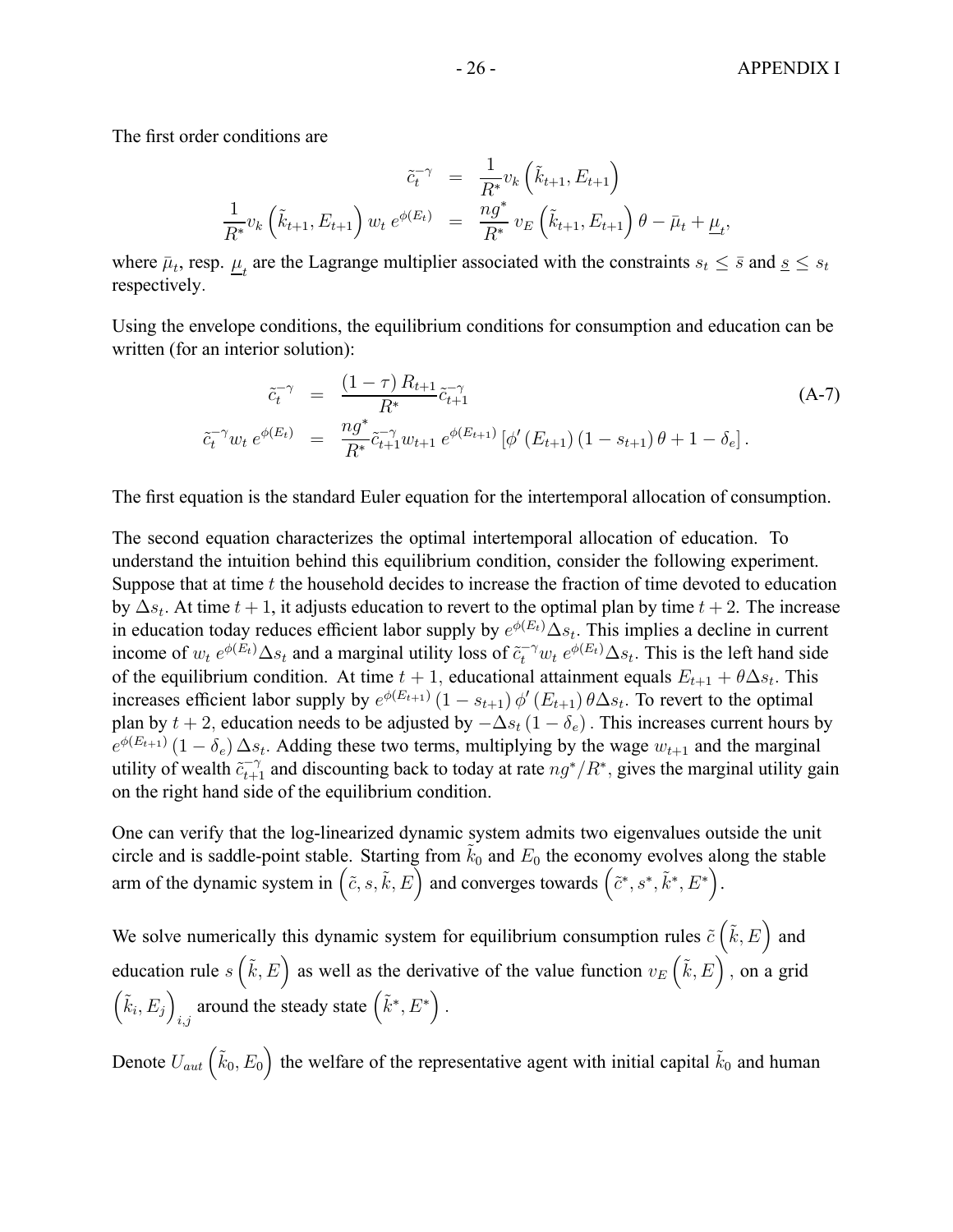The first order conditions are

$$
\begin{aligned}
\tilde{c}_t^{-\gamma} &= \frac{1}{R^*} v_k\left(\tilde{k}_{t+1}, E_{t+1}\right) \\
\frac{1}{R^*} v_k\left(\tilde{k}_{t+1}, E_{t+1}\right) w_t\, e^{\phi(E_t)} &= \frac{ng^*}{R^*}\, v_E\left(\tilde{k}_{t+1}, E_{t+1}\right)\theta - \bar{\mu}_t + \underline{\mu}_t,
\end{aligned}
$$

where $\bar{\mu}_t$, resp. $\underline{\mu}_t$ are the Lagrange multiplier associated with the constraints $s_t \leq \bar{s}$ and $\underline{s} \leq s_t$ respectively.

Using the envelope conditions, the equilibrium conditions for consumption and education can be written (for an interior solution):

$$
\begin{aligned}
\tilde{c}_t^{-\gamma} &= \frac{(1-\tau) R_{t+1}}{R^*} \tilde{c}_{t+1}^{-\gamma} \\
\tilde{c}_t^{-\gamma} w_t\, e^{\phi(E_t)} &= \frac{ng^*}{R^*} \tilde{c}_{t+1}^{-\gamma} w_{t+1}\, e^{\phi(E_{t+1})}\left[\phi'(E_{t+1})(1-s_{t+1})\theta + 1 - \delta_e\right].
\end{aligned}
\tag{A-7}
$$

The first equation is the standard Euler equation for the intertemporal allocation of consumption.

The second equation characterizes the optimal intertemporal allocation of education. To understand the intuition behind this equilibrium condition, consider the following experiment. Suppose that at time $t$ the household decides to increase the fraction of time devoted to education by $\Delta s_t$. At time $t+1$, it adjusts education to revert to the optimal plan by time $t+2$. The increase in education today reduces efficient labor supply by $e^{\phi(E_t)}\Delta s_t$. This implies a decline in current income of $w_t\, e^{\phi(E_t)}\Delta s_t$ and a marginal utility loss of $\tilde{c}_t^{-\gamma} w_t\, e^{\phi(E_t)}\Delta s_t$. This is the left hand side of the equilibrium condition. At time $t+1$, educational attainment equals $E_{t+1} + \theta\Delta s_t$. This increases efficient labor supply by $e^{\phi(E_{t+1})}(1-s_{t+1})\phi'(E_{t+1})\theta\Delta s_t$. To revert to the optimal plan by $t+2$, education needs to be adjusted by $-\Delta s_t(1-\delta_e)$. This increases current hours by $e^{\phi(E_{t+1})}(1-\delta_e)\Delta s_t$. Adding these two terms, multiplying by the wage $w_{t+1}$ and the marginal utility of wealth $\tilde{c}_{t+1}^{-\gamma}$ and discounting back to today at rate $ng^*/R^*$, gives the marginal utility gain on the right hand side of the equilibrium condition.

One can verify that the log-linearized dynamic system admits two eigenvalues outside the unit circle and is saddle-point stable. Starting from $\tilde{k}_0$ and $E_0$ the economy evolves along the stable arm of the dynamic system in $\left(\tilde{c}, s, \tilde{k}, E\right)$ and converges towards $\left(\tilde{c}^*, s^*, \tilde{k}^*, E^*\right)$.

We solve numerically this dynamic system for equilibrium consumption rules $\tilde{c}\left(\tilde{k}, E\right)$ and education rule $s\left(\tilde{k}, E\right)$ as well as the derivative of the value function $v_E\left(\tilde{k}, E\right)$, on a grid $\left(\tilde{k}_i, E_j\right)_{i,j}$ around the steady state $\left(\tilde{k}^*, E^*\right)$.

Denote $U_{aut}\left(\tilde{k}_0, E_0\right)$ the welfare of the representative agent with initial capital $\tilde{k}_0$ and human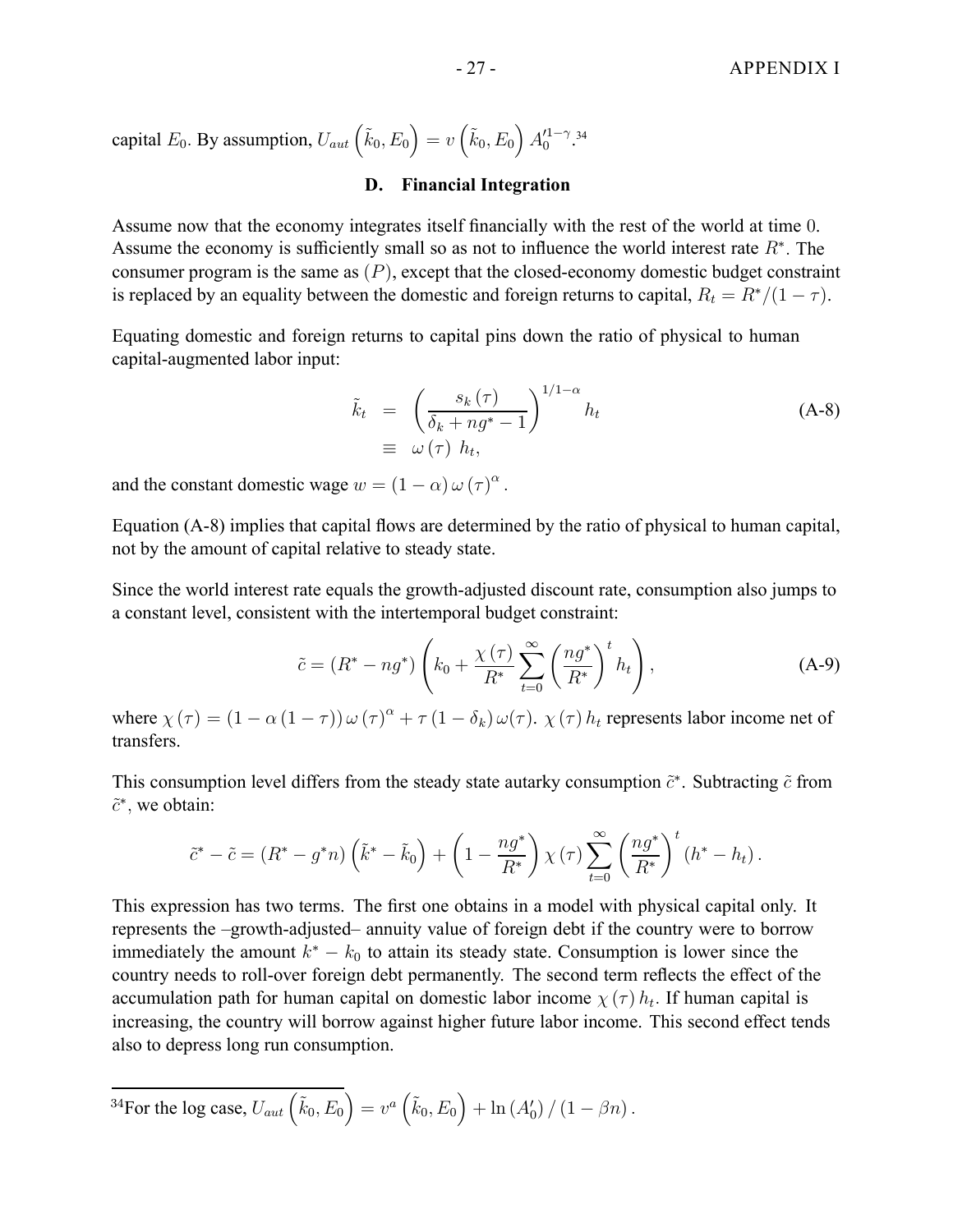capital $E_0$. By assumption, $U_{aut}\left(\tilde{k}_0, E_0\right) = v\left(\tilde{k}_0, E_0\right) A_0'^{1-\gamma}$.[34]

### D. Financial Integration

Assume now that the economy integrates itself financially with the rest of the world at time 0. Assume the economy is sufficiently small so as not to influence the world interest rate $R^*$. The consumer program is the same as $(P)$, except that the closed-economy domestic budget constraint is replaced by an equality between the domestic and foreign returns to capital, $R_t = R^*/(1-\tau)$.

Equating domestic and foreign returns to capital pins down the ratio of physical to human capital-augmented labor input:

$$\begin{aligned} \tilde{k}_t &= \left(\frac{s_k(\tau)}{\delta_k + ng^* - 1}\right)^{1/1-\alpha} h_t \\ &\equiv \omega(\tau)\ h_t, \end{aligned} \tag{A-8}$$

and the constant domestic wage $w = (1-\alpha)\,\omega(\tau)^{\alpha}$.

Equation (A-8) implies that capital flows are determined by the ratio of physical to human capital, not by the amount of capital relative to steady state.

Since the world interest rate equals the growth-adjusted discount rate, consumption also jumps to a constant level, consistent with the intertemporal budget constraint:

$$\tilde{c} = (R^* - ng^*)\left(k_0 + \frac{\chi(\tau)}{R^*}\sum_{t=0}^{\infty}\left(\frac{ng^*}{R^*}\right)^t h_t\right), \tag{A-9}$$

where $\chi(\tau) = (1-\alpha(1-\tau))\,\omega(\tau)^{\alpha} + \tau(1-\delta_k)\,\omega(\tau)$. $\chi(\tau)\,h_t$ represents labor income net of transfers.

This consumption level differs from the steady state autarky consumption $\tilde{c}^*$. Subtracting $\tilde{c}$ from $\tilde{c}^*$, we obtain:

$$\tilde{c}^* - \tilde{c} = (R^* - g^*n)\left(\tilde{k}^* - \tilde{k}_0\right) + \left(1 - \frac{ng^*}{R^*}\right)\chi(\tau)\sum_{t=0}^{\infty}\left(\frac{ng^*}{R^*}\right)^t (h^* - h_t).$$

This expression has two terms. The first one obtains in a model with physical capital only. It represents the –growth-adjusted– annuity value of foreign debt if the country were to borrow immediately the amount $k^* - k_0$ to attain its steady state. Consumption is lower since the country needs to roll-over foreign debt permanently. The second term reflects the effect of the accumulation path for human capital on domestic labor income $\chi(\tau)\,h_t$. If human capital is increasing, the country will borrow against higher future labor income. This second effect tends also to depress long run consumption.

---

[34] For the log case, $U_{aut}\left(\tilde{k}_0, E_0\right) = v^a\left(\tilde{k}_0, E_0\right) + \ln(A_0')/(1-\beta n)$.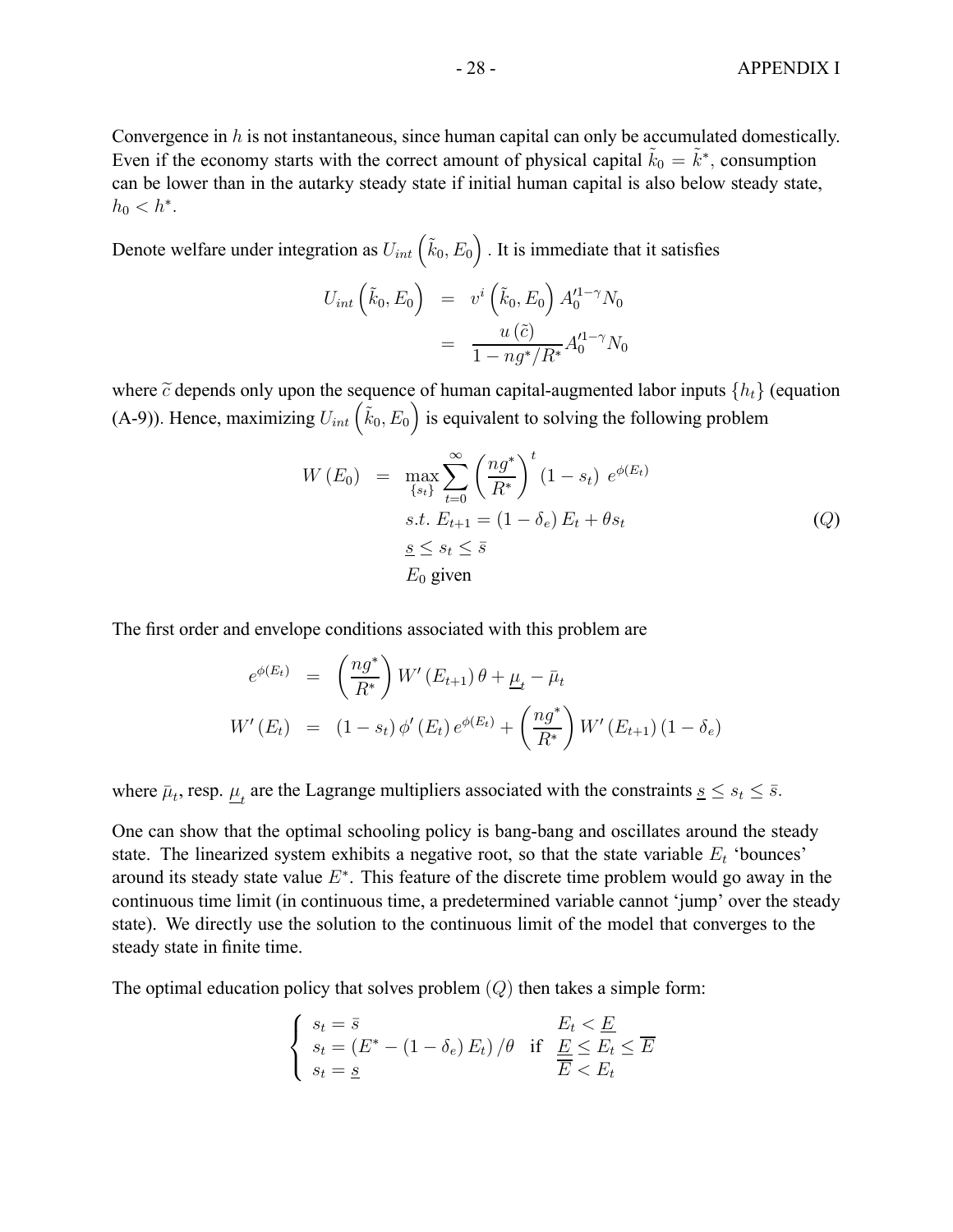Convergence in $h$ is not instantaneous, since human capital can only be accumulated domestically. Even if the economy starts with the correct amount of physical capital $\tilde{k}_0 = \tilde{k}^*$, consumption can be lower than in the autarky steady state if initial human capital is also below steady state, $h_0 < h^*$.

Denote welfare under integration as $U_{int}\left(\tilde{k}_0, E_0\right)$. It is immediate that it satisfies

$$
\begin{aligned}
U_{int}\left(\tilde{k}_0, E_0\right) &= v^i\left(\tilde{k}_0, E_0\right) A_0'^{1-\gamma} N_0 \\
&= \frac{u\left(\tilde{c}\right)}{1 - ng^*/R^*} A_0'^{1-\gamma} N_0
\end{aligned}
$$

where $\widetilde{c}$ depends only upon the sequence of human capital-augmented labor inputs $\{h_t\}$ (equation (A-9)). Hence, maximizing $U_{int}\left(\tilde{k}_0, E_0\right)$ is equivalent to solving the following problem

$$
\begin{aligned}
W\left(E_0\right) &= \max_{\{s_t\}} \sum_{t=0}^{\infty} \left(\frac{ng^*}{R^*}\right)^t \left(1 - s_t\right) \, e^{\phi(E_t)} \\
& \quad s.t. \; E_{t+1} = \left(1 - \delta_e\right) E_t + \theta s_t \\
& \quad \underline{s} \le s_t \le \bar{s} \\
& \quad E_0 \text{ given}
\end{aligned}
\tag{Q}
$$

The first order and envelope conditions associated with this problem are

$$
\begin{aligned}
e^{\phi(E_t)} &= \left(\frac{ng^*}{R^*}\right) W'\left(E_{t+1}\right) \theta + \underline{\mu}_t - \bar{\mu}_t \\
W'\left(E_t\right) &= \left(1 - s_t\right) \phi'\left(E_t\right) e^{\phi(E_t)} + \left(\frac{ng^*}{R^*}\right) W'\left(E_{t+1}\right) \left(1 - \delta_e\right)
\end{aligned}
$$

where $\bar{\mu}_t$, resp. $\underline{\mu}_t$ are the Lagrange multipliers associated with the constraints $\underline{s} \le s_t \le \bar{s}$.

One can show that the optimal schooling policy is bang-bang and oscillates around the steady state. The linearized system exhibits a negative root, so that the state variable $E_t$ 'bounces' around its steady state value $E^*$. This feature of the discrete time problem would go away in the continuous time limit (in continuous time, a predetermined variable cannot 'jump' over the steady state). We directly use the solution to the continuous limit of the model that converges to the steady state in finite time.

The optimal education policy that solves problem $(Q)$ then takes a simple form:

$$
\begin{cases}
s_t = \bar{s} & E_t < \underline{E} \\
s_t = \left(E^* - \left(1 - \delta_e\right) E_t\right)/\theta \quad \text{if} & \underline{E} \le E_t \le \overline{E} \\
s_t = \underline{s} & \overline{E} < E_t
\end{cases}
$$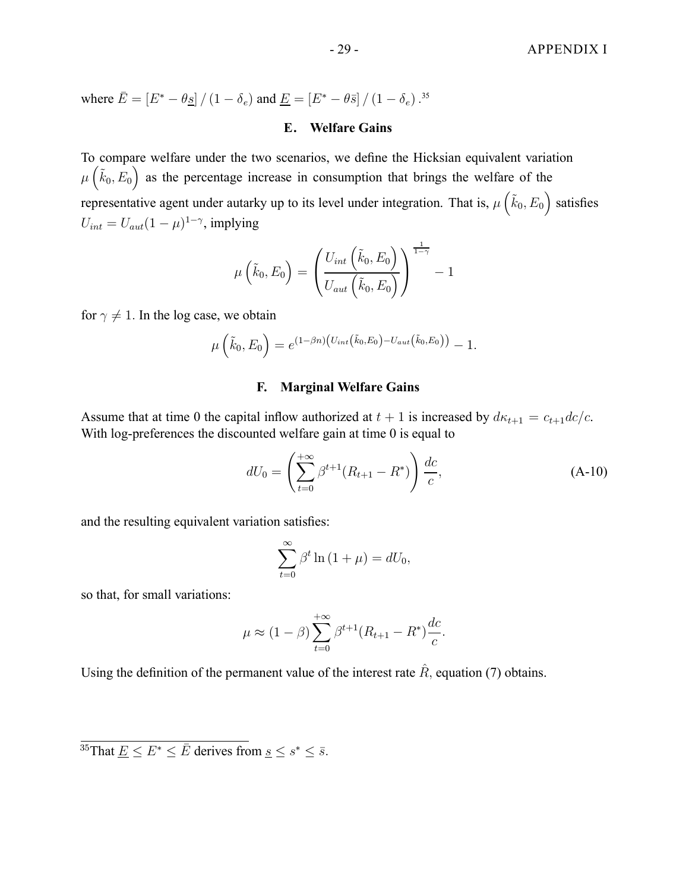where $\bar{E} = [E^* - \theta \underline{s}] / (1 - \delta_e)$ and $\underline{E} = [E^* - \theta \bar{s}] / (1 - \delta_e)$.[35]

### E. Welfare Gains

To compare welfare under the two scenarios, we define the Hicksian equivalent variation $\mu\left(\tilde{k}_0, E_0\right)$ as the percentage increase in consumption that brings the welfare of the representative agent under autarky up to its level under integration. That is, $\mu\left(\tilde{k}_0, E_0\right)$ satisfies $U_{int} = U_{aut}(1-\mu)^{1-\gamma}$, implying

$$\mu\left(\tilde{k}_0, E_0\right) = \left(\frac{U_{int}\left(\tilde{k}_0, E_0\right)}{U_{aut}\left(\tilde{k}_0, E_0\right)}\right)^{\frac{1}{1-\gamma}} - 1$$

for $\gamma \neq 1$. In the log case, we obtain

$$\mu\left(\tilde{k}_0, E_0\right) = e^{(1-\beta n)\left(U_{int}\left(\tilde{k}_0, E_0\right) - U_{aut}\left(\tilde{k}_0, E_0\right)\right)} - 1.$$

### F. Marginal Welfare Gains

Assume that at time 0 the capital inflow authorized at $t+1$ is increased by $d\kappa_{t+1} = c_{t+1} dc/c$. With log-preferences the discounted welfare gain at time 0 is equal to

$$dU_0 = \left(\sum_{t=0}^{+\infty} \beta^{t+1}(R_{t+1} - R^*)\right)\frac{dc}{c}, \tag{A-10}$$

and the resulting equivalent variation satisfies:

$$\sum_{t=0}^{\infty} \beta^t \ln(1+\mu) = dU_0,$$

so that, for small variations:

$$\mu \approx (1-\beta)\sum_{t=0}^{+\infty} \beta^{t+1}(R_{t+1} - R^*)\frac{dc}{c}.$$

Using the definition of the permanent value of the interest rate $\hat{R}$, equation (7) obtains.

---

[35] That $\underline{E} \leq E^* \leq \bar{E}$ derives from $\underline{s} \leq s^* \leq \bar{s}$.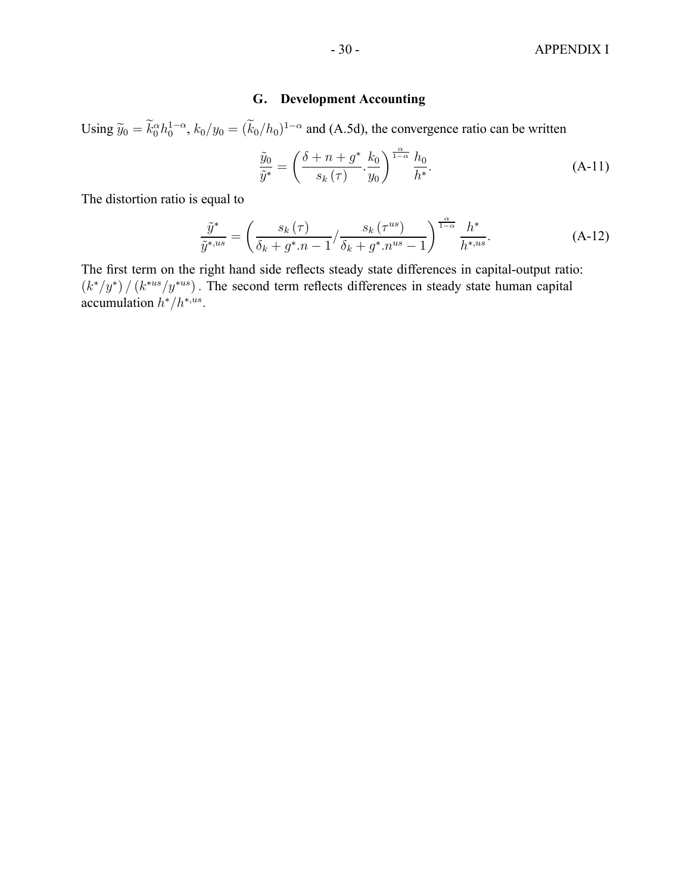### G. Development Accounting

Using $\widetilde{y}_0 = \widetilde{k}_0^{\alpha} h_0^{1-\alpha}$, $k_0/y_0 = (\widetilde{k}_0/h_0)^{1-\alpha}$ and (A.5d), the convergence ratio can be written

$$\frac{\tilde{y}_0}{\tilde{y}^*} = \left( \frac{\delta + n + g^*}{s_k(\tau)} . \frac{k_0}{y_0} \right)^{\frac{\alpha}{1-\alpha}} \frac{h_0}{h^*}. \tag{A-11}$$

The distortion ratio is equal to

$$\frac{\tilde{y}^*}{\tilde{y}^{*,us}} = \left( \frac{s_k(\tau)}{\delta_k + g^*.n - 1} / \frac{s_k(\tau^{us})}{\delta_k + g^*.n^{us} - 1} \right)^{\frac{\alpha}{1-\alpha}} \frac{h^*}{h^{*,us}}. \tag{A-12}$$

The first term on the right hand side reflects steady state differences in capital-output ratio: $(k^*/y^*)/(k^{*us}/y^{*us})$. The second term reflects differences in steady state human capital accumulation $h^*/h^{*,us}$.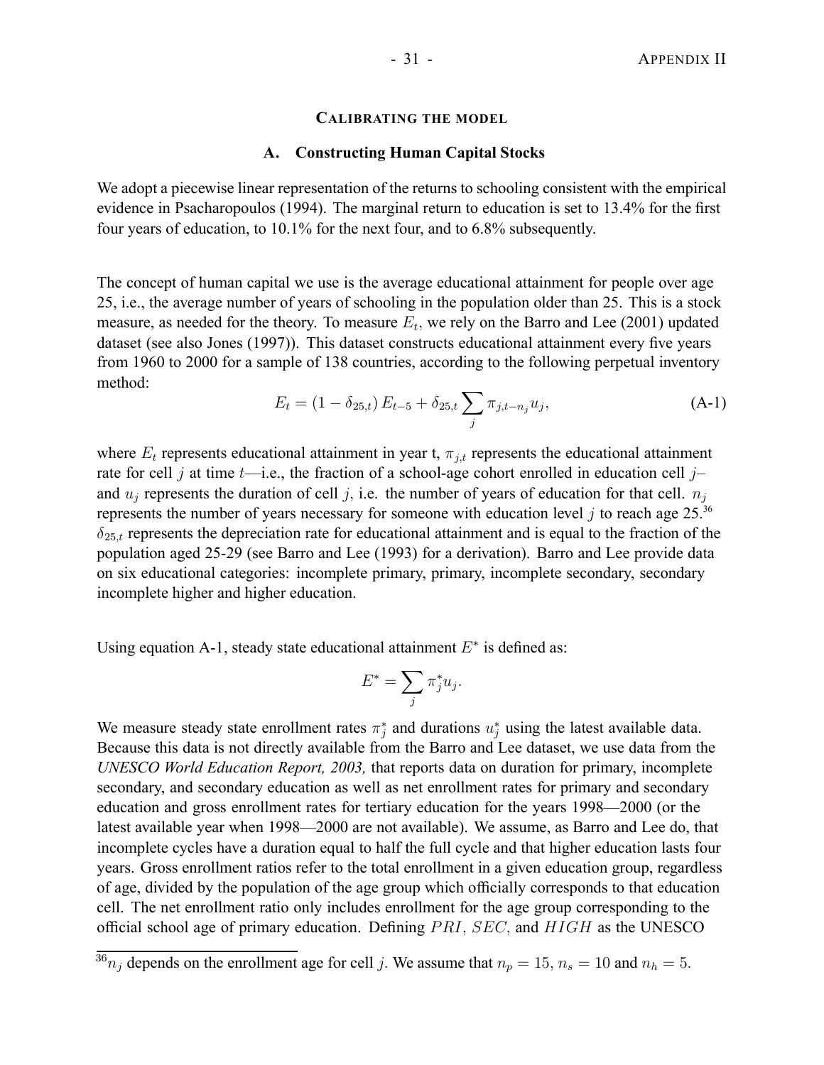## CALIBRATING THE MODEL

### A. Constructing Human Capital Stocks

We adopt a piecewise linear representation of the returns to schooling consistent with the empirical evidence in Psacharopoulos (1994). The marginal return to education is set to 13.4% for the first four years of education, to 10.1% for the next four, and to 6.8% subsequently.

The concept of human capital we use is the average educational attainment for people over age 25, i.e., the average number of years of schooling in the population older than 25. This is a stock measure, as needed for the theory. To measure $E_t$, we rely on the Barro and Lee (2001) updated dataset (see also Jones (1997)). This dataset constructs educational attainment every five years from 1960 to 2000 for a sample of 138 countries, according to the following perpetual inventory method:

$$E_t = (1 - \delta_{25,t}) E_{t-5} + \delta_{25,t} \sum_j \pi_{j,t-n_j} u_j, \tag{A-1}$$

where $E_t$ represents educational attainment in year t, $\pi_{j,t}$ represents the educational attainment rate for cell $j$ at time $t$—i.e., the fraction of a school-age cohort enrolled in education cell $j$– and $u_j$ represents the duration of cell $j$, i.e. the number of years of education for that cell. $n_j$ represents the number of years necessary for someone with education level $j$ to reach age 25.[36] $\delta_{25,t}$ represents the depreciation rate for educational attainment and is equal to the fraction of the population aged 25-29 (see Barro and Lee (1993) for a derivation). Barro and Lee provide data on six educational categories: incomplete primary, primary, incomplete secondary, secondary incomplete higher and higher education.

Using equation A-1, steady state educational attainment $E^*$ is defined as:

$$E^* = \sum_j \pi_j^* u_j.$$

We measure steady state enrollment rates $\pi_j^*$ and durations $u_j^*$ using the latest available data. Because this data is not directly available from the Barro and Lee dataset, we use data from the *UNESCO World Education Report, 2003,* that reports data on duration for primary, incomplete secondary, and secondary education as well as net enrollment rates for primary and secondary education and gross enrollment rates for tertiary education for the years 1998—2000 (or the latest available year when 1998—2000 are not available). We assume, as Barro and Lee do, that incomplete cycles have a duration equal to half the full cycle and that higher education lasts four years. Gross enrollment ratios refer to the total enrollment in a given education group, regardless of age, divided by the population of the age group which officially corresponds to that education cell. The net enrollment ratio only includes enrollment for the age group corresponding to the official school age of primary education. Defining $PRI$, $SEC$, and $HIGH$ as the UNESCO

[36] $n_j$ depends on the enrollment age for cell $j$. We assume that $n_p = 15$, $n_s = 10$ and $n_h = 5$.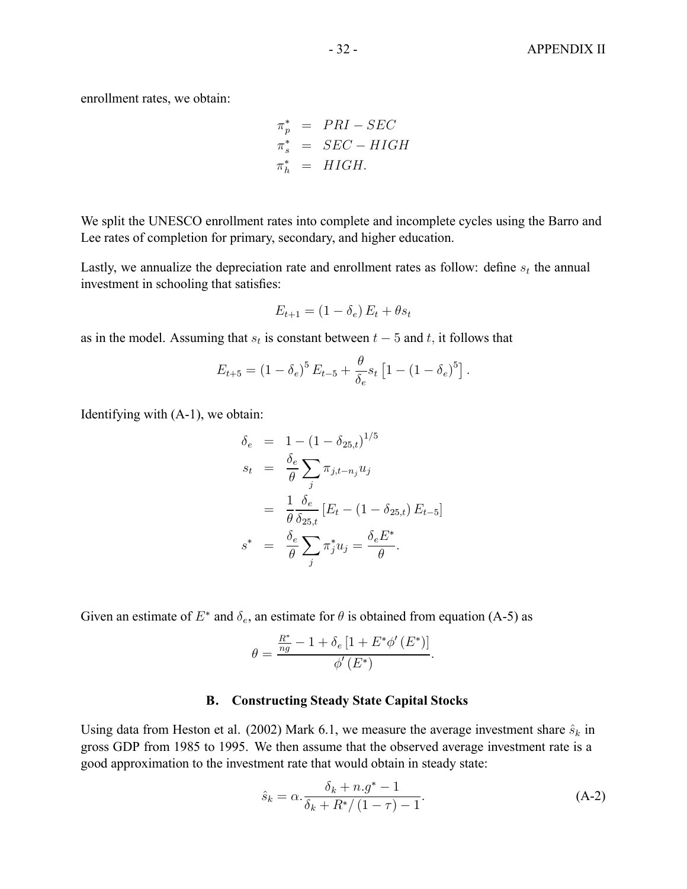enrollment rates, we obtain:

$$
\begin{aligned}
\pi_p^* &= PRI - SEC \\
\pi_s^* &= SEC - HIGH \\
\pi_h^* &= HIGH.
\end{aligned}
$$

We split the UNESCO enrollment rates into complete and incomplete cycles using the Barro and Lee rates of completion for primary, secondary, and higher education.

Lastly, we annualize the depreciation rate and enrollment rates as follow: define $s_t$ the annual investment in schooling that satisfies:

$$
E_{t+1} = (1 - \delta_e) E_t + \theta s_t
$$

as in the model. Assuming that $s_t$ is constant between $t-5$ and $t$, it follows that

$$
E_{t+5} = (1 - \delta_e)^5 E_{t-5} + \frac{\theta}{\delta_e} s_t \left[1 - (1 - \delta_e)^5\right].
$$

Identifying with (A-1), we obtain:

$$
\begin{aligned}
\delta_e &= 1 - (1 - \delta_{25,t})^{1/5} \\
s_t &= \frac{\delta_e}{\theta} \sum_j \pi_{j,t-n_j} u_j \\
&= \frac{1}{\theta} \frac{\delta_e}{\delta_{25,t}} \left[E_t - (1 - \delta_{25,t}) E_{t-5}\right] \\
s^* &= \frac{\delta_e}{\theta} \sum_j \pi_j^* u_j = \frac{\delta_e E^*}{\theta}.
\end{aligned}
$$

Given an estimate of $E^*$ and $\delta_e$, an estimate for $\theta$ is obtained from equation (A-5) as

$$
\theta = \frac{\frac{R^*}{ng} - 1 + \delta_e \left[1 + E^* \phi'(E^*)\right]}{\phi'(E^*)}.
$$

## B. Constructing Steady State Capital Stocks

Using data from Heston et al. (2002) Mark 6.1, we measure the average investment share $\hat{s}_k$ in gross GDP from 1985 to 1995. We then assume that the observed average investment rate is a good approximation to the investment rate that would obtain in steady state:

$$
\hat{s}_k = \alpha . \frac{\delta_k + n.g^* - 1}{\delta_k + R^*/(1-\tau) - 1}. \tag{A-2}
$$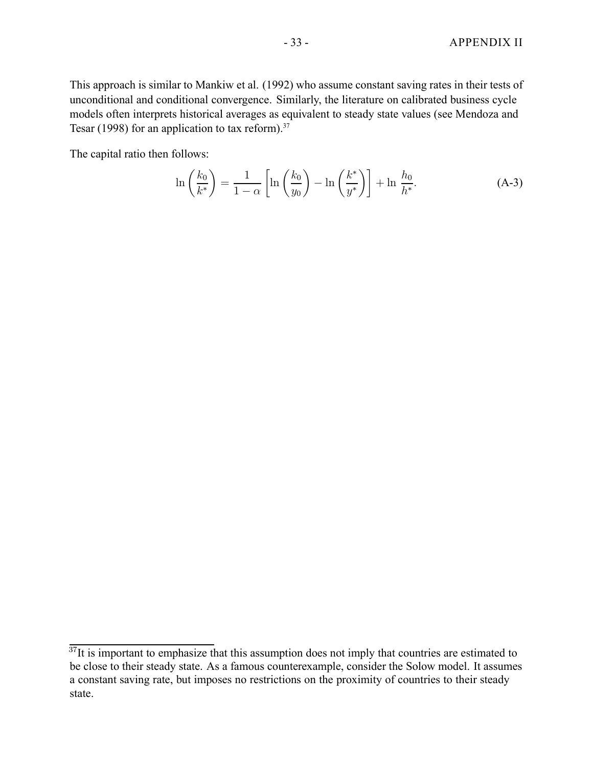This approach is similar to Mankiw et al. (1992) who assume constant saving rates in their tests of unconditional and conditional convergence. Similarly, the literature on calibrated business cycle models often interprets historical averages as equivalent to steady state values (see Mendoza and Tesar (1998) for an application to tax reform).[37]

The capital ratio then follows:

$$\ln\left(\frac{k_0}{k^*}\right) = \frac{1}{1-\alpha}\left[\ln\left(\frac{k_0}{y_0}\right) - \ln\left(\frac{k^*}{y^*}\right)\right] + \ln\,\frac{h_0}{h^*}. \tag{A-3}$$

[37] It is important to emphasize that this assumption does not imply that countries are estimated to be close to their steady state. As a famous counterexample, consider the Solow model. It assumes a constant saving rate, but imposes no restrictions on the proximity of countries to their steady state.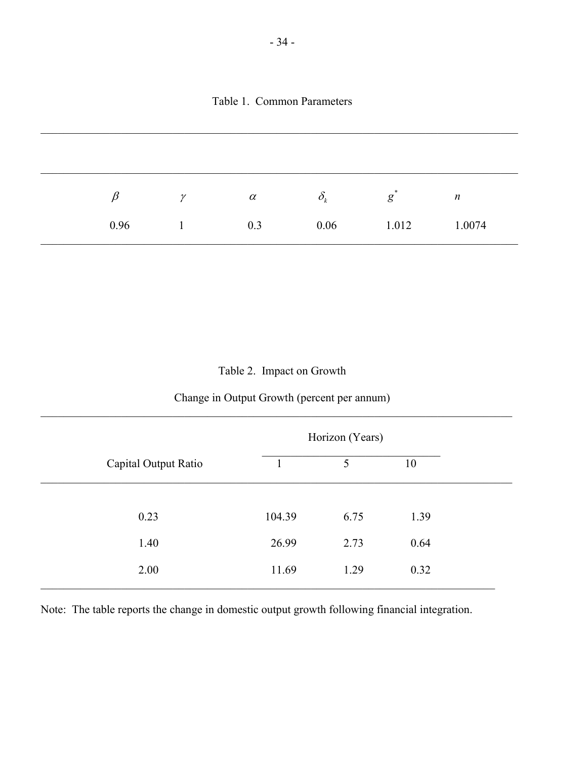Table 1. Common Parameters

| $\beta$ | $\gamma$ | $\alpha$ | $\delta_k$ | $g^*$ | $n$ |
|---|---|---|---|---|---|
| 0.96 | 1 | 0.3 | 0.06 | 1.012 | 1.0074 |

Table 2. Impact on Growth

Change in Output Growth (percent per annum)

| Capital Output Ratio | Horizon (Years) | | |
|---|---|---|---|
| | 1 | 5 | 10 |
| 0.23 | 104.39 | 6.75 | 1.39 |
| 1.40 | 26.99 | 2.73 | 0.64 |
| 2.00 | 11.69 | 1.29 | 0.32 |

Note: The table reports the change in domestic output growth following financial integration.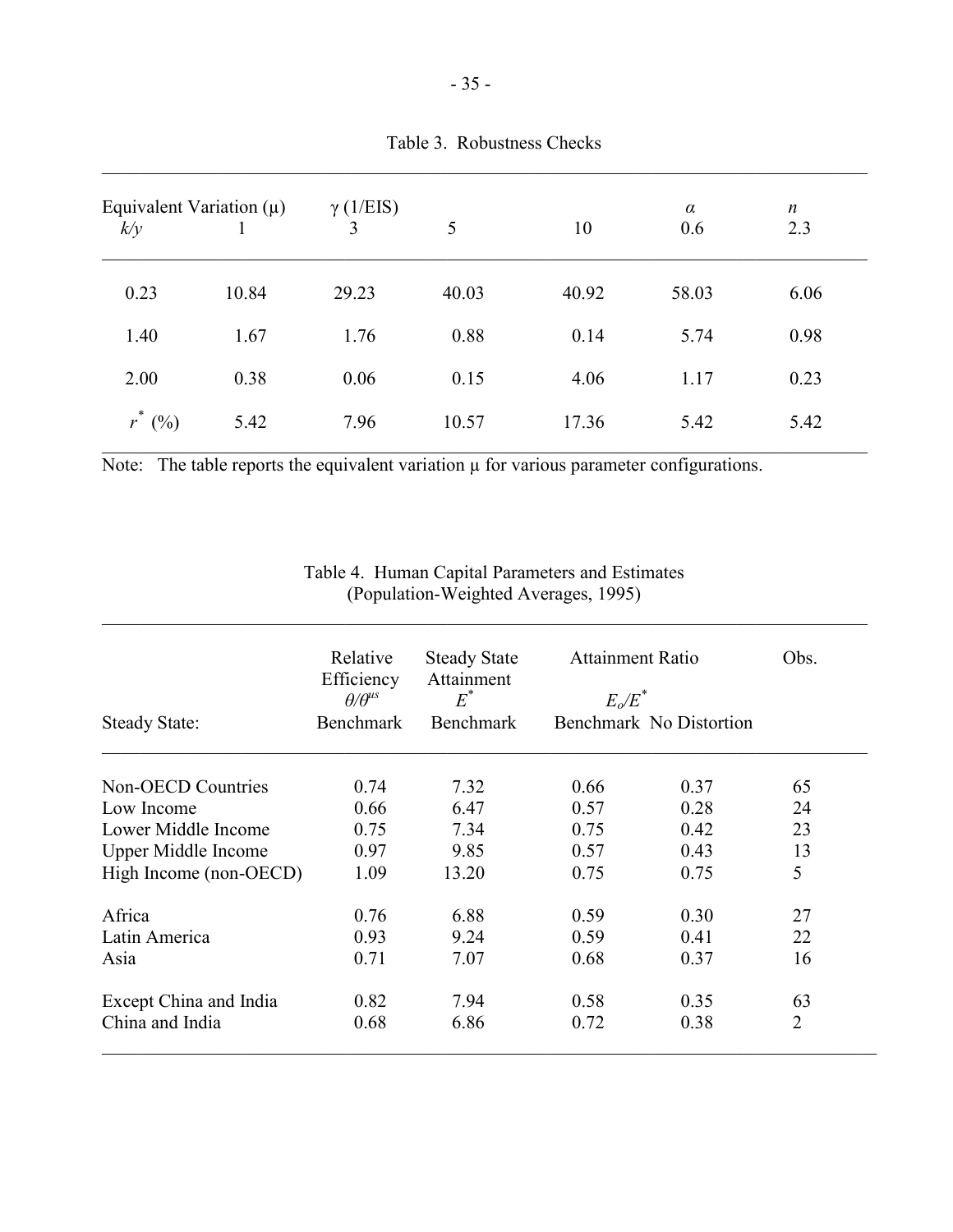Table 3. Robustness Checks

| Equivalent Variation (μ) | | $\gamma$ (1/EIS) | | | $\alpha$ | $n$ |
|---|---|---|---|---|---|---|
| $k/y$ | 1 | 3 | 5 | 10 | 0.6 | 2.3 |
| 0.23 | 10.84 | 29.23 | 40.03 | 40.92 | 58.03 | 6.06 |
| 1.40 | 1.67 | 1.76 | 0.88 | 0.14 | 5.74 | 0.98 |
| 2.00 | 0.38 | 0.06 | 0.15 | 4.06 | 1.17 | 0.23 |
| $r^*$ (%) | 5.42 | 7.96 | 10.57 | 17.36 | 5.42 | 5.42 |

Note: The table reports the equivalent variation μ for various parameter configurations.

Table 4. Human Capital Parameters and Estimates
(Population-Weighted Averages, 1995)

| | Relative Efficiency $\theta/\theta^{us}$ | Steady State Attainment $E^*$ | Attainment Ratio $E_o/E^*$ | | Obs. |
|---|---|---|---|---|---|
| Steady State: | Benchmark | Benchmark | Benchmark | No Distortion | |
| Non-OECD Countries | 0.74 | 7.32 | 0.66 | 0.37 | 65 |
| Low Income | 0.66 | 6.47 | 0.57 | 0.28 | 24 |
| Lower Middle Income | 0.75 | 7.34 | 0.75 | 0.42 | 23 |
| Upper Middle Income | 0.97 | 9.85 | 0.57 | 0.43 | 13 |
| High Income (non-OECD) | 1.09 | 13.20 | 0.75 | 0.75 | 5 |
| Africa | 0.76 | 6.88 | 0.59 | 0.30 | 27 |
| Latin America | 0.93 | 9.24 | 0.59 | 0.41 | 22 |
| Asia | 0.71 | 7.07 | 0.68 | 0.37 | 16 |
| Except China and India | 0.82 | 7.94 | 0.58 | 0.35 | 63 |
| China and India | 0.68 | 6.86 | 0.72 | 0.38 | 2 |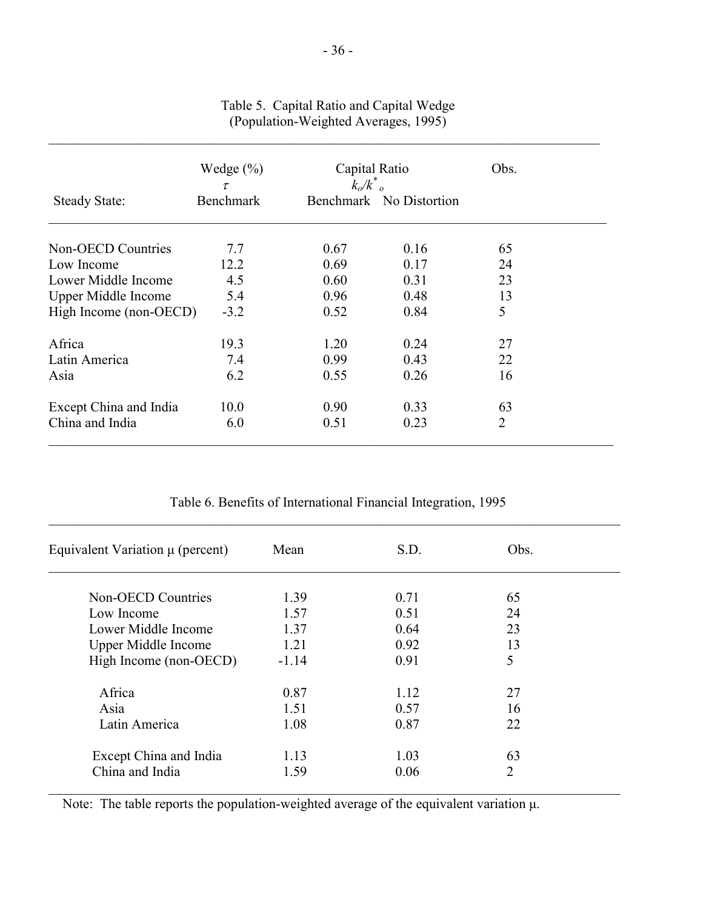Table 5. Capital Ratio and Capital Wedge
(Population-Weighted Averages, 1995)

| Steady State: | Wedge (%) $\tau$ Benchmark | Capital Ratio $k_o/k^*_o$ Benchmark | No Distortion | Obs. |
|---|---|---|---|---|
| Non-OECD Countries | 7.7 | 0.67 | 0.16 | 65 |
| Low Income | 12.2 | 0.69 | 0.17 | 24 |
| Lower Middle Income | 4.5 | 0.60 | 0.31 | 23 |
| Upper Middle Income | 5.4 | 0.96 | 0.48 | 13 |
| High Income (non-OECD) | -3.2 | 0.52 | 0.84 | 5 |
| Africa | 19.3 | 1.20 | 0.24 | 27 |
| Latin America | 7.4 | 0.99 | 0.43 | 22 |
| Asia | 6.2 | 0.55 | 0.26 | 16 |
| Except China and India | 10.0 | 0.90 | 0.33 | 63 |
| China and India | 6.0 | 0.51 | 0.23 | 2 |

Table 6. Benefits of International Financial Integration, 1995

| Equivalent Variation $\mu$ (percent) | Mean | S.D. | Obs. |
|---|---|---|---|
| Non-OECD Countries | 1.39 | 0.71 | 65 |
| Low Income | 1.57 | 0.51 | 24 |
| Lower Middle Income | 1.37 | 0.64 | 23 |
| Upper Middle Income | 1.21 | 0.92 | 13 |
| High Income (non-OECD) | -1.14 | 0.91 | 5 |
| Africa | 0.87 | 1.12 | 27 |
| Asia | 1.51 | 0.57 | 16 |
| Latin America | 1.08 | 0.87 | 22 |
| Except China and India | 1.13 | 1.03 | 63 |
| China and India | 1.59 | 0.06 | 2 |

Note: The table reports the population-weighted average of the equivalent variation $\mu$.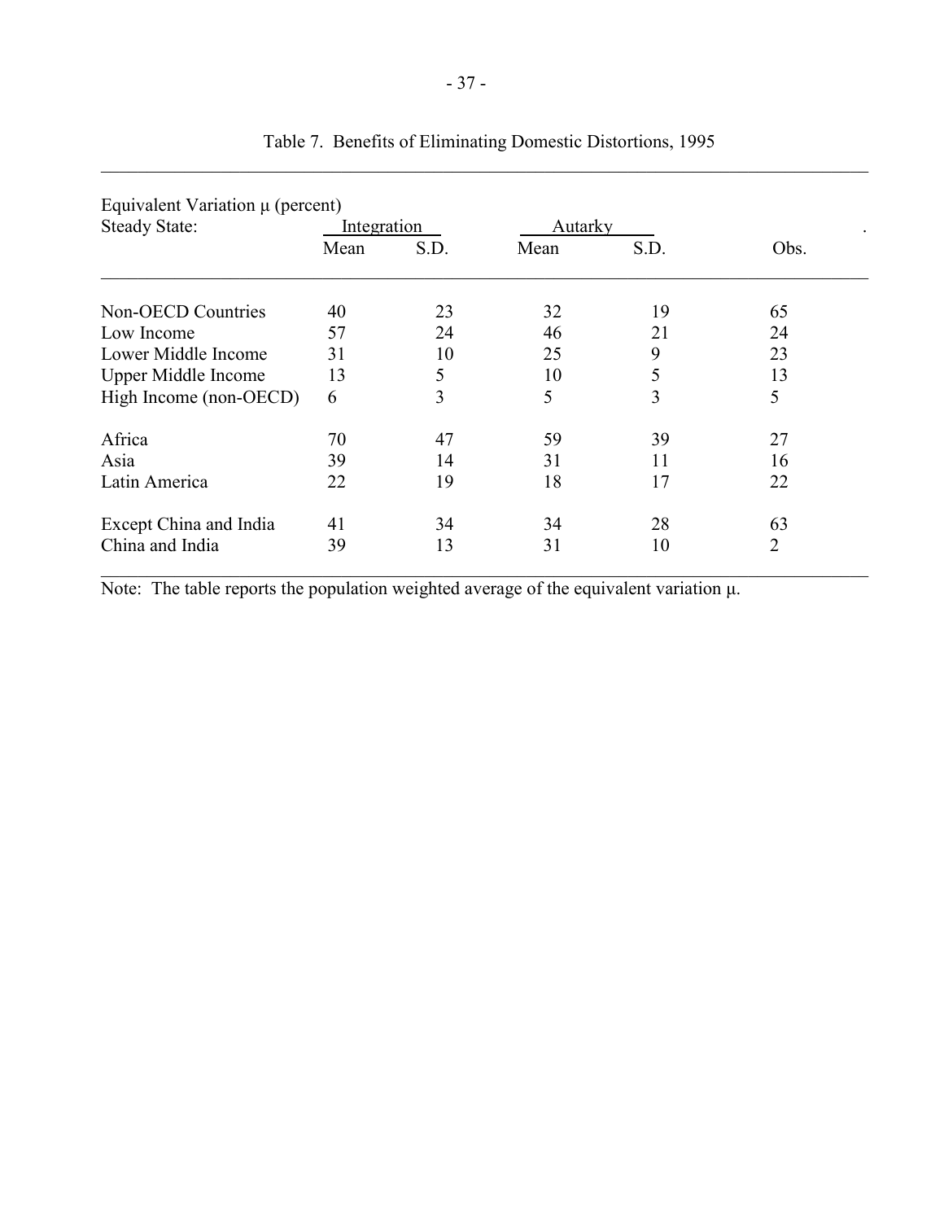Table 7. Benefits of Eliminating Domestic Distortions, 1995

| Equivalent Variation $\mu$ (percent) Steady State: | Integration | | Autarky | | |
|---|---|---|---|---|---|
| | Mean | S.D. | Mean | S.D. | Obs. |
| Non-OECD Countries | 40 | 23 | 32 | 19 | 65 |
| Low Income | 57 | 24 | 46 | 21 | 24 |
| Lower Middle Income | 31 | 10 | 25 | 9 | 23 |
| Upper Middle Income | 13 | 5 | 10 | 5 | 13 |
| High Income (non-OECD) | 6 | 3 | 5 | 3 | 5 |
| Africa | 70 | 47 | 59 | 39 | 27 |
| Asia | 39 | 14 | 31 | 11 | 16 |
| Latin America | 22 | 19 | 18 | 17 | 22 |
| Except China and India | 41 | 34 | 34 | 28 | 63 |
| China and India | 39 | 13 | 31 | 10 | 2 |

Note: The table reports the population weighted average of the equivalent variation $\mu$.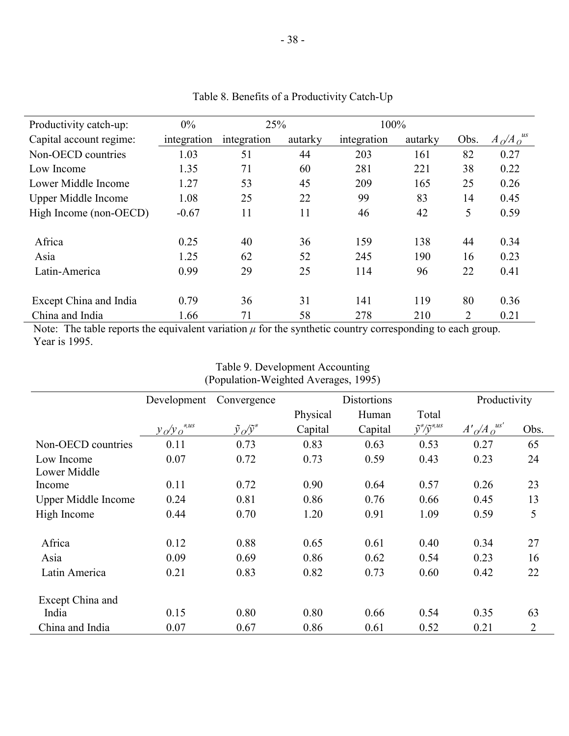Table 8. Benefits of a Productivity Catch-Up

| Productivity catch-up: | 0% | 25% | | 100% | | | |
|---|---|---|---|---|---|---|---|
| Capital account regime: | integration | integration | autarky | integration | autarky | Obs. | $A_O/A_O^{us}$ |
| Non-OECD countries | 1.03 | 51 | 44 | 203 | 161 | 82 | 0.27 |
| Low Income | 1.35 | 71 | 60 | 281 | 221 | 38 | 0.22 |
| Lower Middle Income | 1.27 | 53 | 45 | 209 | 165 | 25 | 0.26 |
| Upper Middle Income | 1.08 | 25 | 22 | 99 | 83 | 14 | 0.45 |
| High Income (non-OECD) | -0.67 | 11 | 11 | 46 | 42 | 5 | 0.59 |
| Africa | 0.25 | 40 | 36 | 159 | 138 | 44 | 0.34 |
| Asia | 1.25 | 62 | 52 | 245 | 190 | 16 | 0.23 |
| Latin-America | 0.99 | 29 | 25 | 114 | 96 | 22 | 0.41 |
| Except China and India | 0.79 | 36 | 31 | 141 | 119 | 80 | 0.36 |
| China and India | 1.66 | 71 | 58 | 278 | 210 | 2 | 0.21 |

Note: The table reports the equivalent variation $\mu$ for the synthetic country corresponding to each group. Year is 1995.

Table 9. Development Accounting
(Population-Weighted Averages, 1995)

| | Development | Convergence | Distortions | | | Productivity | |
|---|---|---|---|---|---|---|---|
| | | | Physical | Human | Total | | |
| | $y_O/y_O^{*,us}$ | $\tilde{y}_O/\tilde{y}^*$ | Capital | Capital | $\tilde{y}^*/\tilde{y}^{*,us}$ | $A'_O/A_O^{us'}$ | Obs. |
| Non-OECD countries | 0.11 | 0.73 | 0.83 | 0.63 | 0.53 | 0.27 | 65 |
| Low Income | 0.07 | 0.72 | 0.73 | 0.59 | 0.43 | 0.23 | 24 |
| Lower Middle Income | 0.11 | 0.72 | 0.90 | 0.64 | 0.57 | 0.26 | 23 |
| Upper Middle Income | 0.24 | 0.81 | 0.86 | 0.76 | 0.66 | 0.45 | 13 |
| High Income | 0.44 | 0.70 | 1.20 | 0.91 | 1.09 | 0.59 | 5 |
| Africa | 0.12 | 0.88 | 0.65 | 0.61 | 0.40 | 0.34 | 27 |
| Asia | 0.09 | 0.69 | 0.86 | 0.62 | 0.54 | 0.23 | 16 |
| Latin America | 0.21 | 0.83 | 0.82 | 0.73 | 0.60 | 0.42 | 22 |
| Except China and India | 0.15 | 0.80 | 0.80 | 0.66 | 0.54 | 0.35 | 63 |
| China and India | 0.07 | 0.67 | 0.86 | 0.61 | 0.52 | 0.21 | 2 |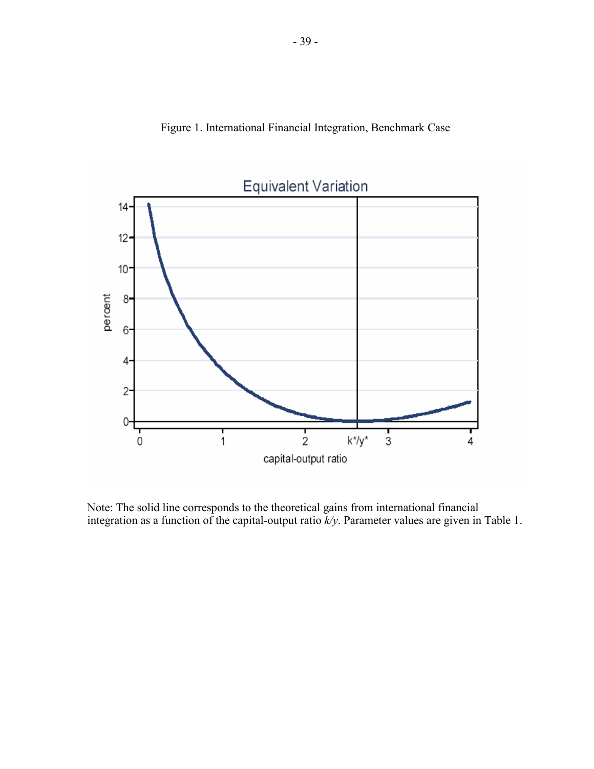Figure 1. International Financial Integration, Benchmark Case

Note: The solid line corresponds to the theoretical gains from international financial integration as a function of the capital-output ratio $k/y$. Parameter values are given in Table 1.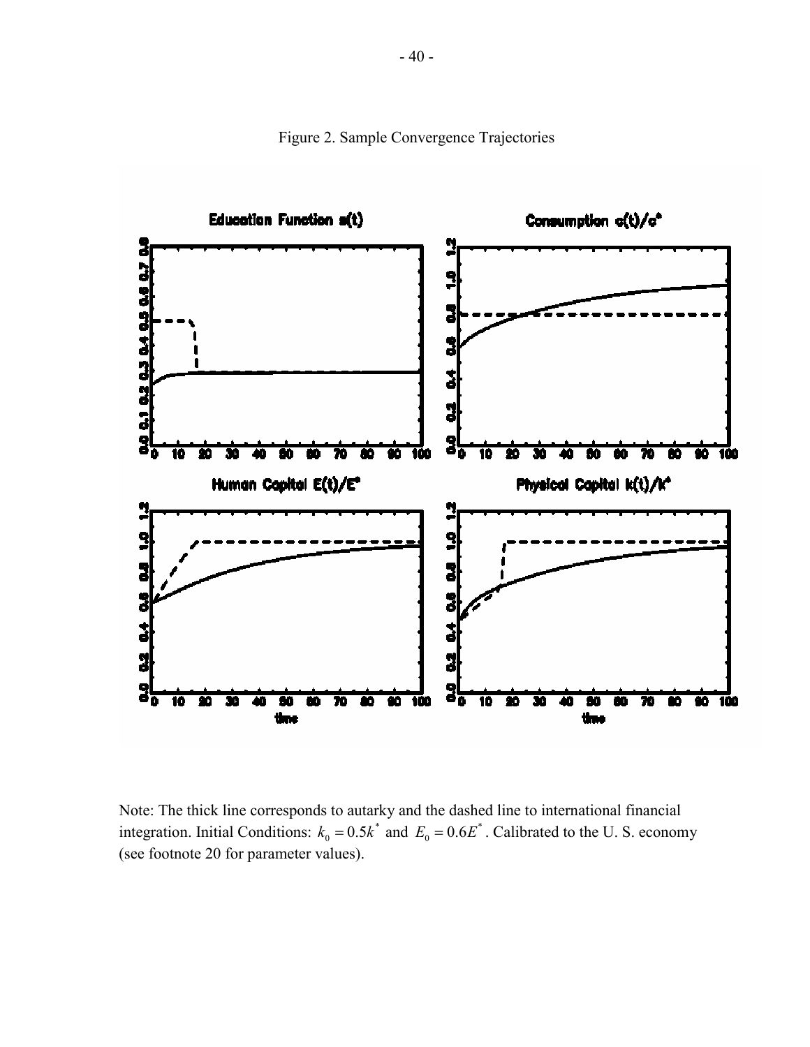Figure 2. Sample Convergence Trajectories

Note: The thick line corresponds to autarky and the dashed line to international financial integration. Initial Conditions: $k_0 = 0.5k^*$ and $E_0 = 0.6E^*$. Calibrated to the U. S. economy (see footnote 20 for parameter values).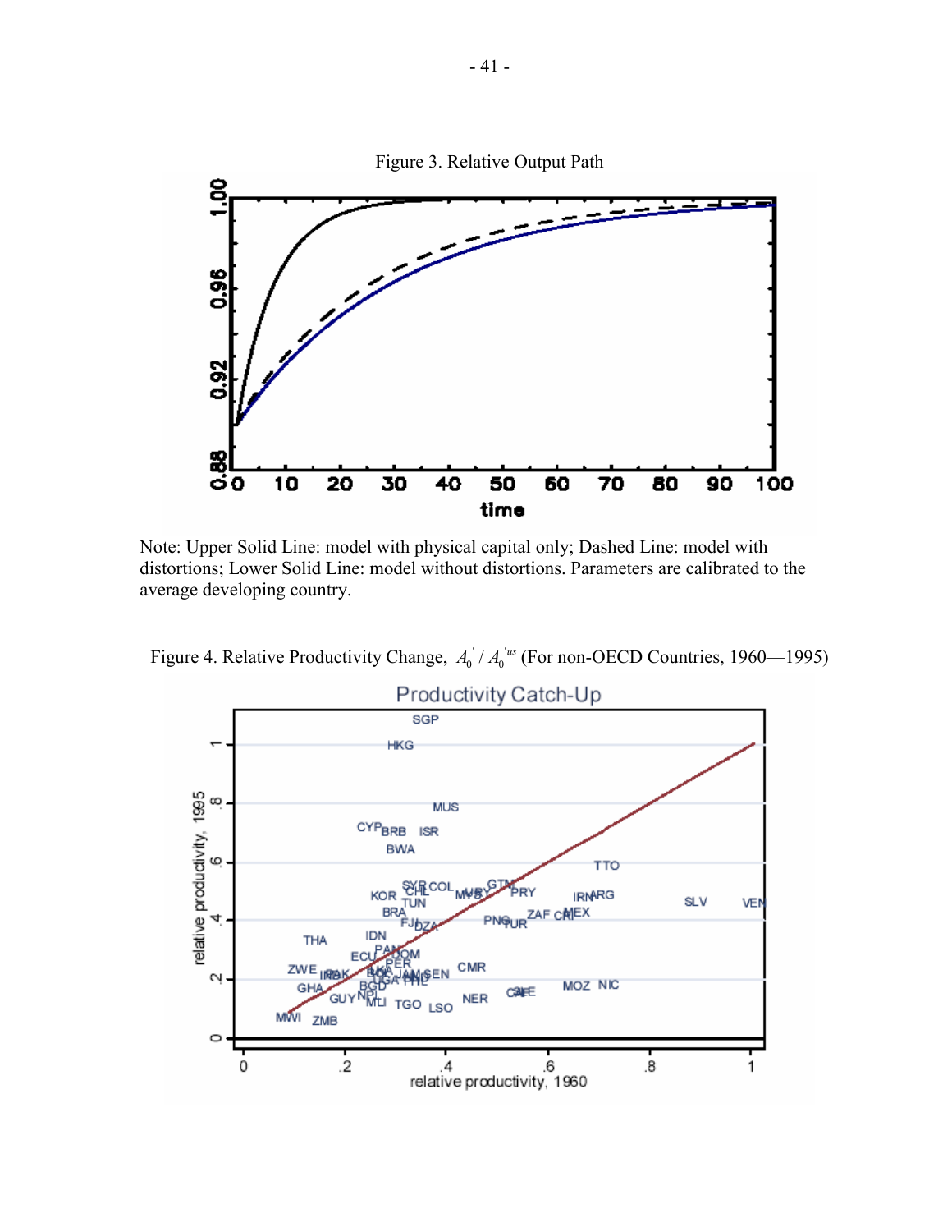Figure 3. Relative Output Path

Note: Upper Solid Line: model with physical capital only; Dashed Line: model with distortions; Lower Solid Line: model without distortions. Parameters are calibrated to the average developing country.

Figure 4. Relative Productivity Change, $A_0^{'} / A_0^{'us}$ (For non-OECD Countries, 1960—1995)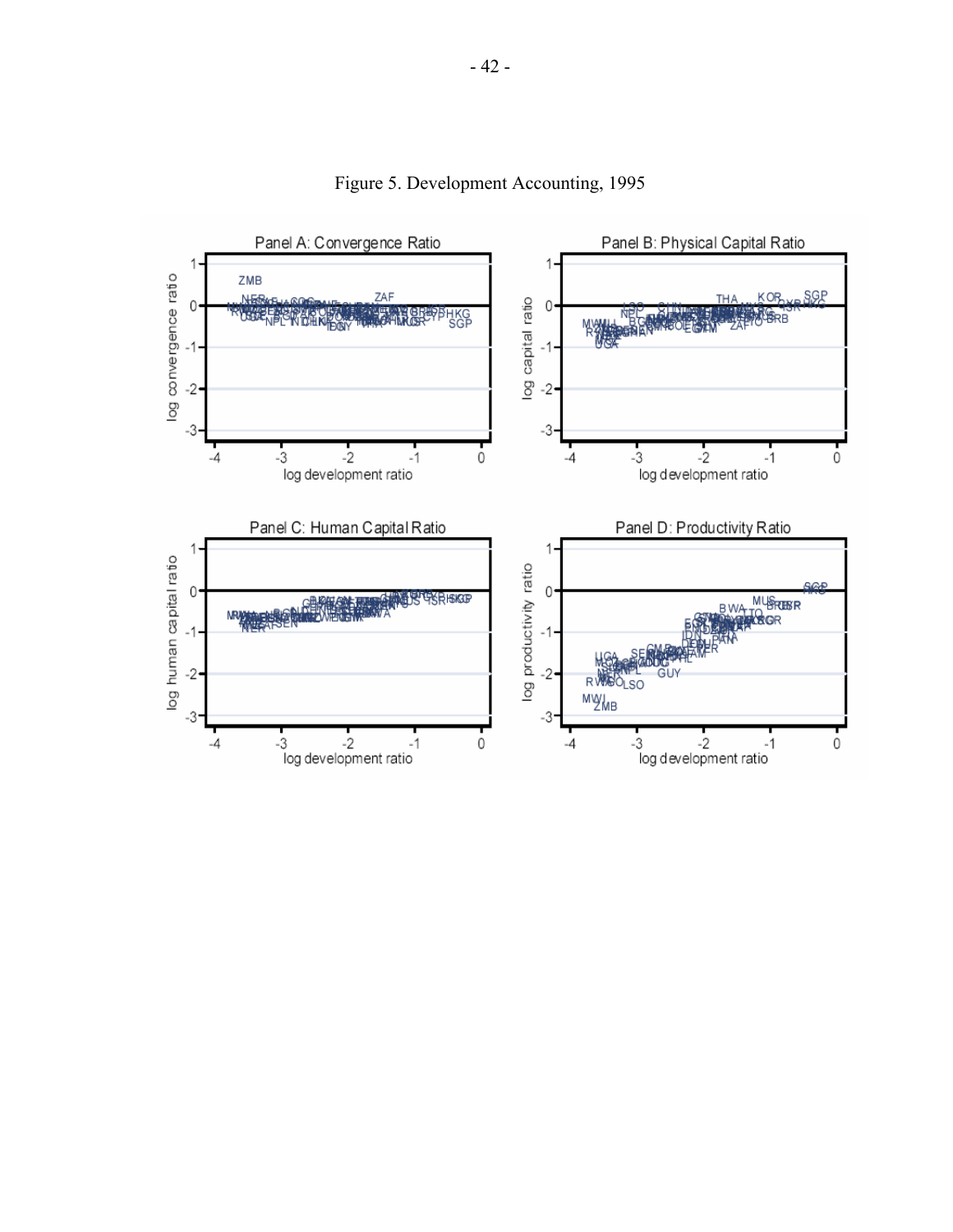Figure 5. Development Accounting, 1995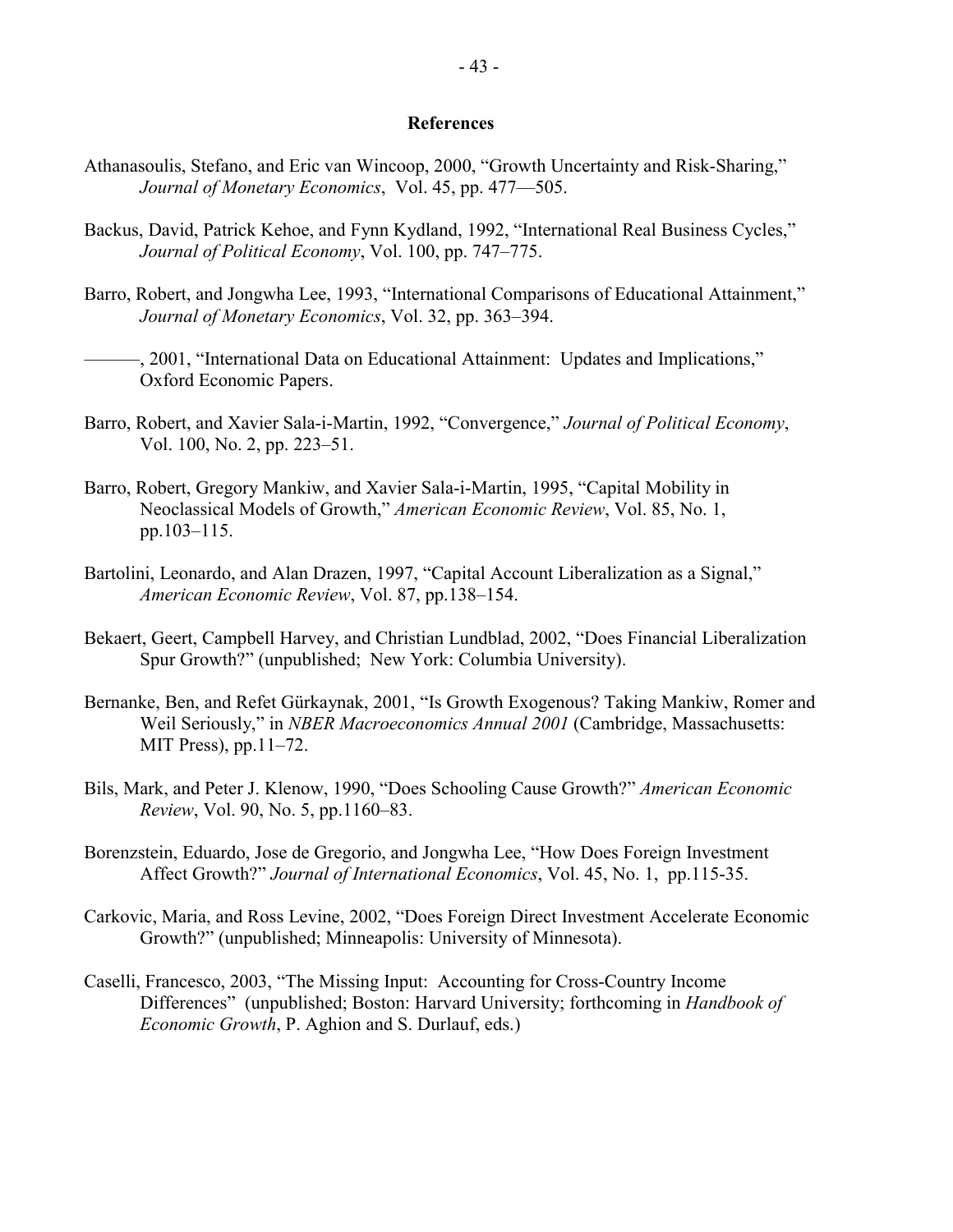# References

Athanasoulis, Stefano, and Eric van Wincoop, 2000, "Growth Uncertainty and Risk-Sharing," *Journal of Monetary Economics*, Vol. 45, pp. 477—505.

Backus, David, Patrick Kehoe, and Fynn Kydland, 1992, "International Real Business Cycles," *Journal of Political Economy*, Vol. 100, pp. 747–775.

Barro, Robert, and Jongwha Lee, 1993, "International Comparisons of Educational Attainment," *Journal of Monetary Economics*, Vol. 32, pp. 363–394.

———, 2001, "International Data on Educational Attainment: Updates and Implications," Oxford Economic Papers.

Barro, Robert, and Xavier Sala-i-Martin, 1992, "Convergence," *Journal of Political Economy*, Vol. 100, No. 2, pp. 223–51.

Barro, Robert, Gregory Mankiw, and Xavier Sala-i-Martin, 1995, "Capital Mobility in Neoclassical Models of Growth," *American Economic Review*, Vol. 85, No. 1, pp.103–115.

Bartolini, Leonardo, and Alan Drazen, 1997, "Capital Account Liberalization as a Signal," *American Economic Review*, Vol. 87, pp.138–154.

Bekaert, Geert, Campbell Harvey, and Christian Lundblad, 2002, "Does Financial Liberalization Spur Growth?" (unpublished; New York: Columbia University).

Bernanke, Ben, and Refet Gürkaynak, 2001, "Is Growth Exogenous? Taking Mankiw, Romer and Weil Seriously," in *NBER Macroeconomics Annual 2001* (Cambridge, Massachusetts: MIT Press), pp.11–72.

Bils, Mark, and Peter J. Klenow, 1990, "Does Schooling Cause Growth?" *American Economic Review*, Vol. 90, No. 5, pp.1160–83.

Borenzstein, Eduardo, Jose de Gregorio, and Jongwha Lee, "How Does Foreign Investment Affect Growth?" *Journal of International Economics*, Vol. 45, No. 1, pp.115-35.

Carkovic, Maria, and Ross Levine, 2002, "Does Foreign Direct Investment Accelerate Economic Growth?" (unpublished; Minneapolis: University of Minnesota).

Caselli, Francesco, 2003, "The Missing Input: Accounting for Cross-Country Income Differences" (unpublished; Boston: Harvard University; forthcoming in *Handbook of Economic Growth*, P. Aghion and S. Durlauf, eds.)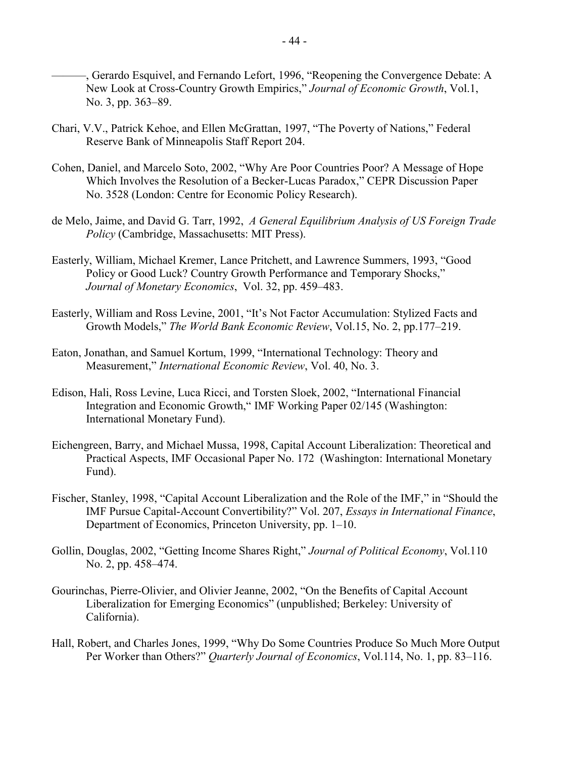———, Gerardo Esquivel, and Fernando Lefort, 1996, "Reopening the Convergence Debate: A New Look at Cross-Country Growth Empirics," *Journal of Economic Growth*, Vol.1, No. 3, pp. 363–89.

Chari, V.V., Patrick Kehoe, and Ellen McGrattan, 1997, "The Poverty of Nations," Federal Reserve Bank of Minneapolis Staff Report 204.

Cohen, Daniel, and Marcelo Soto, 2002, "Why Are Poor Countries Poor? A Message of Hope Which Involves the Resolution of a Becker-Lucas Paradox," CEPR Discussion Paper No. 3528 (London: Centre for Economic Policy Research).

de Melo, Jaime, and David G. Tarr, 1992, *A General Equilibrium Analysis of US Foreign Trade Policy* (Cambridge, Massachusetts: MIT Press).

Easterly, William, Michael Kremer, Lance Pritchett, and Lawrence Summers, 1993, "Good Policy or Good Luck? Country Growth Performance and Temporary Shocks," *Journal of Monetary Economics*, Vol. 32, pp. 459–483.

Easterly, William and Ross Levine, 2001, "It's Not Factor Accumulation: Stylized Facts and Growth Models," *The World Bank Economic Review*, Vol.15, No. 2, pp.177–219.

Eaton, Jonathan, and Samuel Kortum, 1999, "International Technology: Theory and Measurement," *International Economic Review*, Vol. 40, No. 3.

Edison, Hali, Ross Levine, Luca Ricci, and Torsten Sloek, 2002, "International Financial Integration and Economic Growth," IMF Working Paper 02/145 (Washington: International Monetary Fund).

Eichengreen, Barry, and Michael Mussa, 1998, Capital Account Liberalization: Theoretical and Practical Aspects, IMF Occasional Paper No. 172 (Washington: International Monetary Fund).

Fischer, Stanley, 1998, "Capital Account Liberalization and the Role of the IMF," in "Should the IMF Pursue Capital-Account Convertibility?" Vol. 207, *Essays in International Finance*, Department of Economics, Princeton University, pp. 1–10.

Gollin, Douglas, 2002, "Getting Income Shares Right," *Journal of Political Economy*, Vol.110 No. 2, pp. 458–474.

Gourinchas, Pierre-Olivier, and Olivier Jeanne, 2002, "On the Benefits of Capital Account Liberalization for Emerging Economics" (unpublished; Berkeley: University of California).

Hall, Robert, and Charles Jones, 1999, "Why Do Some Countries Produce So Much More Output Per Worker than Others?" *Quarterly Journal of Economics*, Vol.114, No. 1, pp. 83–116.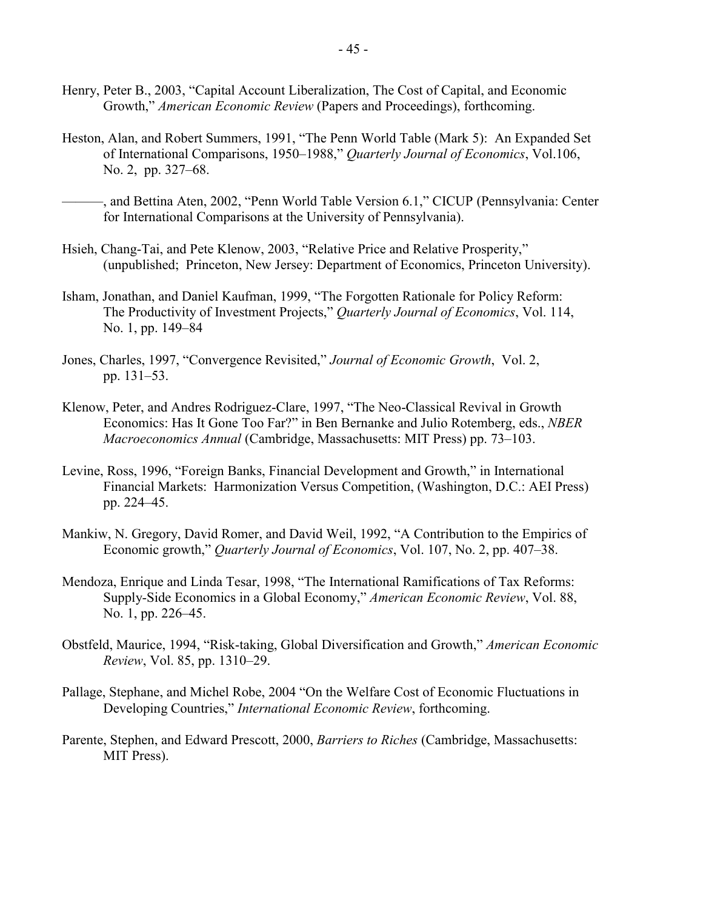Henry, Peter B., 2003, "Capital Account Liberalization, The Cost of Capital, and Economic Growth," *American Economic Review* (Papers and Proceedings), forthcoming.

Heston, Alan, and Robert Summers, 1991, "The Penn World Table (Mark 5): An Expanded Set of International Comparisons, 1950–1988," *Quarterly Journal of Economics*, Vol.106, No. 2, pp. 327–68.

———, and Bettina Aten, 2002, "Penn World Table Version 6.1," CICUP (Pennsylvania: Center for International Comparisons at the University of Pennsylvania).

Hsieh, Chang-Tai, and Pete Klenow, 2003, "Relative Price and Relative Prosperity," (unpublished; Princeton, New Jersey: Department of Economics, Princeton University).

Isham, Jonathan, and Daniel Kaufman, 1999, "The Forgotten Rationale for Policy Reform: The Productivity of Investment Projects," *Quarterly Journal of Economics*, Vol. 114, No. 1, pp. 149–84

Jones, Charles, 1997, "Convergence Revisited," *Journal of Economic Growth*, Vol. 2, pp. 131–53.

Klenow, Peter, and Andres Rodriguez-Clare, 1997, "The Neo-Classical Revival in Growth Economics: Has It Gone Too Far?" in Ben Bernanke and Julio Rotemberg, eds., *NBER Macroeconomics Annual* (Cambridge, Massachusetts: MIT Press) pp. 73–103.

Levine, Ross, 1996, "Foreign Banks, Financial Development and Growth," in International Financial Markets: Harmonization Versus Competition, (Washington, D.C.: AEI Press) pp. 224–45.

Mankiw, N. Gregory, David Romer, and David Weil, 1992, "A Contribution to the Empirics of Economic growth," *Quarterly Journal of Economics*, Vol. 107, No. 2, pp. 407–38.

Mendoza, Enrique and Linda Tesar, 1998, "The International Ramifications of Tax Reforms: Supply-Side Economics in a Global Economy," *American Economic Review*, Vol. 88, No. 1, pp. 226–45.

Obstfeld, Maurice, 1994, "Risk-taking, Global Diversification and Growth," *American Economic Review*, Vol. 85, pp. 1310–29.

Pallage, Stephane, and Michel Robe, 2004 "On the Welfare Cost of Economic Fluctuations in Developing Countries," *International Economic Review*, forthcoming.

Parente, Stephen, and Edward Prescott, 2000, *Barriers to Riches* (Cambridge, Massachusetts: MIT Press).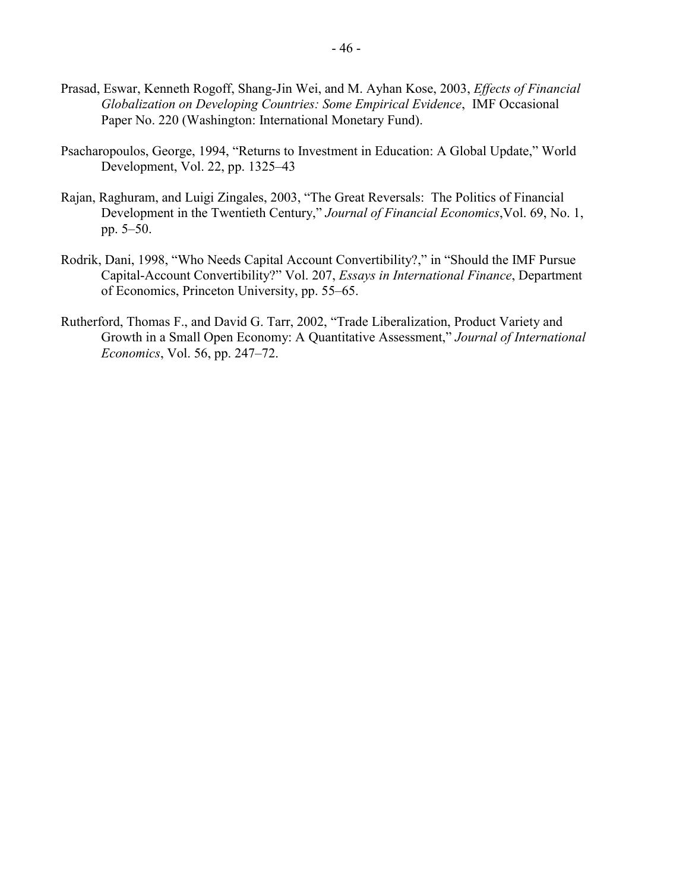Prasad, Eswar, Kenneth Rogoff, Shang-Jin Wei, and M. Ayhan Kose, 2003, *Effects of Financial Globalization on Developing Countries: Some Empirical Evidence*, IMF Occasional Paper No. 220 (Washington: International Monetary Fund).

Psacharopoulos, George, 1994, "Returns to Investment in Education: A Global Update," World Development, Vol. 22, pp. 1325–43

Rajan, Raghuram, and Luigi Zingales, 2003, "The Great Reversals: The Politics of Financial Development in the Twentieth Century," *Journal of Financial Economics*,Vol. 69, No. 1, pp. 5–50.

Rodrik, Dani, 1998, "Who Needs Capital Account Convertibility?," in "Should the IMF Pursue Capital-Account Convertibility?" Vol. 207, *Essays in International Finance*, Department of Economics, Princeton University, pp. 55–65.

Rutherford, Thomas F., and David G. Tarr, 2002, "Trade Liberalization, Product Variety and Growth in a Small Open Economy: A Quantitative Assessment," *Journal of International Economics*, Vol. 56, pp. 247–72.